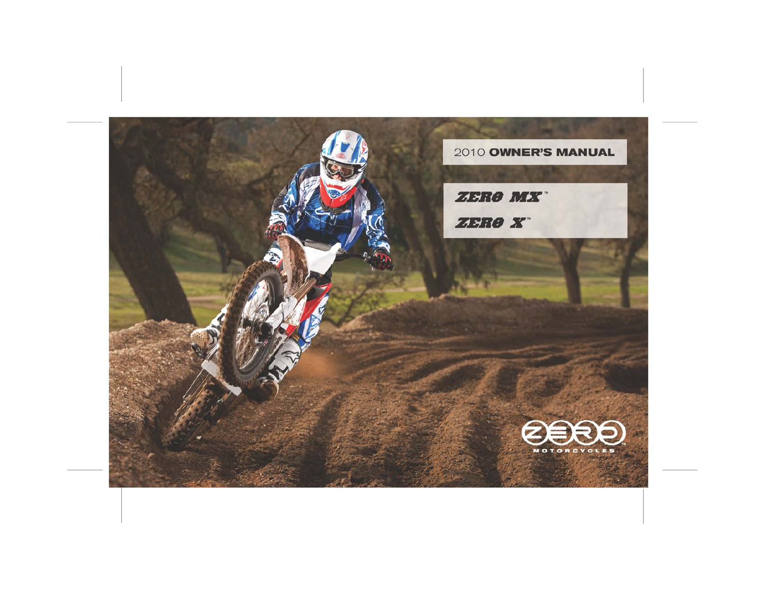# 2010 OWNER'S MANUAL

## ZERO MX™

## ZERO X™

ZERO MOTORCYCLES™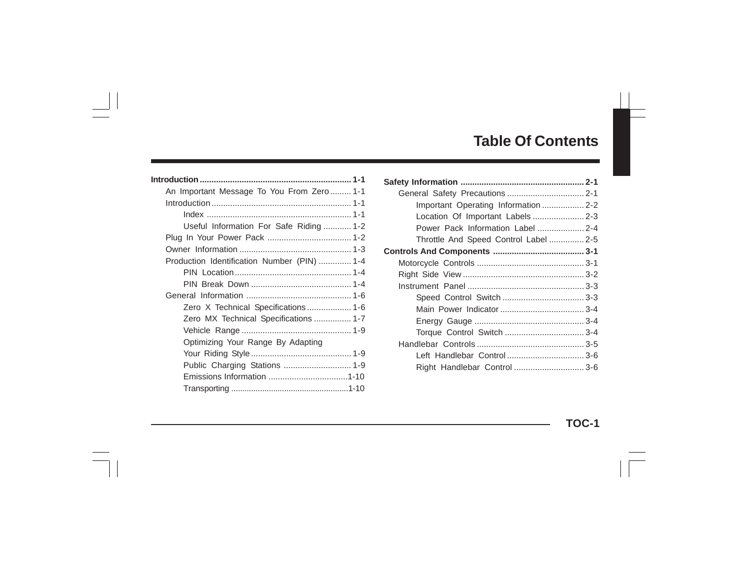# Table Of Contents

**Introduction ................................................................ 1-1**

- An Important Message To You From Zero ......... 1-1
- Introduction ............................................................ 1-1
  - Index .............................................................. 1-1
  - Useful Information For Safe Riding ............ 1-2
- Plug In Your Power Pack .................................... 1-2
- Owner Information ................................................ 1-3
- Production Identification Number (PIN) .............. 1-4
  - PIN Location .................................................. 1-4
  - PIN Break Down ........................................... 1-4
- General Information ............................................. 1-6
  - Zero X Technical Specifications ................... 1-6
  - Zero MX Technical Specifications ................ 1-7
  - Vehicle Range ............................................... 1-9
  - Optimizing Your Range By Adapting Your Riding Style ........................................... 1-9
  - Public Charging Stations ............................. 1-9
  - Emissions Information ..................................1-10
  - Transporting ...................................................1-10

**Safety Information .................................................... 2-1**

- General Safety Precautions ................................. 2-1
  - Important Operating Information .................. 2-2
  - Location Of Important Labels ...................... 2-3
  - Power Pack Information Label .................... 2-4
  - Throttle And Speed Control Label ............... 2-5

**Controls And Components ....................................... 3-1**

- Motorcycle Controls .............................................. 3-1
- Right Side View .................................................... 3-2
- Instrument Panel .................................................. 3-3
  - Speed Control Switch ................................... 3-3
  - Main Power Indicator .................................... 3-4
  - Energy Gauge ............................................... 3-4
  - Torque Control Switch .................................. 3-4
- Handlebar Controls .............................................. 3-5
  - Left Handlebar Control ................................. 3-6
  - Right Handlebar Control .............................. 3-6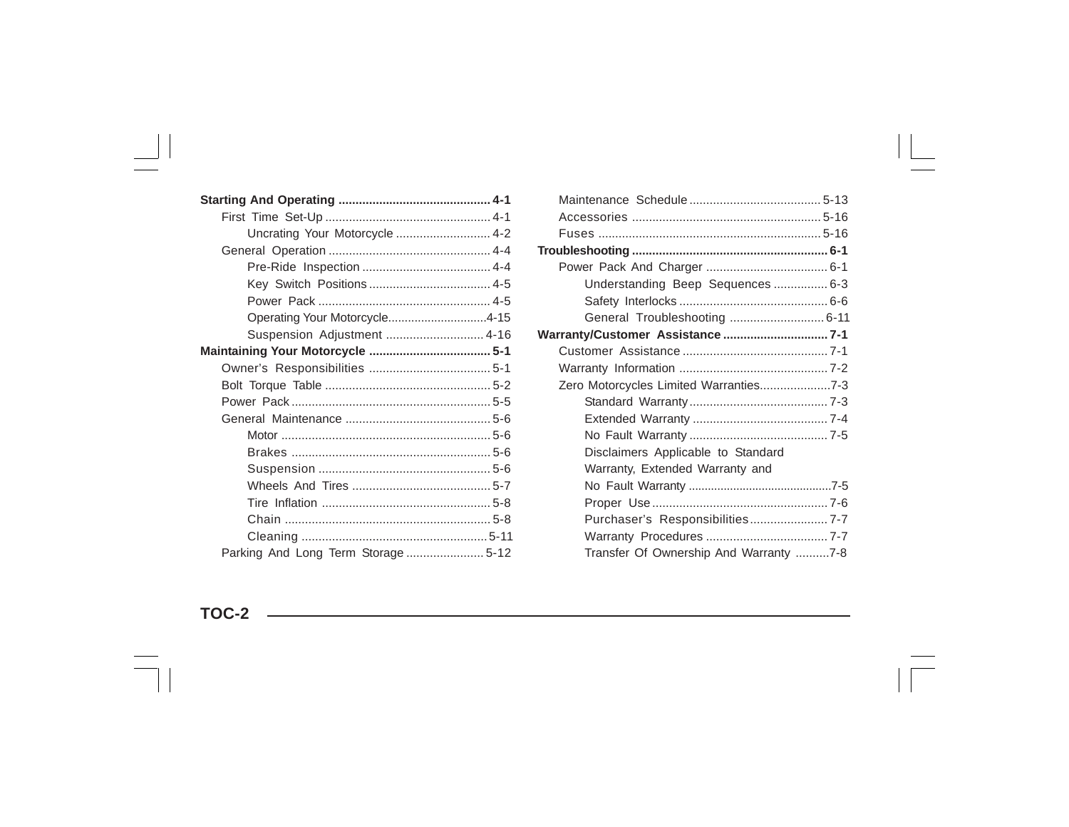**Starting And Operating** ............................................. **4-1**

- First Time Set-Up ................................................ 4-1
  - Uncrating Your Motorcycle ............................ 4-2
- General Operation ................................................ 4-4
  - Pre-Ride Inspection ...................................... 4-4
  - Key Switch Positions .................................... 4-5
  - Power Pack ................................................... 4-5
  - Operating Your Motorcycle.............................4-15
  - Suspension Adjustment ............................. 4-16

**Maintaining Your Motorcycle** .................................... **5-1**

- Owner's Responsibilities .................................... 5-1
- Bolt Torque Table ................................................ 5-2
- Power Pack ........................................................... 5-5
- General Maintenance ........................................... 5-6
  - Motor .............................................................. 5-6
  - Brakes ........................................................... 5-6
  - Suspension ................................................... 5-6
  - Wheels And Tires .......................................... 5-7
  - Tire Inflation .................................................. 5-8
  - Chain ............................................................. 5-8
  - Cleaning ....................................................... 5-11
- Parking And Long Term Storage ....................... 5-12
- Maintenance Schedule ....................................... 5-13
- Accessories ........................................................ 5-16
- Fuses .................................................................. 5-16

**Troubleshooting** ......................................................... **6-1**

- Power Pack And Charger .................................... 6-1
  - Understanding Beep Sequences ................ 6-3
  - Safety Interlocks ............................................ 6-6
  - General Troubleshooting ............................ 6-11

**Warranty/Customer Assistance** .............................. **7-1**

- Customer Assistance ........................................... 7-1
- Warranty Information ............................................ 7-2
- Zero Motorcycles Limited Warranties.....................7-3
  - Standard Warranty ......................................... 7-3
  - Extended Warranty ........................................ 7-4
  - No Fault Warranty ......................................... 7-5
  - Disclaimers Applicable to Standard Warranty, Extended Warranty and No Fault Warranty ...........................................7-5
  - Proper Use .................................................... 7-6
  - Purchaser's Responsibilities....................... 7-7
  - Warranty Procedures .................................... 7-7
  - Transfer Of Ownership And Warranty ..........7-8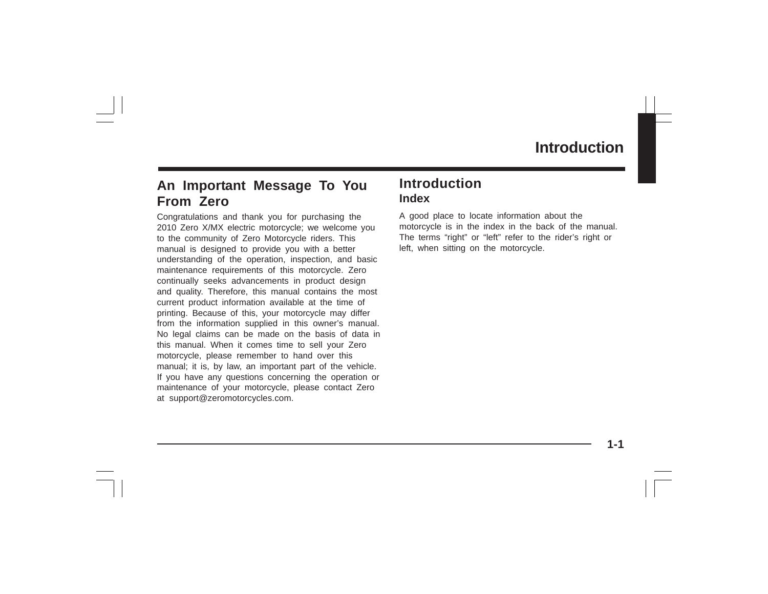# Introduction

## An Important Message To You From Zero

Congratulations and thank you for purchasing the 2010 Zero X/MX electric motorcycle; we welcome you to the community of Zero Motorcycle riders. This manual is designed to provide you with a better understanding of the operation, inspection, and basic maintenance requirements of this motorcycle. Zero continually seeks advancements in product design and quality. Therefore, this manual contains the most current product information available at the time of printing. Because of this, your motorcycle may differ from the information supplied in this owner's manual. No legal claims can be made on the basis of data in this manual. When it comes time to sell your Zero motorcycle, please remember to hand over this manual; it is, by law, an important part of the vehicle. If you have any questions concerning the operation or maintenance of your motorcycle, please contact Zero at support@zeromotorcycles.com.

## Introduction

### Index

A good place to locate information about the motorcycle is in the index in the back of the manual. The terms "right" or "left" refer to the rider's right or left, when sitting on the motorcycle.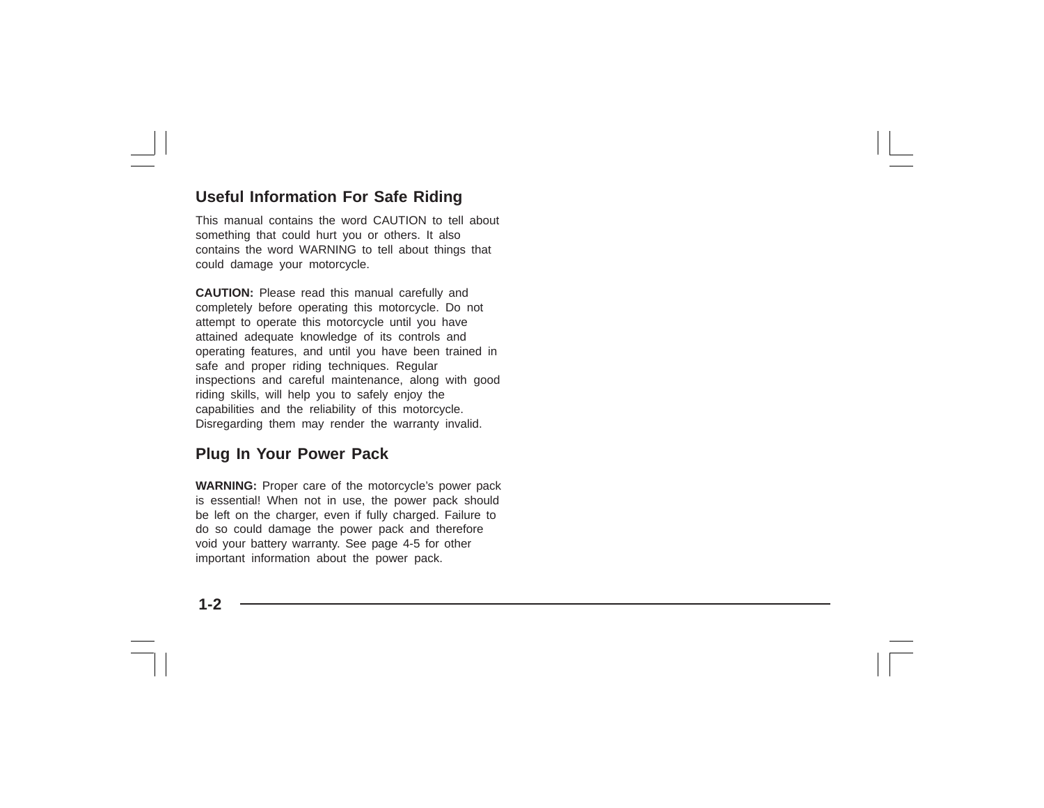## Useful Information For Safe Riding

This manual contains the word CAUTION to tell about something that could hurt you or others. It also contains the word WARNING to tell about things that could damage your motorcycle.

**CAUTION:** Please read this manual carefully and completely before operating this motorcycle. Do not attempt to operate this motorcycle until you have attained adequate knowledge of its controls and operating features, and until you have been trained in safe and proper riding techniques. Regular inspections and careful maintenance, along with good riding skills, will help you to safely enjoy the capabilities and the reliability of this motorcycle. Disregarding them may render the warranty invalid.

## Plug In Your Power Pack

**WARNING:** Proper care of the motorcycle's power pack is essential! When not in use, the power pack should be left on the charger, even if fully charged. Failure to do so could damage the power pack and therefore void your battery warranty. See page 4-5 for other important information about the power pack.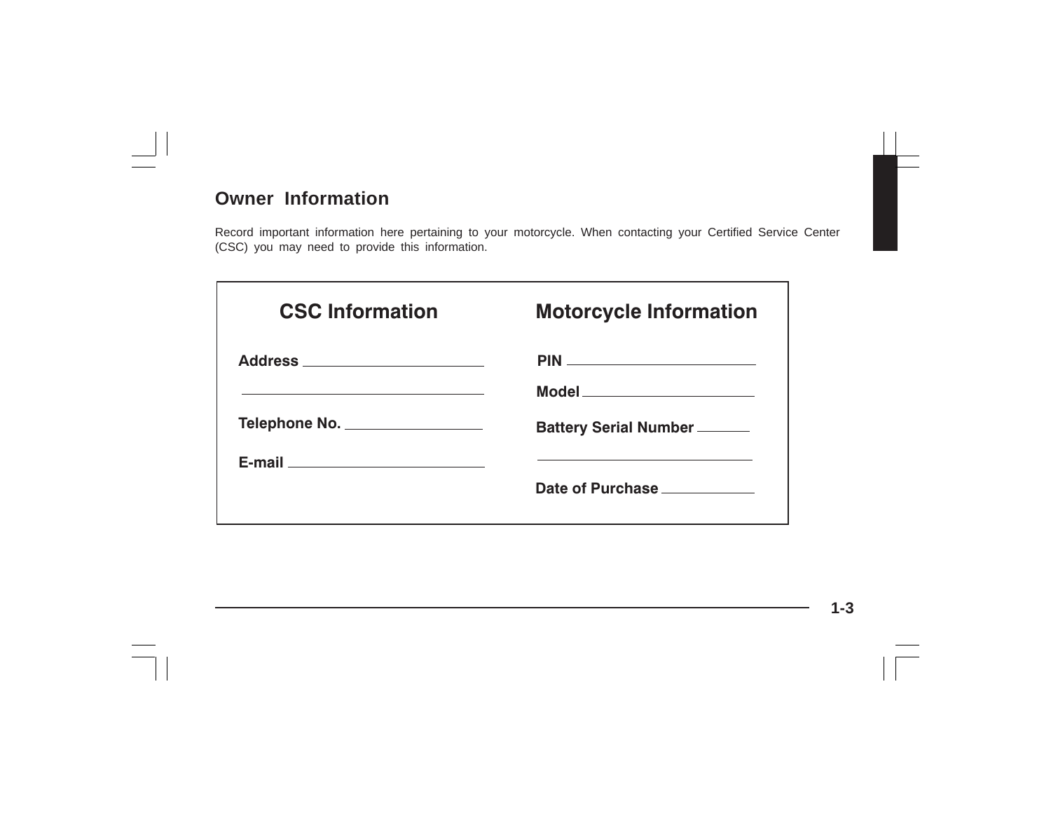## Owner Information

Record important information here pertaining to your motorcycle. When contacting your Certified Service Center (CSC) you may need to provide this information.

| CSC Information | Motorcycle Information |
| --- | --- |
| Address ____________________ | PIN ____________________ |
| ____________________ | Model ____________________ |
| Telephone No. ____________________ | Battery Serial Number ________ |
| E-mail ____________________ | ____________________ |
| | Date of Purchase ____________ |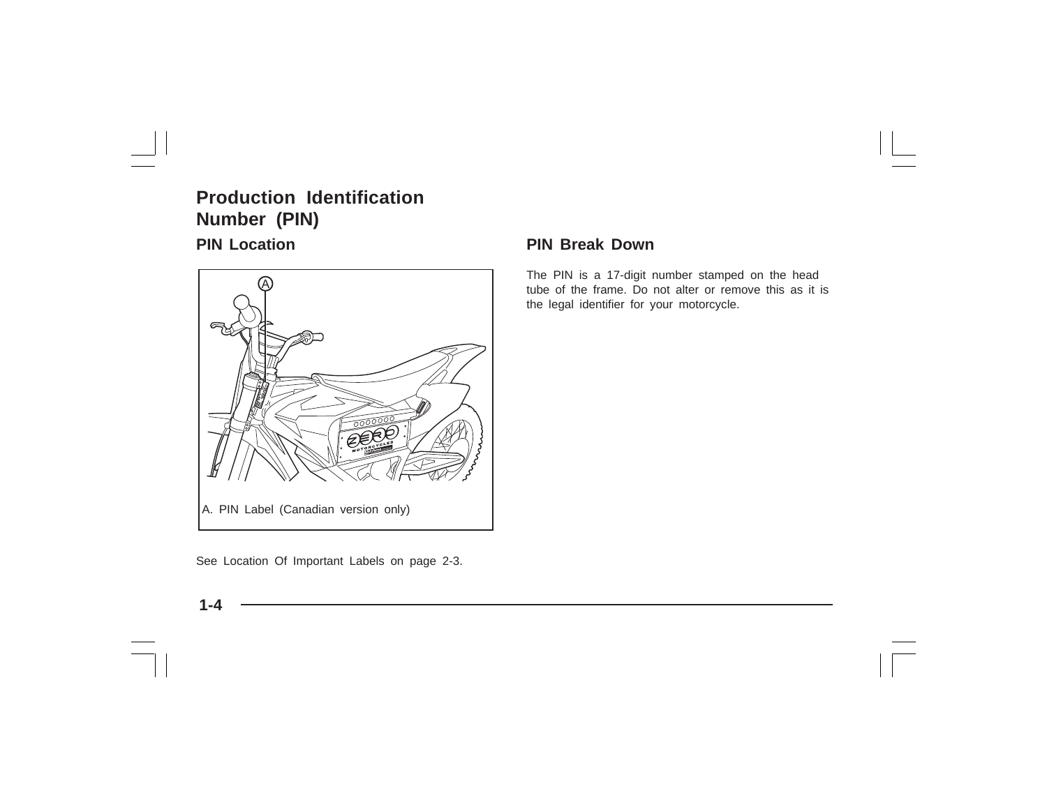## Production Identification Number (PIN)

### PIN Location

A. PIN Label (Canadian version only)

See Location Of Important Labels on page 2-3.

### PIN Break Down

The PIN is a 17-digit number stamped on the head tube of the frame. Do not alter or remove this as it is the legal identifier for your motorcycle.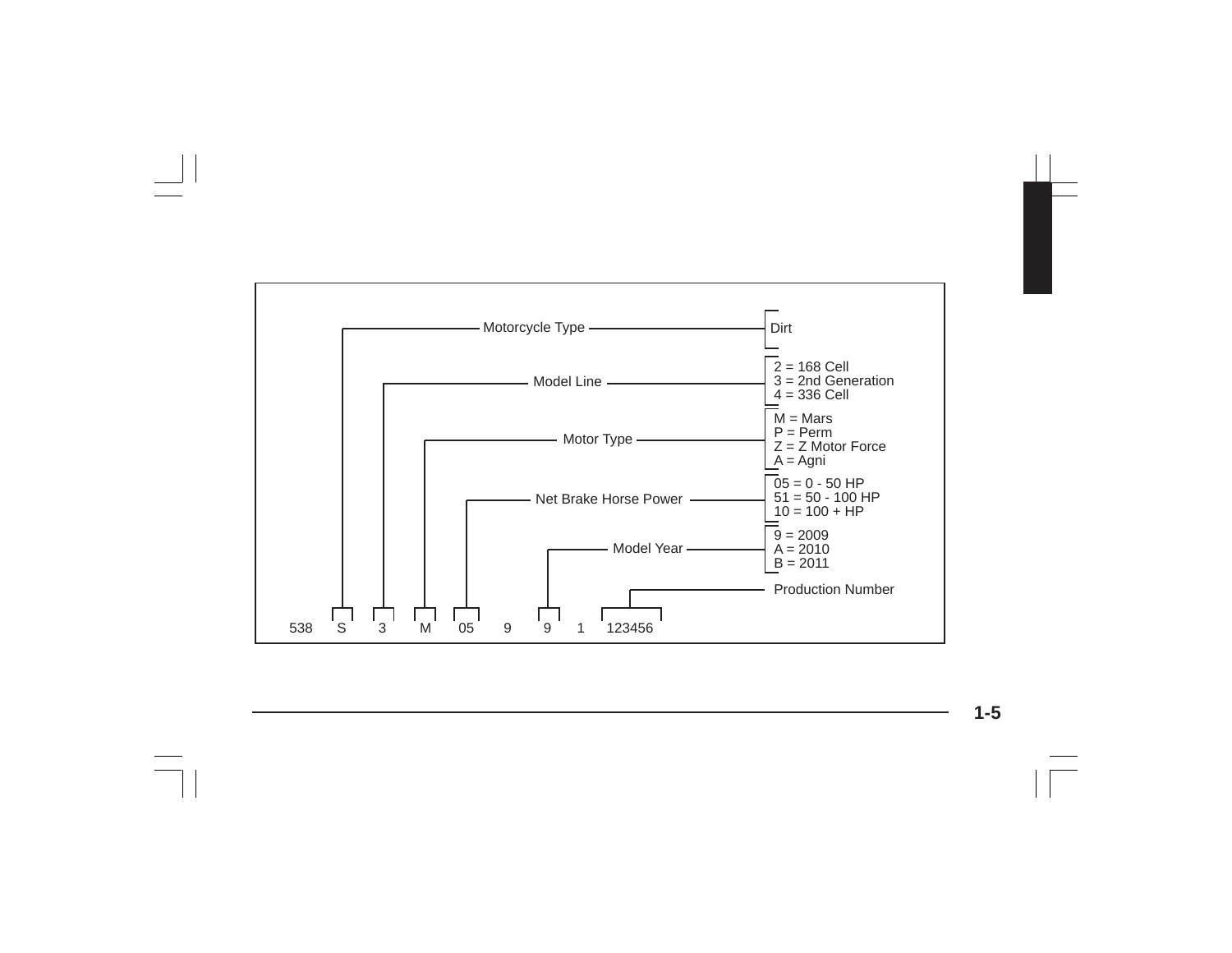| Code | Field | Values |
| --- | --- | --- |
| S | Motorcycle Type | Dirt |
| 3 | Model Line | 2 = 168 Cell<br>3 = 2nd Generation<br>4 = 336 Cell |
| M | Motor Type | M = Mars<br>P = Perm<br>Z = Z Motor Force<br>A = Agni |
| 05 | Net Brake Horse Power | 05 = 0 - 50 HP<br>51 = 50 - 100 HP<br>10 = 100 + HP |
| 9 | Model Year | 9 = 2009<br>A = 2010<br>B = 2011 |
| 123456 | Production Number | |

538 S 3 M 05 9 9 1 123456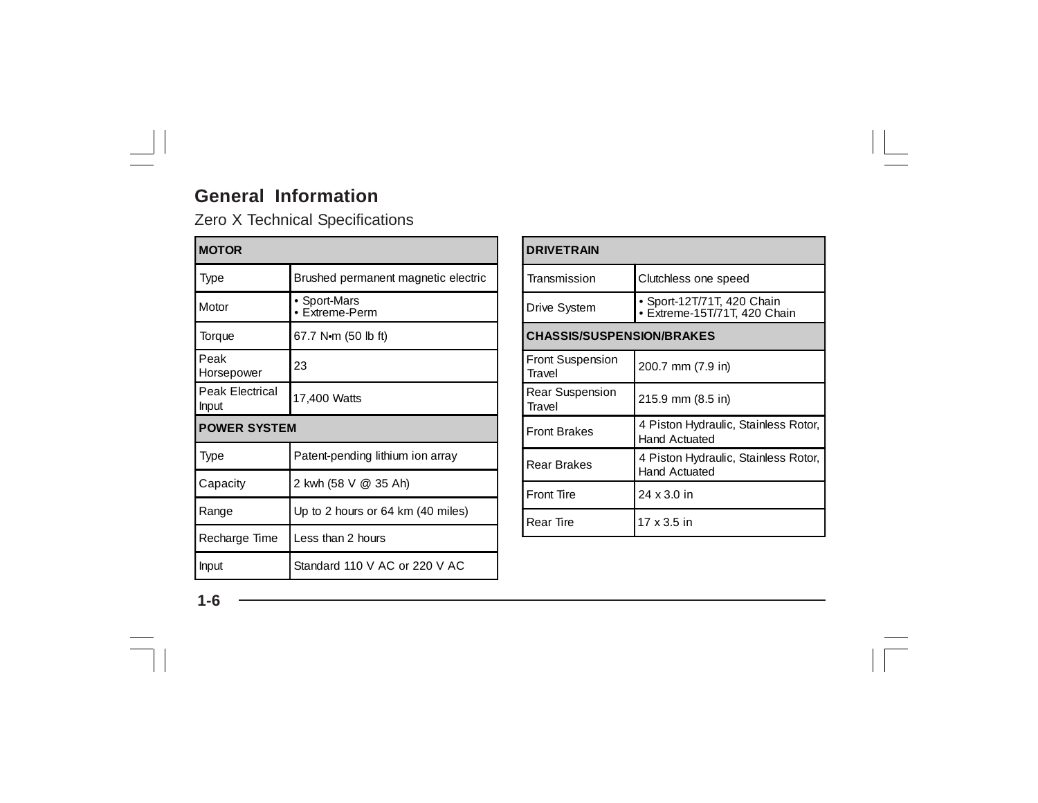## General Information

Zero X Technical Specifications

| MOTOR | |
|---|---|
| Type | Brushed permanent magnetic electric |
| Motor | • Sport-Mars<br>• Extreme-Perm |
| Torque | 67.7 N•m (50 lb ft) |
| Peak Horsepower | 23 |
| Peak Electrical Input | 17,400 Watts |
| **POWER SYSTEM** | |
| Type | Patent-pending lithium ion array |
| Capacity | 2 kwh (58 V @ 35 Ah) |
| Range | Up to 2 hours or 64 km (40 miles) |
| Recharge Time | Less than 2 hours |
| Input | Standard 110 V AC or 220 V AC |

| DRIVETRAIN | |
|---|---|
| Transmission | Clutchless one speed |
| Drive System | • Sport-12T/71T, 420 Chain<br>• Extreme-15T/71T, 420 Chain |
| **CHASSIS/SUSPENSION/BRAKES** | |
| Front Suspension Travel | 200.7 mm (7.9 in) |
| Rear Suspension Travel | 215.9 mm (8.5 in) |
| Front Brakes | 4 Piston Hydraulic, Stainless Rotor, Hand Actuated |
| Rear Brakes | 4 Piston Hydraulic, Stainless Rotor, Hand Actuated |
| Front Tire | 24 x 3.0 in |
| Rear Tire | 17 x 3.5 in |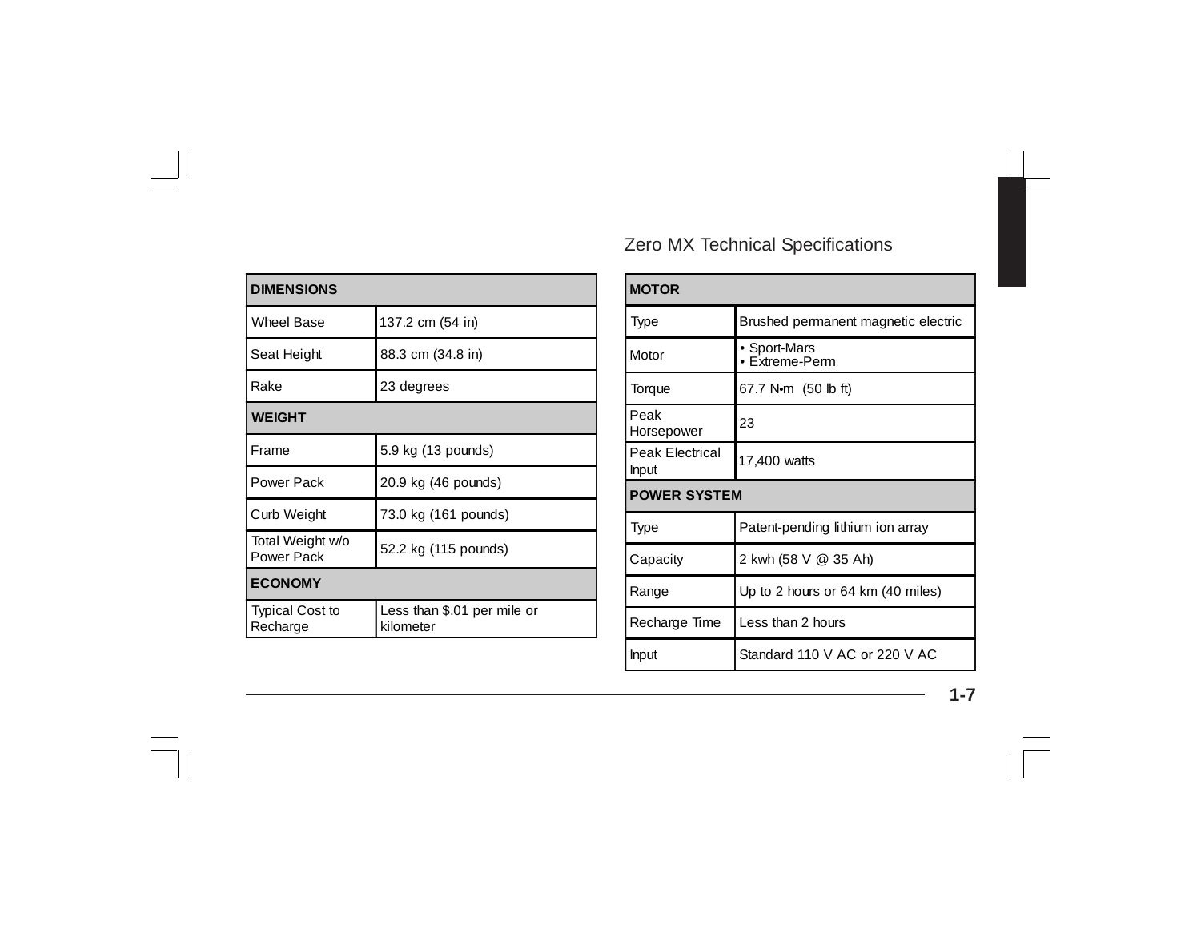## Zero MX Technical Specifications

| DIMENSIONS | |
|---|---|
| Wheel Base | 137.2 cm (54 in) |
| Seat Height | 88.3 cm (34.8 in) |
| Rake | 23 degrees |
| **WEIGHT** | |
| Frame | 5.9 kg (13 pounds) |
| Power Pack | 20.9 kg (46 pounds) |
| Curb Weight | 73.0 kg (161 pounds) |
| Total Weight w/o Power Pack | 52.2 kg (115 pounds) |
| **ECONOMY** | |
| Typical Cost to Recharge | Less than $.01 per mile or kilometer |

| MOTOR | |
|---|---|
| Type | Brushed permanent magnetic electric |
| Motor | • Sport-Mars<br>• Extreme-Perm |
| Torque | 67.7 N•m (50 lb ft) |
| Peak Horsepower | 23 |
| Peak Electrical Input | 17,400 watts |
| **POWER SYSTEM** | |
| Type | Patent-pending lithium ion array |
| Capacity | 2 kwh (58 V @ 35 Ah) |
| Range | Up to 2 hours or 64 km (40 miles) |
| Recharge Time | Less than 2 hours |
| Input | Standard 110 V AC or 220 V AC |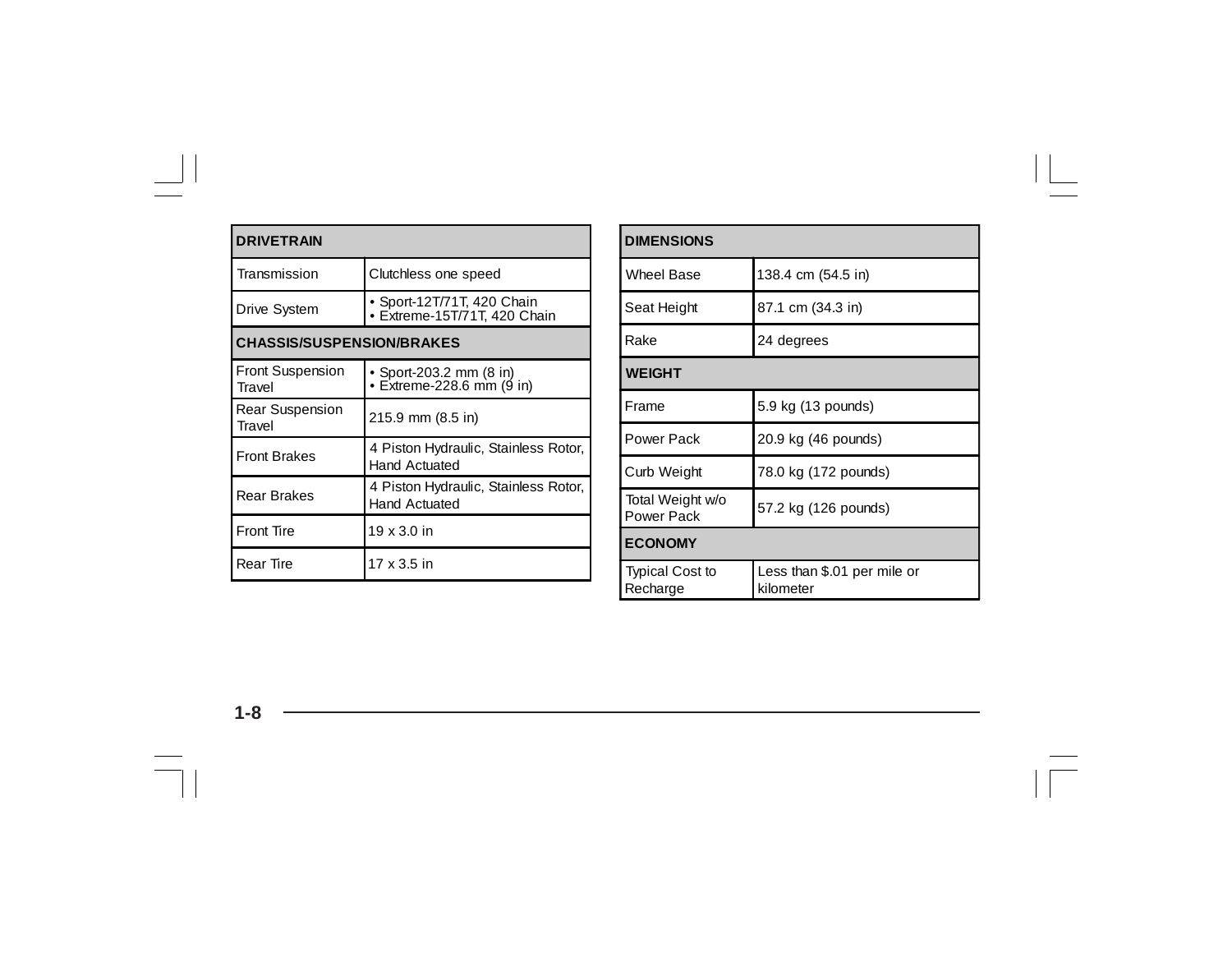| DRIVETRAIN | |
|---|---|
| Transmission | Clutchless one speed |
| Drive System | • Sport-12T/71T, 420 Chain<br>• Extreme-15T/71T, 420 Chain |
| **CHASSIS/SUSPENSION/BRAKES** | |
| Front Suspension Travel | • Sport-203.2 mm (8 in)<br>• Extreme-228.6 mm (9 in) |
| Rear Suspension Travel | 215.9 mm (8.5 in) |
| Front Brakes | 4 Piston Hydraulic, Stainless Rotor, Hand Actuated |
| Rear Brakes | 4 Piston Hydraulic, Stainless Rotor, Hand Actuated |
| Front Tire | 19 x 3.0 in |
| Rear Tire | 17 x 3.5 in |

| DIMENSIONS | |
|---|---|
| Wheel Base | 138.4 cm (54.5 in) |
| Seat Height | 87.1 cm (34.3 in) |
| Rake | 24 degrees |
| **WEIGHT** | |
| Frame | 5.9 kg (13 pounds) |
| Power Pack | 20.9 kg (46 pounds) |
| Curb Weight | 78.0 kg (172 pounds) |
| Total Weight w/o Power Pack | 57.2 kg (126 pounds) |
| **ECONOMY** | |
| Typical Cost to Recharge | Less than $.01 per mile or kilometer |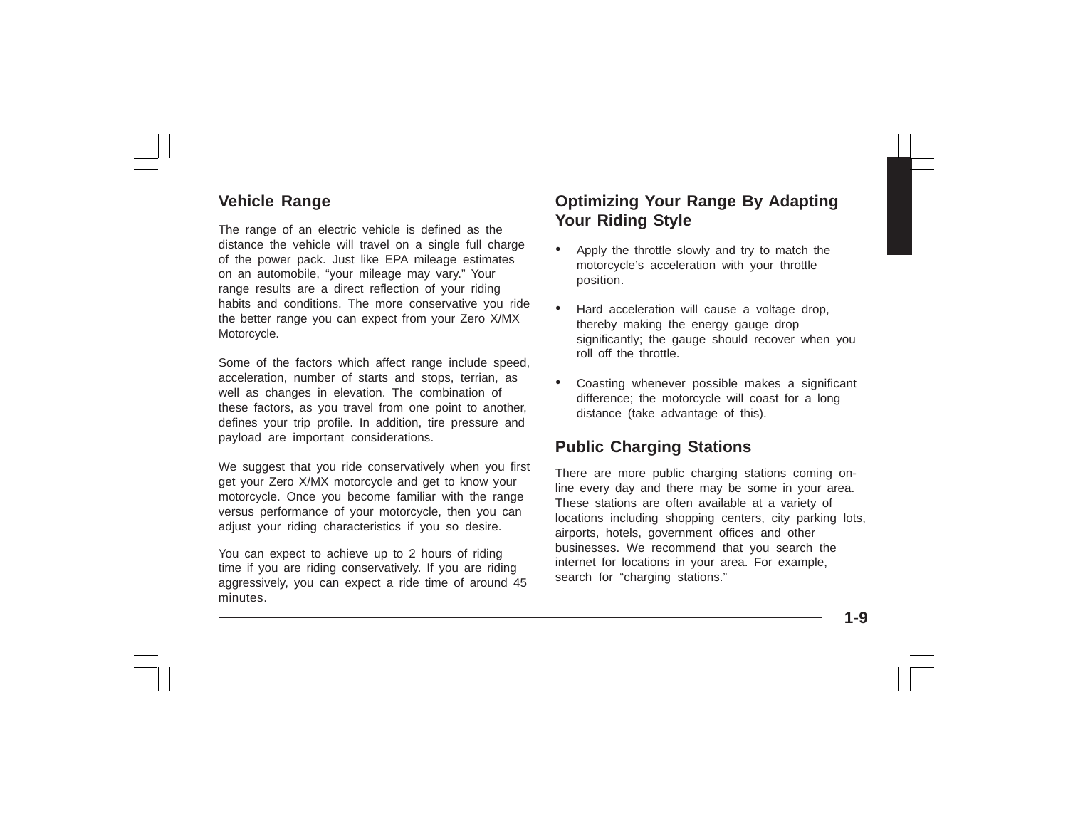## Vehicle Range

The range of an electric vehicle is defined as the distance the vehicle will travel on a single full charge of the power pack. Just like EPA mileage estimates on an automobile, "your mileage may vary." Your range results are a direct reflection of your riding habits and conditions. The more conservative you ride the better range you can expect from your Zero X/MX Motorcycle.

Some of the factors which affect range include speed, acceleration, number of starts and stops, terrian, as well as changes in elevation. The combination of these factors, as you travel from one point to another, defines your trip profile. In addition, tire pressure and payload are important considerations.

We suggest that you ride conservatively when you first get your Zero X/MX motorcycle and get to know your motorcycle. Once you become familiar with the range versus performance of your motorcycle, then you can adjust your riding characteristics if you so desire.

You can expect to achieve up to 2 hours of riding time if you are riding conservatively. If you are riding aggressively, you can expect a ride time of around 45 minutes.

## Optimizing Your Range By Adapting Your Riding Style

- Apply the throttle slowly and try to match the motorcycle's acceleration with your throttle position.
- Hard acceleration will cause a voltage drop, thereby making the energy gauge drop significantly; the gauge should recover when you roll off the throttle.
- Coasting whenever possible makes a significant difference; the motorcycle will coast for a long distance (take advantage of this).

## Public Charging Stations

There are more public charging stations coming on-line every day and there may be some in your area. These stations are often available at a variety of locations including shopping centers, city parking lots, airports, hotels, government offices and other businesses. We recommend that you search the internet for locations in your area. For example, search for "charging stations."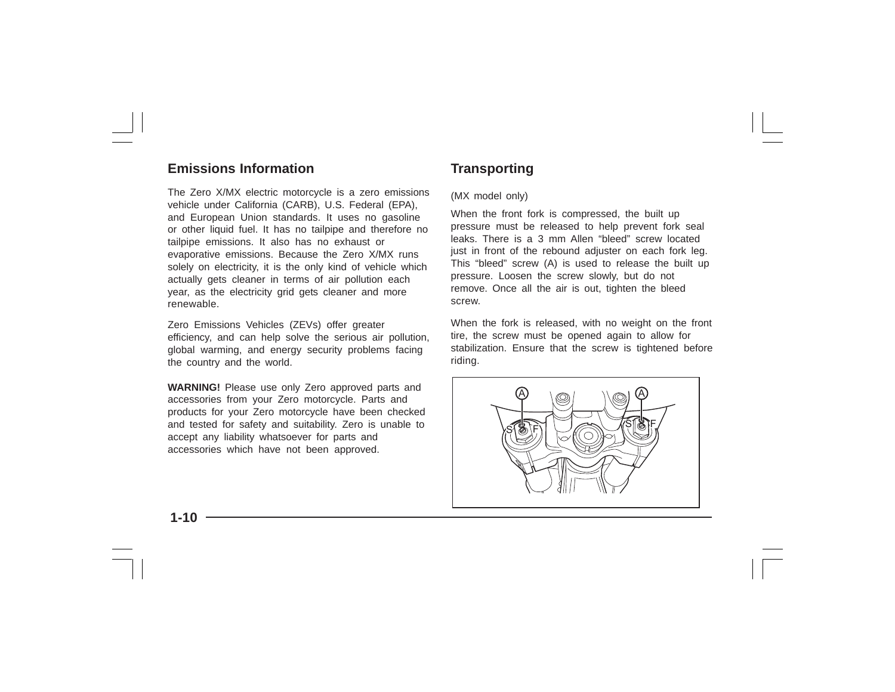## Emissions Information

The Zero X/MX electric motorcycle is a zero emissions vehicle under California (CARB), U.S. Federal (EPA), and European Union standards. It uses no gasoline or other liquid fuel. It has no tailpipe and therefore no tailpipe emissions. It also has no exhaust or evaporative emissions. Because the Zero X/MX runs solely on electricity, it is the only kind of vehicle which actually gets cleaner in terms of air pollution each year, as the electricity grid gets cleaner and more renewable.

Zero Emissions Vehicles (ZEVs) offer greater efficiency, and can help solve the serious air pollution, global warming, and energy security problems facing the country and the world.

**WARNING!** Please use only Zero approved parts and accessories from your Zero motorcycle. Parts and products for your Zero motorcycle have been checked and tested for safety and suitability. Zero is unable to accept any liability whatsoever for parts and accessories which have not been approved.

## Transporting

(MX model only)

When the front fork is compressed, the built up pressure must be released to help prevent fork seal leaks. There is a 3 mm Allen "bleed" screw located just in front of the rebound adjuster on each fork leg. This "bleed" screw (A) is used to release the built up pressure. Loosen the screw slowly, but do not remove. Once all the air is out, tighten the bleed screw.

When the fork is released, with no weight on the front tire, the screw must be opened again to allow for stabilization. Ensure that the screw is tightened before riding.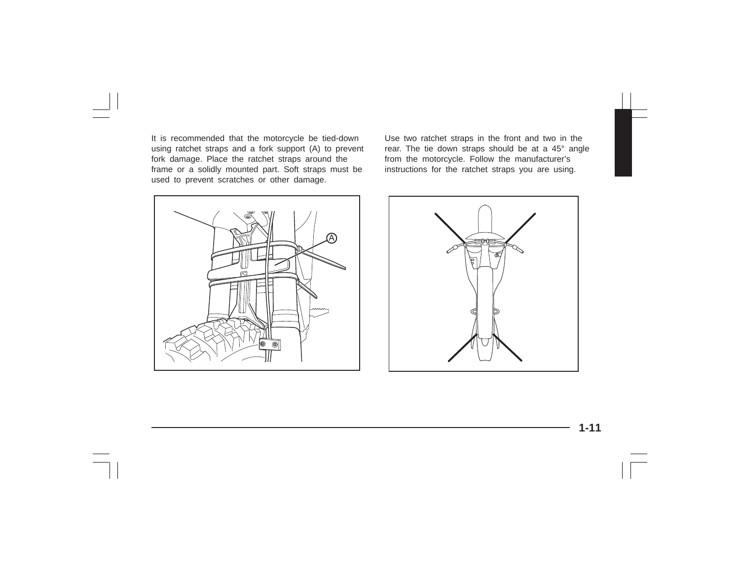It is recommended that the motorcycle be tied-down using ratchet straps and a fork support (A) to prevent fork damage. Place the ratchet straps around the frame or a solidly mounted part. Soft straps must be used to prevent scratches or other damage.

Use two ratchet straps in the front and two in the rear. The tie down straps should be at a 45° angle from the motorcycle. Follow the manufacturer's instructions for the ratchet straps you are using.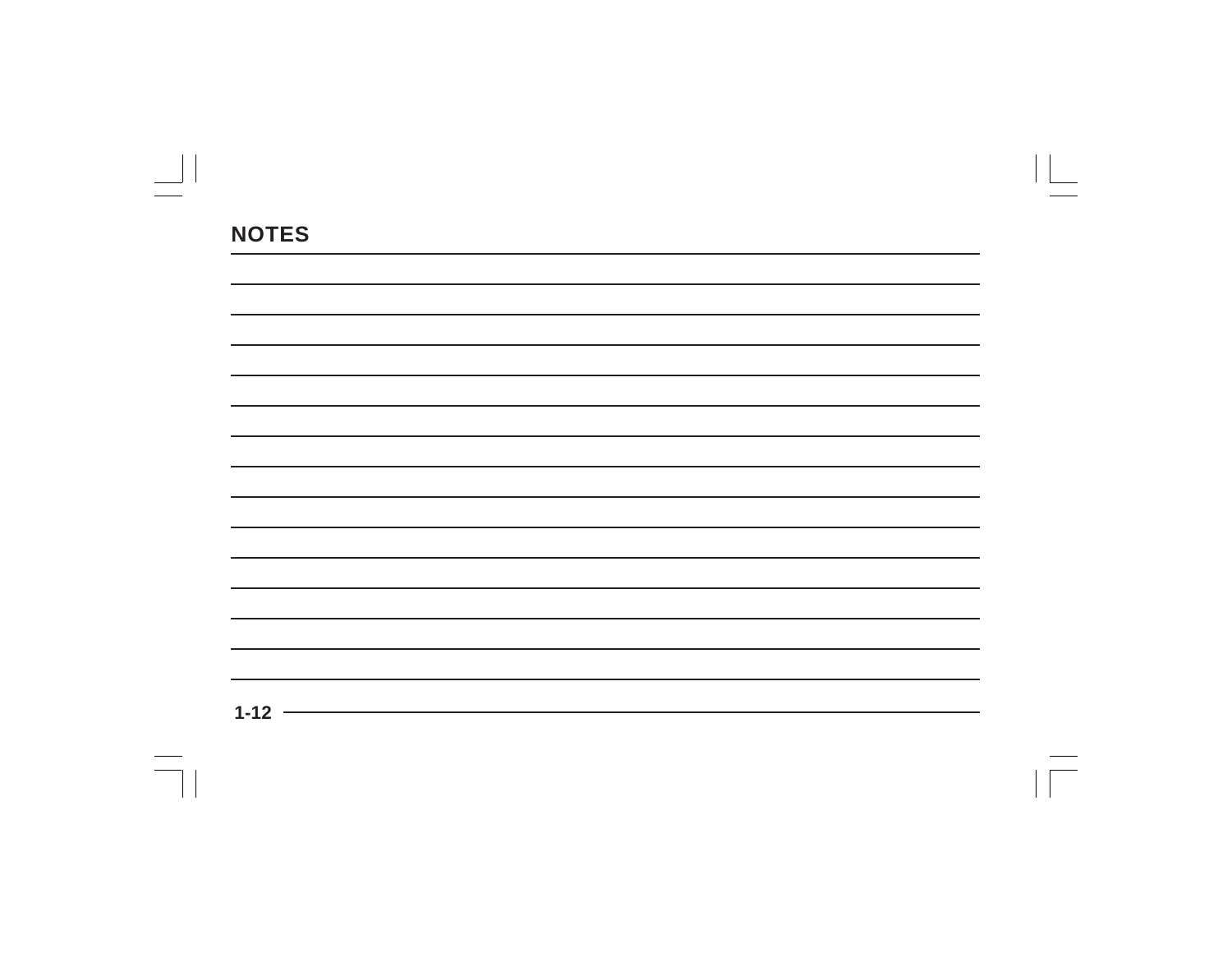## NOTES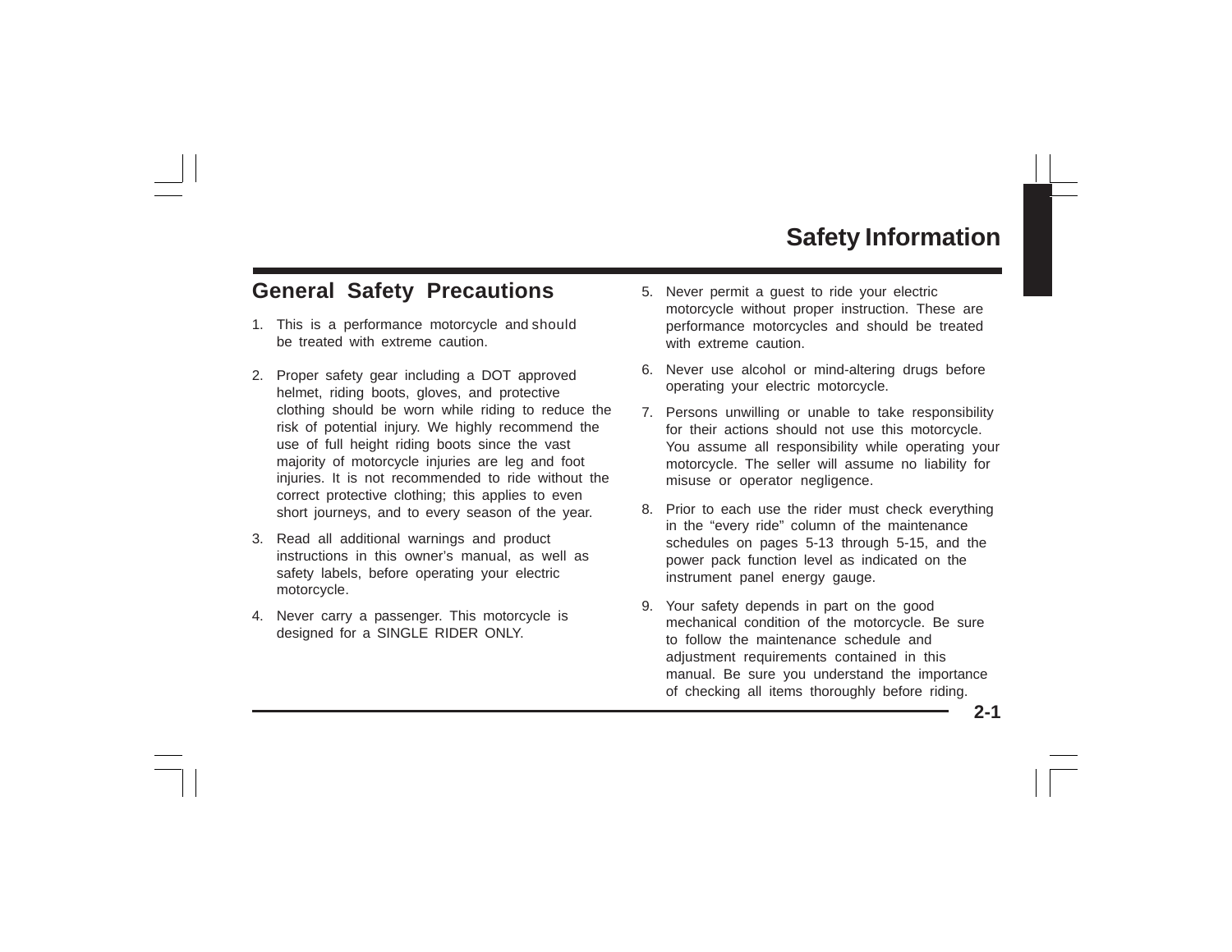# Safety Information

## General Safety Precautions

1. This is a performance motorcycle and should be treated with extreme caution.

2. Proper safety gear including a DOT approved helmet, riding boots, gloves, and protective clothing should be worn while riding to reduce the risk of potential injury. We highly recommend the use of full height riding boots since the vast majority of motorcycle injuries are leg and foot injuries. It is not recommended to ride without the correct protective clothing; this applies to even short journeys, and to every season of the year.

3. Read all additional warnings and product instructions in this owner's manual, as well as safety labels, before operating your electric motorcycle.

4. Never carry a passenger. This motorcycle is designed for a SINGLE RIDER ONLY.

5. Never permit a guest to ride your electric motorcycle without proper instruction. These are performance motorcycles and should be treated with extreme caution.

6. Never use alcohol or mind-altering drugs before operating your electric motorcycle.

7. Persons unwilling or unable to take responsibility for their actions should not use this motorcycle. You assume all responsibility while operating your motorcycle. The seller will assume no liability for misuse or operator negligence.

8. Prior to each use the rider must check everything in the "every ride" column of the maintenance schedules on pages 5-13 through 5-15, and the power pack function level as indicated on the instrument panel energy gauge.

9. Your safety depends in part on the good mechanical condition of the motorcycle. Be sure to follow the maintenance schedule and adjustment requirements contained in this manual. Be sure you understand the importance of checking all items thoroughly before riding.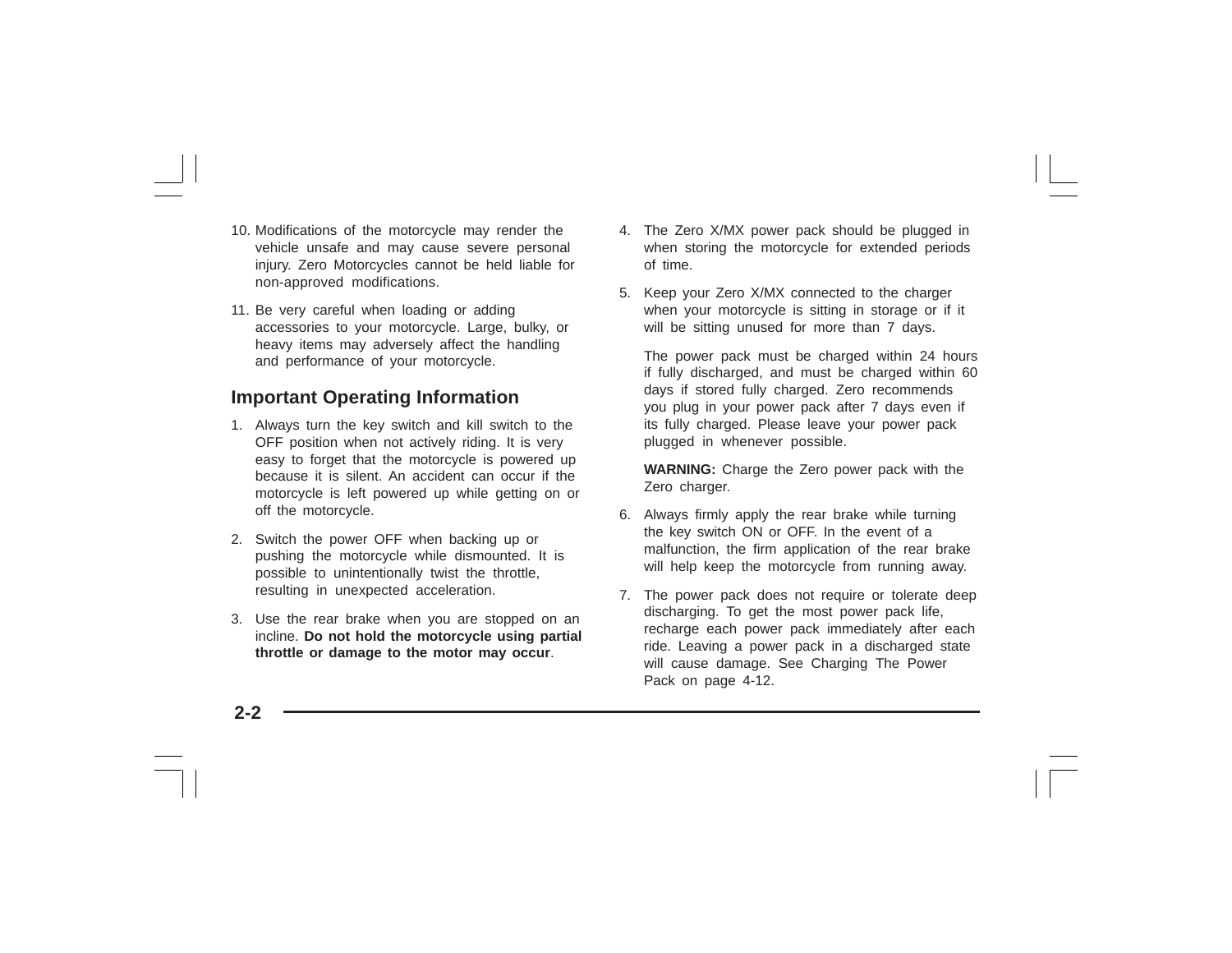10. Modifications of the motorcycle may render the vehicle unsafe and may cause severe personal injury. Zero Motorcycles cannot be held liable for non-approved modifications.

11. Be very careful when loading or adding accessories to your motorcycle. Large, bulky, or heavy items may adversely affect the handling and performance of your motorcycle.

## Important Operating Information

1. Always turn the key switch and kill switch to the OFF position when not actively riding. It is very easy to forget that the motorcycle is powered up because it is silent. An accident can occur if the motorcycle is left powered up while getting on or off the motorcycle.

2. Switch the power OFF when backing up or pushing the motorcycle while dismounted. It is possible to unintentionally twist the throttle, resulting in unexpected acceleration.

3. Use the rear brake when you are stopped on an incline. **Do not hold the motorcycle using partial throttle or damage to the motor may occur**.

4. The Zero X/MX power pack should be plugged in when storing the motorcycle for extended periods of time.

5. Keep your Zero X/MX connected to the charger when your motorcycle is sitting in storage or if it will be sitting unused for more than 7 days.

   The power pack must be charged within 24 hours if fully discharged, and must be charged within 60 days if stored fully charged. Zero recommends you plug in your power pack after 7 days even if its fully charged. Please leave your power pack plugged in whenever possible.

   **WARNING:** Charge the Zero power pack with the Zero charger.

6. Always firmly apply the rear brake while turning the key switch ON or OFF. In the event of a malfunction, the firm application of the rear brake will help keep the motorcycle from running away.

7. The power pack does not require or tolerate deep discharging. To get the most power pack life, recharge each power pack immediately after each ride. Leaving a power pack in a discharged state will cause damage. See Charging The Power Pack on page 4-12.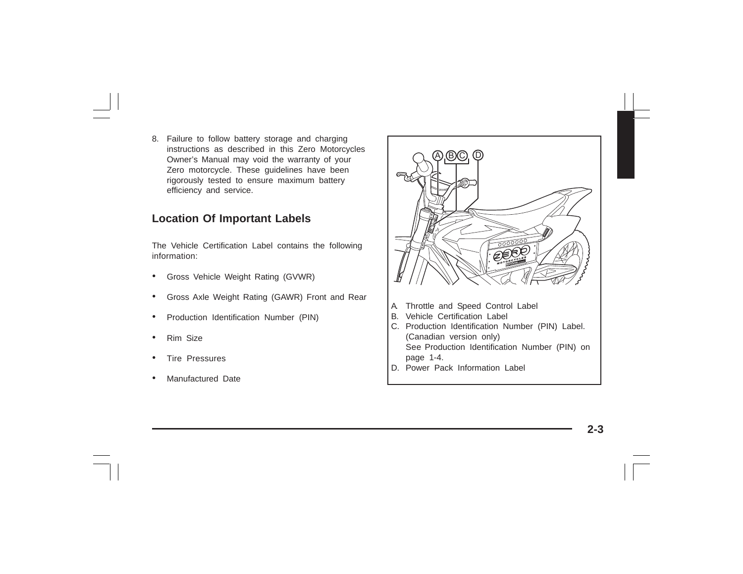8. Failure to follow battery storage and charging instructions as described in this Zero Motorcycles Owner's Manual may void the warranty of your Zero motorcycle. These guidelines have been rigorously tested to ensure maximum battery efficiency and service.

## Location Of Important Labels

The Vehicle Certification Label contains the following information:

- Gross Vehicle Weight Rating (GVWR)
- Gross Axle Weight Rating (GAWR) Front and Rear
- Production Identification Number (PIN)
- Rim Size
- Tire Pressures
- Manufactured Date

A. Throttle and Speed Control Label
B. Vehicle Certification Label
C. Production Identification Number (PIN) Label. (Canadian version only)
See Production Identification Number (PIN) on page 1-4.
D. Power Pack Information Label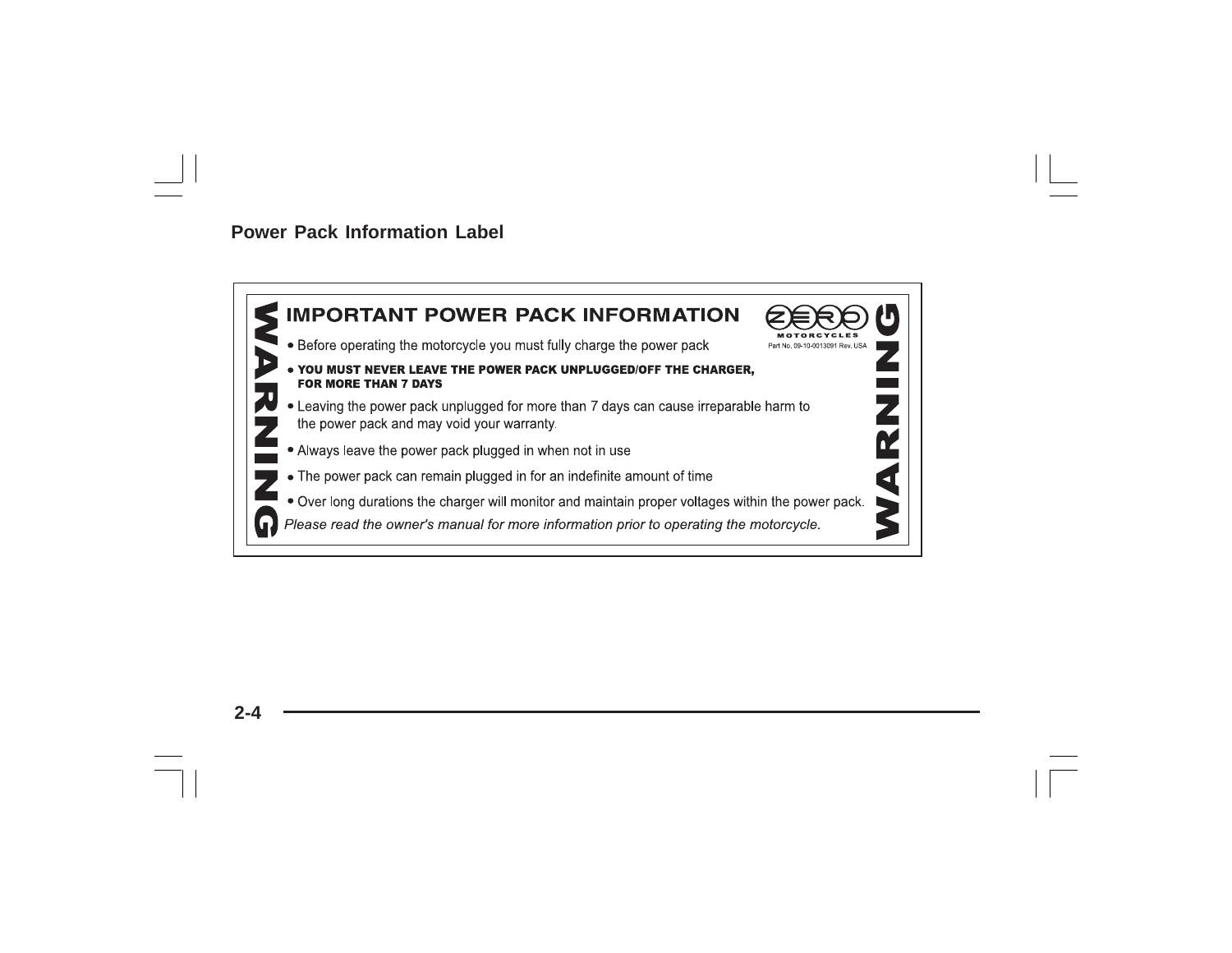## Power Pack Information Label

WARNING

### IMPORTANT POWER PACK INFORMATION

ZERO MOTORCYCLES

Part No. 09-10-0013091 Rev. USA

- Before operating the motorcycle you must fully charge the power pack
- **YOU MUST NEVER LEAVE THE POWER PACK UNPLUGGED/OFF THE CHARGER, FOR MORE THAN 7 DAYS**
- Leaving the power pack unplugged for more than 7 days can cause irreparable harm to the power pack and may void your warranty.
- Always leave the power pack plugged in when not in use
- The power pack can remain plugged in for an indefinite amount of time
- Over long durations the charger will monitor and maintain proper voltages within the power pack.

*Please read the owner's manual for more information prior to operating the motorcycle.*

WARNING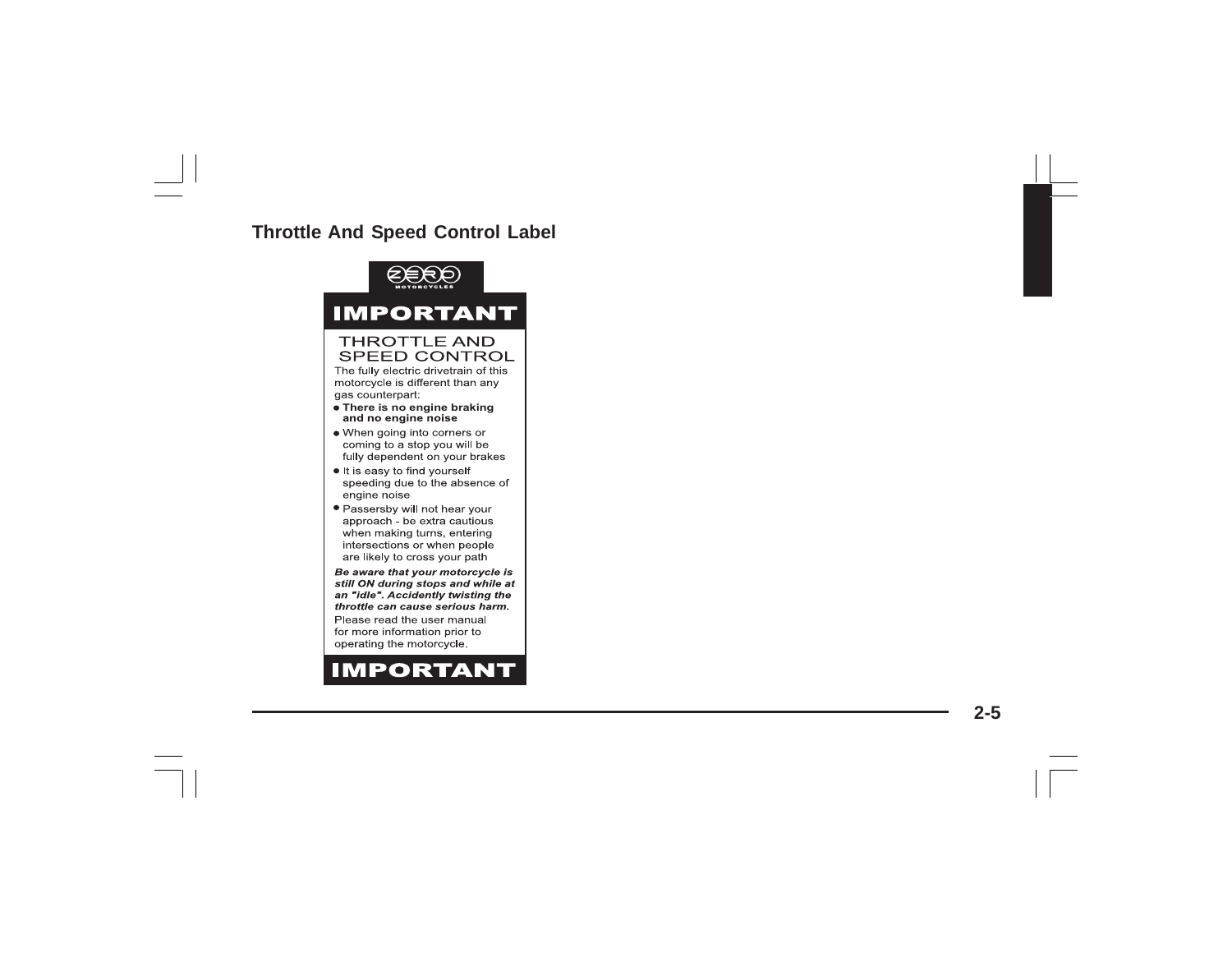## Throttle And Speed Control Label

ZERO MOTORCYCLES

**IMPORTANT**

THROTTLE AND SPEED CONTROL

The fully electric drivetrain of this motorcycle is different than any gas counterpart:

- **There is no engine braking and no engine noise**
- When going into corners or coming to a stop you will be fully dependent on your brakes
- It is easy to find yourself speeding due to the absence of engine noise
- Passersby will not hear your approach - be extra cautious when making turns, entering intersections or when people are likely to cross your path

***Be aware that your motorcycle is still ON during stops and while at an "idle". Accidently twisting the throttle can cause serious harm.***

Please read the user manual for more information prior to operating the motorcycle.

**IMPORTANT**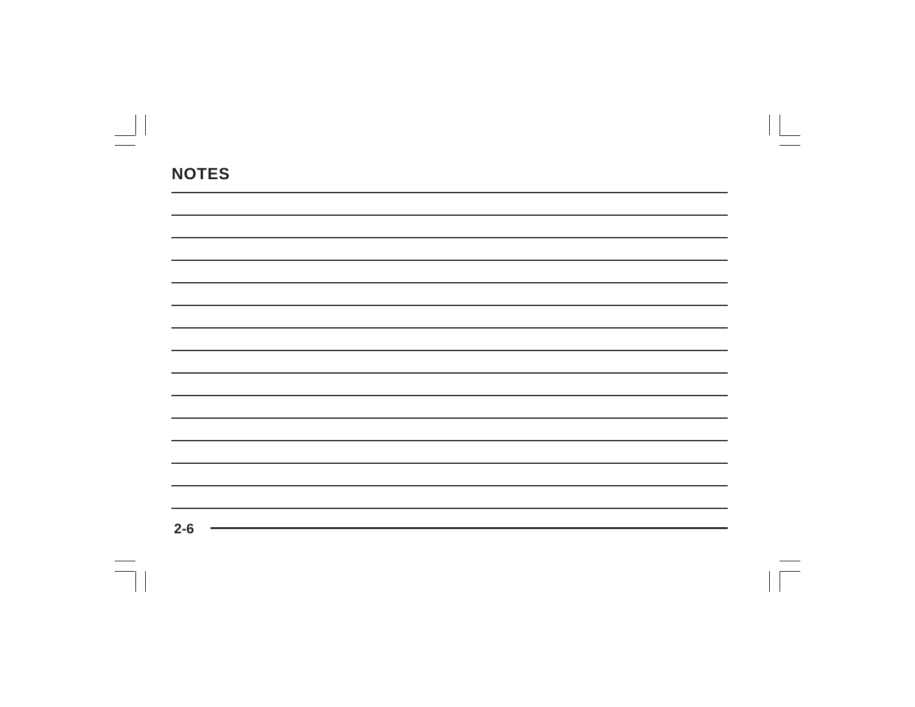## NOTES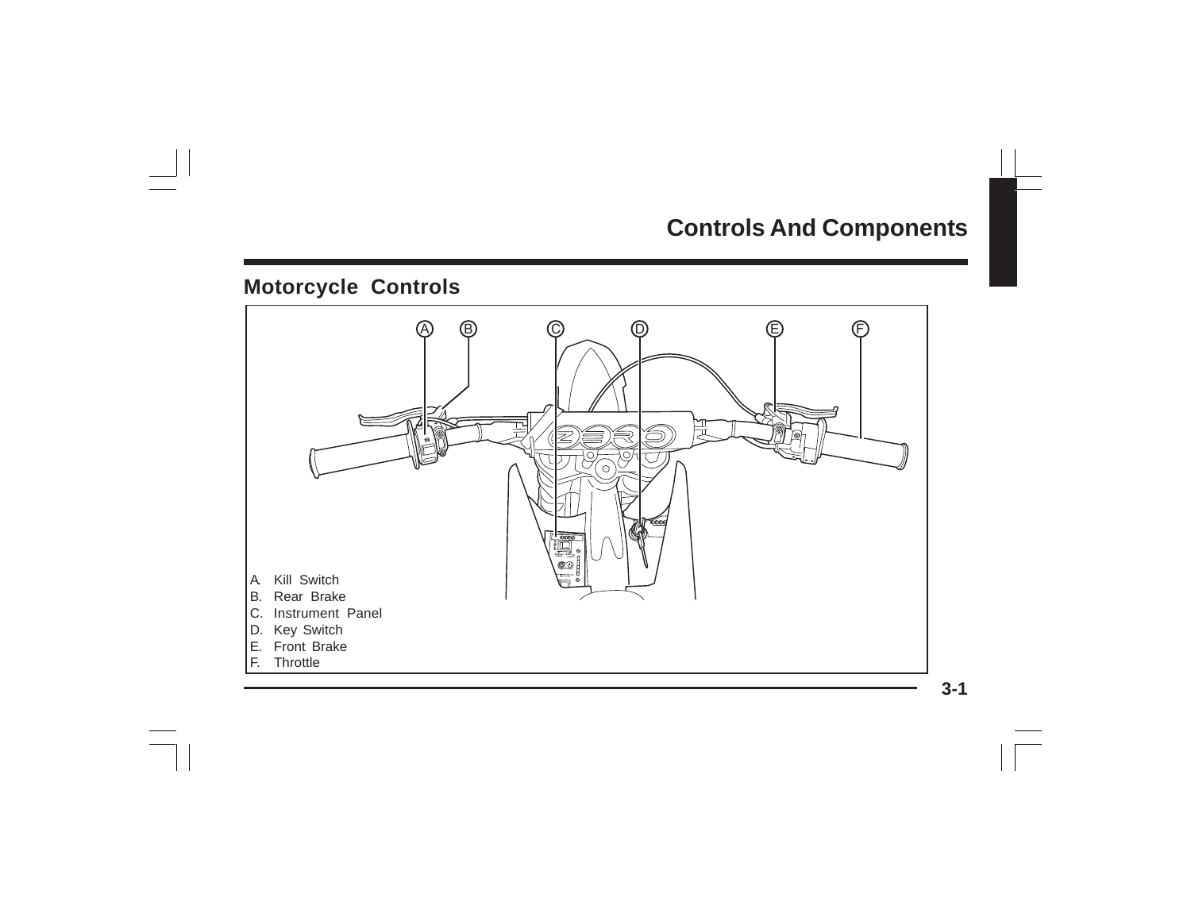# Controls And Components

## Motorcycle Controls

A. Kill Switch
B. Rear Brake
C. Instrument Panel
D. Key Switch
E. Front Brake
F. Throttle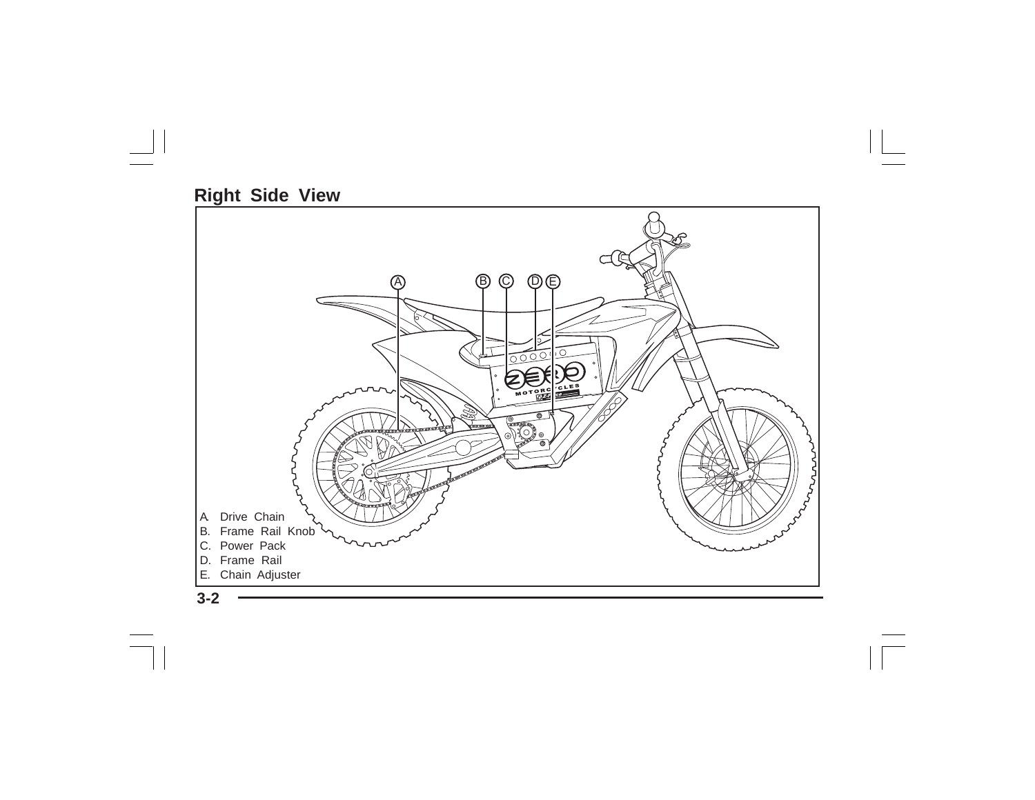## Right Side View

A. Drive Chain
B. Frame Rail Knob
C. Power Pack
D. Frame Rail
E. Chain Adjuster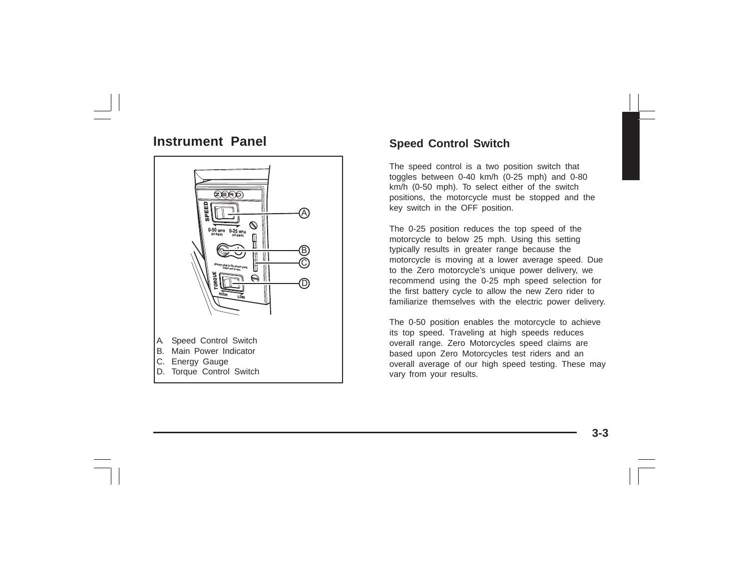## Instrument Panel

A. Speed Control Switch
B. Main Power Indicator
C. Energy Gauge
D. Torque Control Switch

## Speed Control Switch

The speed control is a two position switch that toggles between 0-40 km/h (0-25 mph) and 0-80 km/h (0-50 mph). To select either of the switch positions, the motorcycle must be stopped and the key switch in the OFF position.

The 0-25 position reduces the top speed of the motorcycle to below 25 mph. Using this setting typically results in greater range because the motorcycle is moving at a lower average speed. Due to the Zero motorcycle's unique power delivery, we recommend using the 0-25 mph speed selection for the first battery cycle to allow the new Zero rider to familiarize themselves with the electric power delivery.

The 0-50 position enables the motorcycle to achieve its top speed. Traveling at high speeds reduces overall range. Zero Motorcycles speed claims are based upon Zero Motorcycles test riders and an overall average of our high speed testing. These may vary from your results.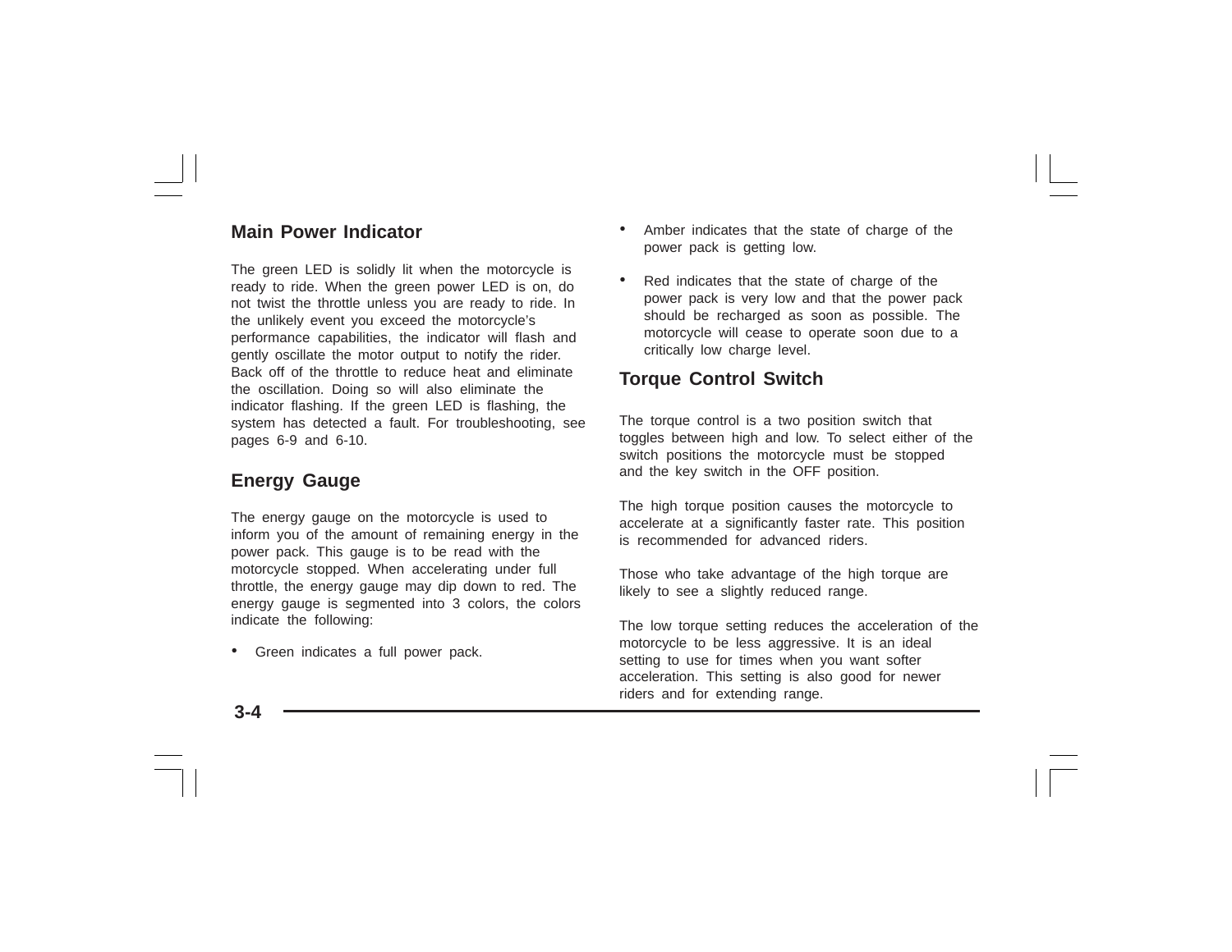## Main Power Indicator

The green LED is solidly lit when the motorcycle is ready to ride. When the green power LED is on, do not twist the throttle unless you are ready to ride. In the unlikely event you exceed the motorcycle's performance capabilities, the indicator will flash and gently oscillate the motor output to notify the rider. Back off of the throttle to reduce heat and eliminate the oscillation. Doing so will also eliminate the indicator flashing. If the green LED is flashing, the system has detected a fault. For troubleshooting, see pages 6-9 and 6-10.

## Energy Gauge

The energy gauge on the motorcycle is used to inform you of the amount of remaining energy in the power pack. This gauge is to be read with the motorcycle stopped. When accelerating under full throttle, the energy gauge may dip down to red. The energy gauge is segmented into 3 colors, the colors indicate the following:

- Green indicates a full power pack.
- Amber indicates that the state of charge of the power pack is getting low.
- Red indicates that the state of charge of the power pack is very low and that the power pack should be recharged as soon as possible. The motorcycle will cease to operate soon due to a critically low charge level.

## Torque Control Switch

The torque control is a two position switch that toggles between high and low. To select either of the switch positions the motorcycle must be stopped and the key switch in the OFF position.

The high torque position causes the motorcycle to accelerate at a significantly faster rate. This position is recommended for advanced riders.

Those who take advantage of the high torque are likely to see a slightly reduced range.

The low torque setting reduces the acceleration of the motorcycle to be less aggressive. It is an ideal setting to use for times when you want softer acceleration. This setting is also good for newer riders and for extending range.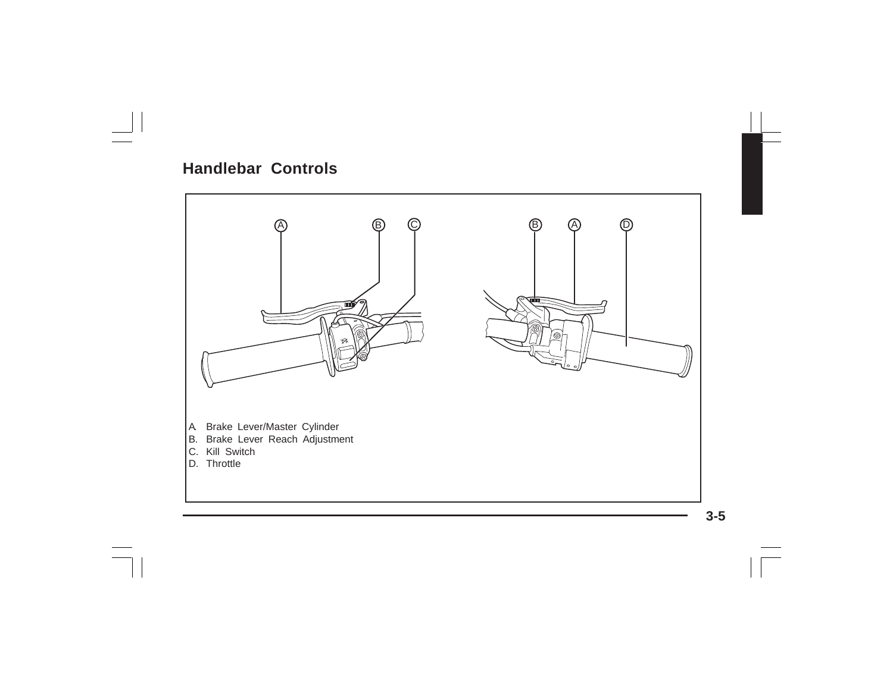## Handlebar Controls

A. Brake Lever/Master Cylinder
B. Brake Lever Reach Adjustment
C. Kill Switch
D. Throttle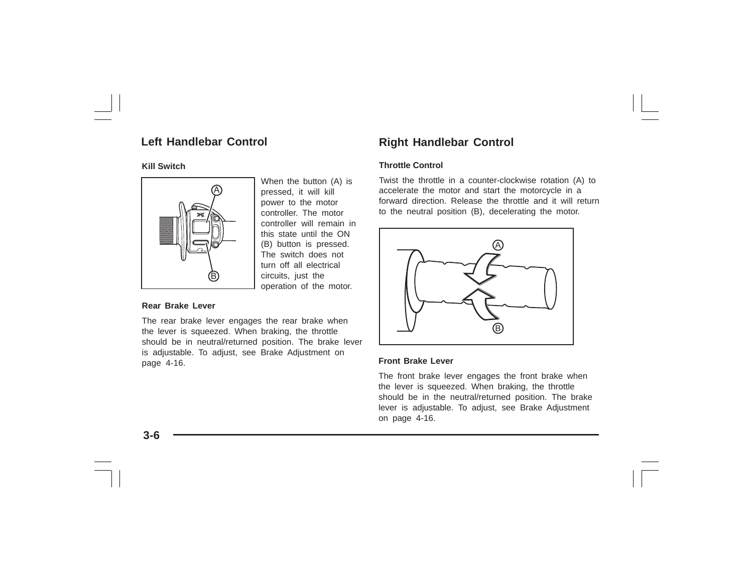## Left Handlebar Control

### Kill Switch

When the button (A) is pressed, it will kill power to the motor controller. The motor controller will remain in this state until the ON (B) button is pressed. The switch does not turn off all electrical circuits, just the operation of the motor.

### Rear Brake Lever

The rear brake lever engages the rear brake when the lever is squeezed. When braking, the throttle should be in neutral/returned position. The brake lever is adjustable. To adjust, see Brake Adjustment on page 4-16.

## Right Handlebar Control

### Throttle Control

Twist the throttle in a counter-clockwise rotation (A) to accelerate the motor and start the motorcycle in a forward direction. Release the throttle and it will return to the neutral position (B), decelerating the motor.

### Front Brake Lever

The front brake lever engages the front brake when the lever is squeezed. When braking, the throttle should be in the neutral/returned position. The brake lever is adjustable. To adjust, see Brake Adjustment on page 4-16.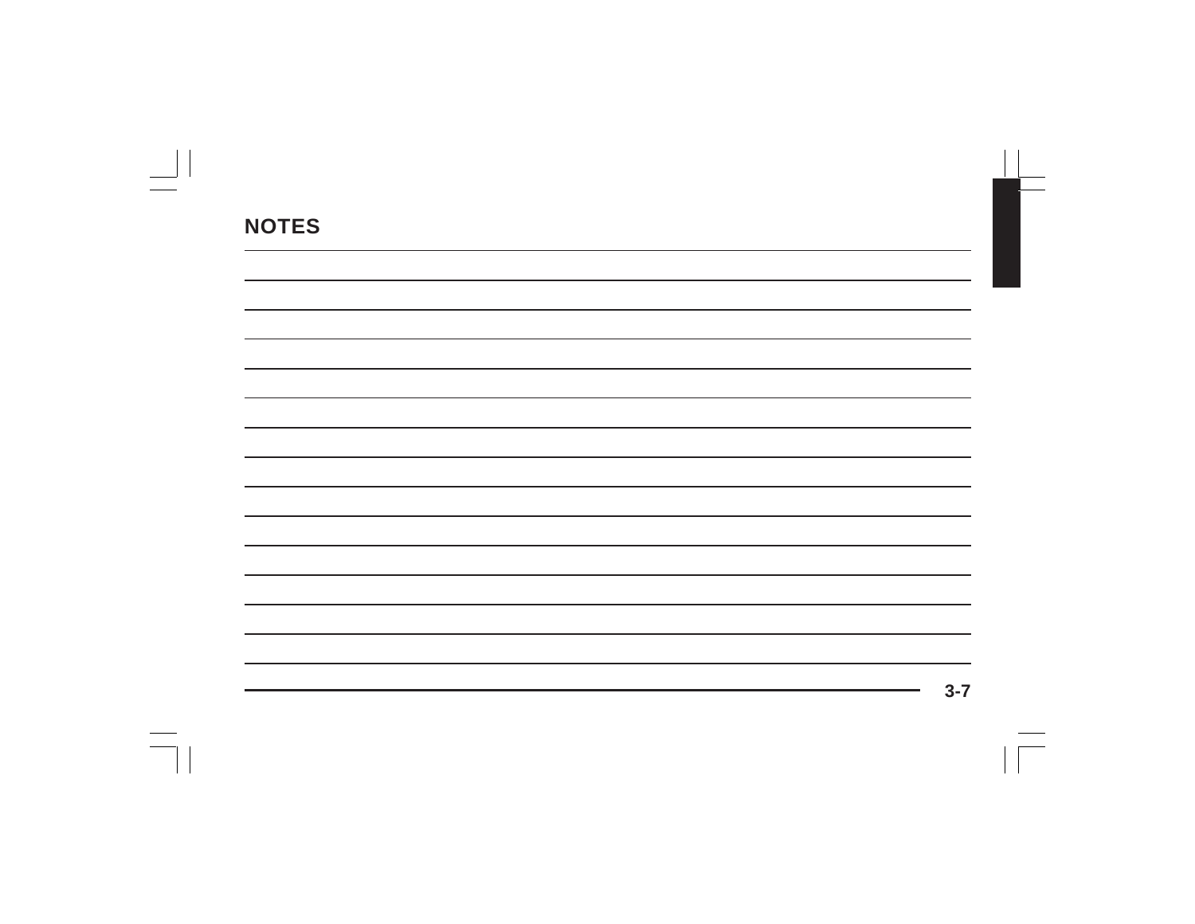## NOTES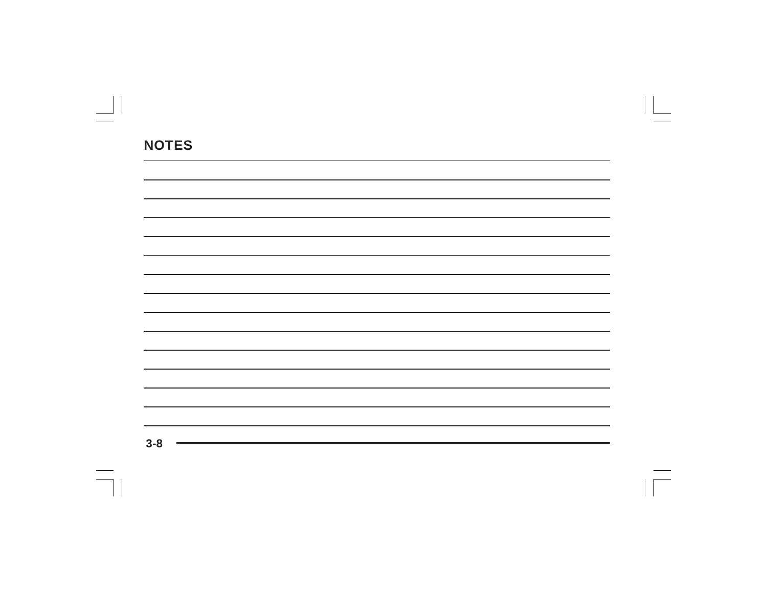## NOTES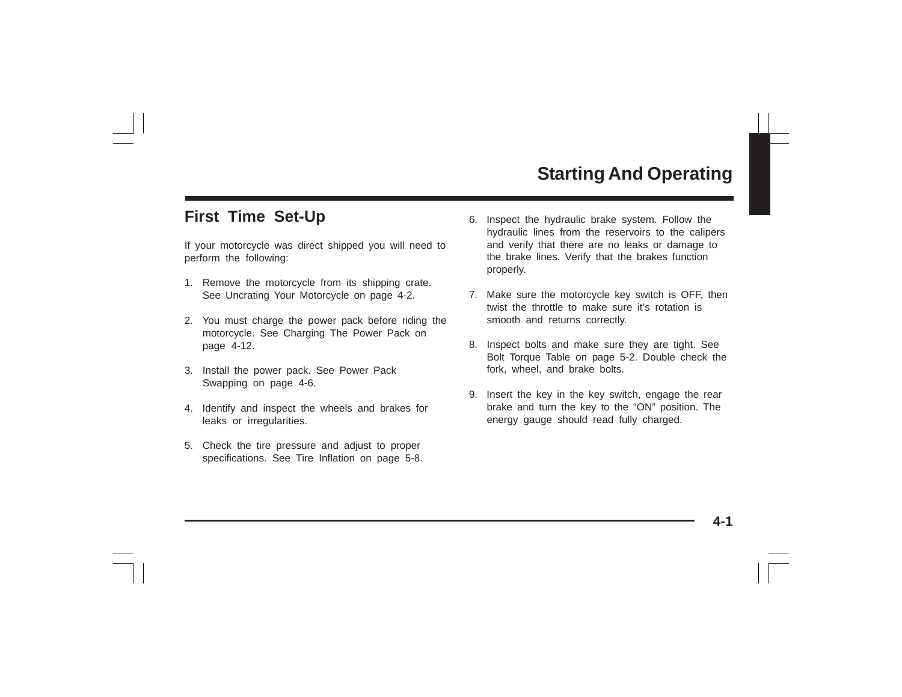# Starting And Operating

## First Time Set-Up

If your motorcycle was direct shipped you will need to perform the following:

1. Remove the motorcycle from its shipping crate. See Uncrating Your Motorcycle on page 4-2.

2. You must charge the power pack before riding the motorcycle. See Charging The Power Pack on page 4-12.

3. Install the power pack. See Power Pack Swapping on page 4-6.

4. Identify and inspect the wheels and brakes for leaks or irregularities.

5. Check the tire pressure and adjust to proper specifications. See Tire Inflation on page 5-8.

6. Inspect the hydraulic brake system. Follow the hydraulic lines from the reservoirs to the calipers and verify that there are no leaks or damage to the brake lines. Verify that the brakes function properly.

7. Make sure the motorcycle key switch is OFF, then twist the throttle to make sure it's rotation is smooth and returns correctly.

8. Inspect bolts and make sure they are tight. See Bolt Torque Table on page 5-2. Double check the fork, wheel, and brake bolts.

9. Insert the key in the key switch, engage the rear brake and turn the key to the "ON" position. The energy gauge should read fully charged.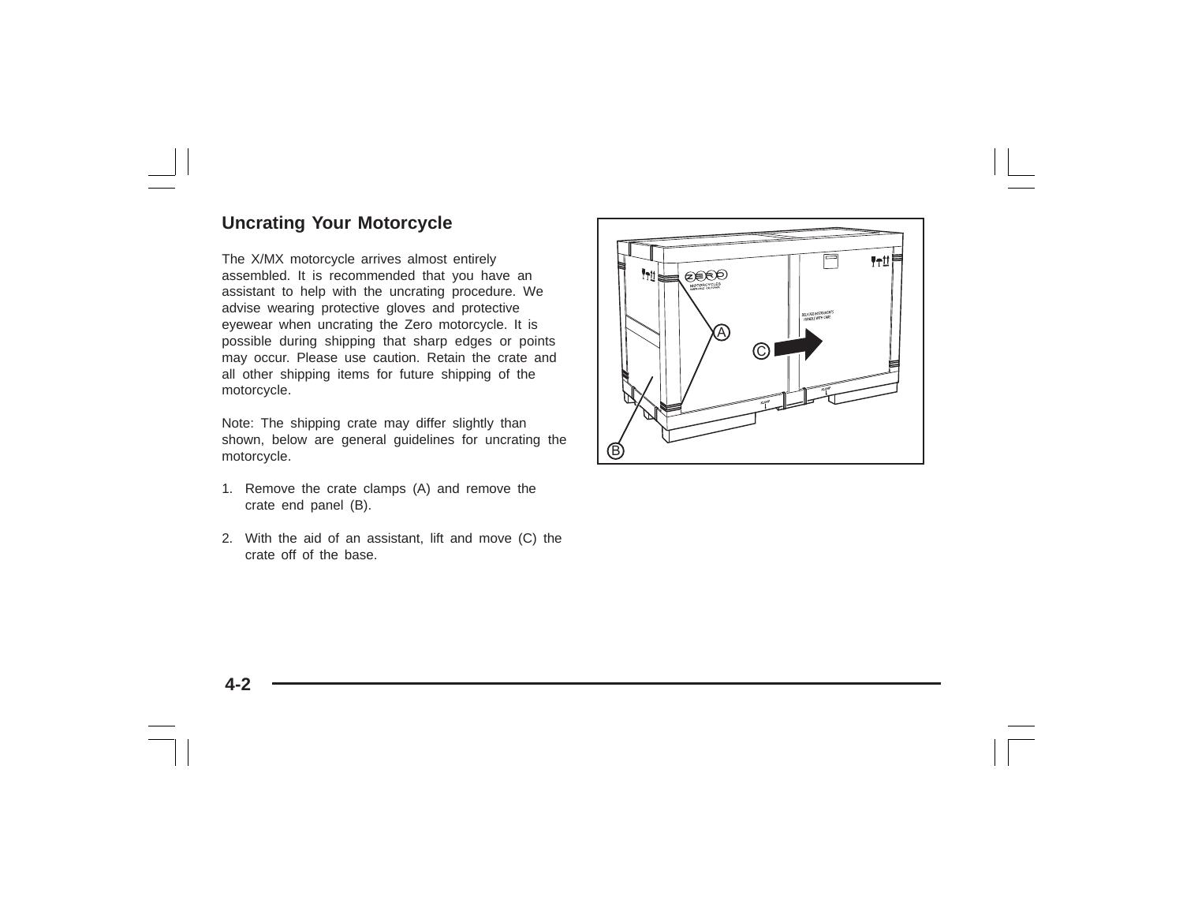## Uncrating Your Motorcycle

The X/MX motorcycle arrives almost entirely assembled. It is recommended that you have an assistant to help with the uncrating procedure. We advise wearing protective gloves and protective eyewear when uncrating the Zero motorcycle. It is possible during shipping that sharp edges or points may occur. Please use caution. Retain the crate and all other shipping items for future shipping of the motorcycle.

Note: The shipping crate may differ slightly than shown, below are general guidelines for uncrating the motorcycle.

1. Remove the crate clamps (A) and remove the crate end panel (B).

2. With the aid of an assistant, lift and move (C) the crate off of the base.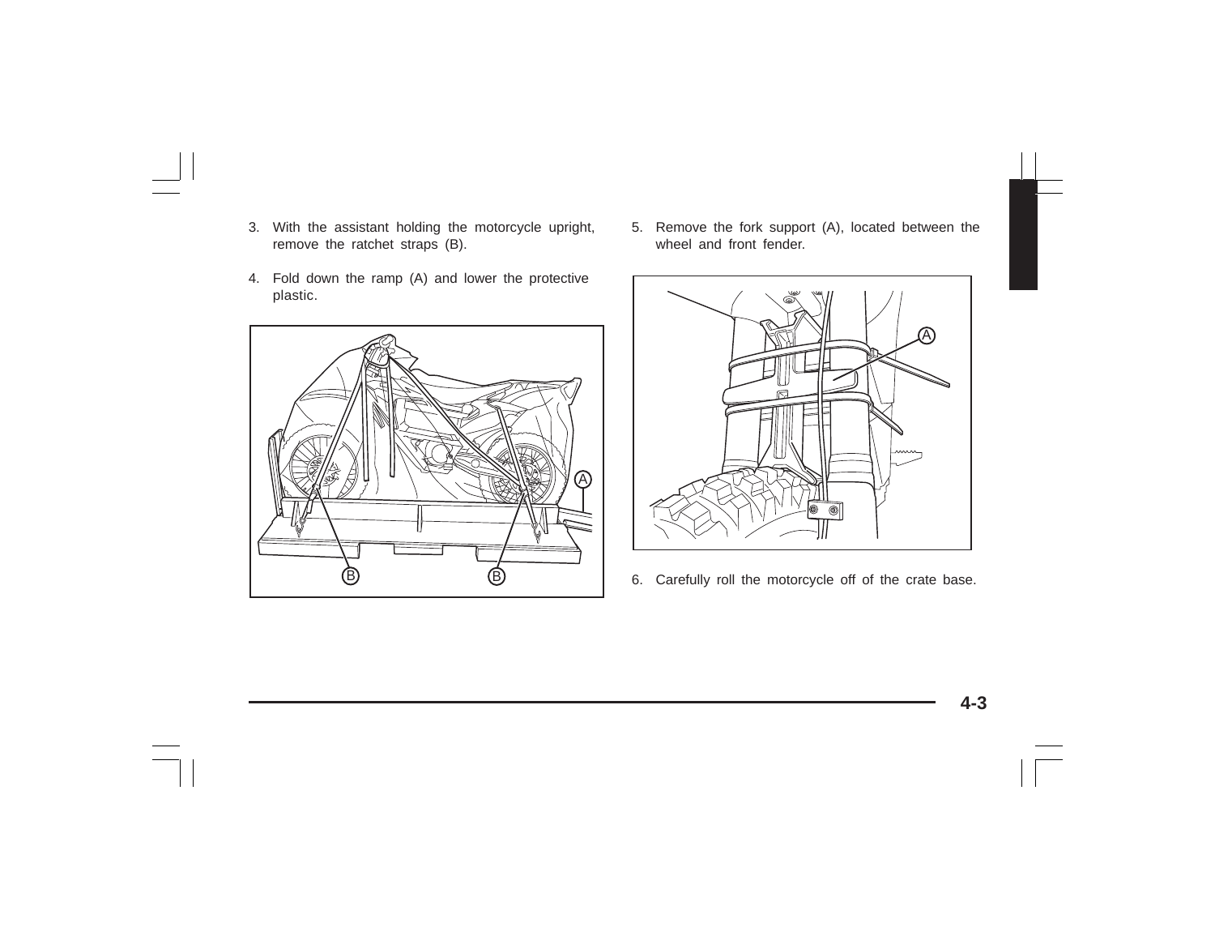3. With the assistant holding the motorcycle upright, remove the ratchet straps (B).

4. Fold down the ramp (A) and lower the protective plastic.

5. Remove the fork support (A), located between the wheel and front fender.

6. Carefully roll the motorcycle off of the crate base.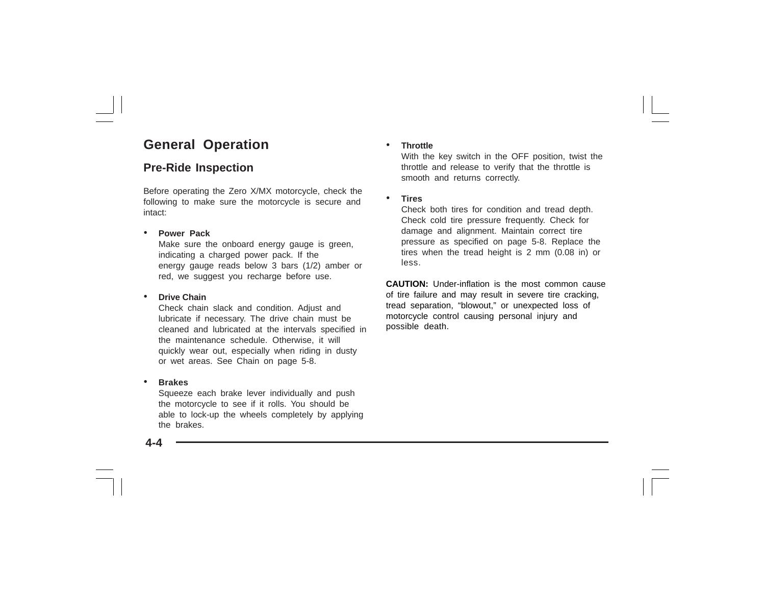# General Operation

## Pre-Ride Inspection

Before operating the Zero X/MX motorcycle, check the following to make sure the motorcycle is secure and intact:

- **Power Pack**
  Make sure the onboard energy gauge is green, indicating a charged power pack. If the energy gauge reads below 3 bars (1/2) amber or red, we suggest you recharge before use.

- **Drive Chain**
  Check chain slack and condition. Adjust and lubricate if necessary. The drive chain must be cleaned and lubricated at the intervals specified in the maintenance schedule. Otherwise, it will quickly wear out, especially when riding in dusty or wet areas. See Chain on page 5-8.

- **Brakes**
  Squeeze each brake lever individually and push the motorcycle to see if it rolls. You should be able to lock-up the wheels completely by applying the brakes.

- **Throttle**
  With the key switch in the OFF position, twist the throttle and release to verify that the throttle is smooth and returns correctly.

- **Tires**
  Check both tires for condition and tread depth. Check cold tire pressure frequently. Check for damage and alignment. Maintain correct tire pressure as specified on page 5-8. Replace the tires when the tread height is 2 mm (0.08 in) or less.

**CAUTION:** Under-inflation is the most common cause of tire failure and may result in severe tire cracking, tread separation, "blowout," or unexpected loss of motorcycle control causing personal injury and possible death.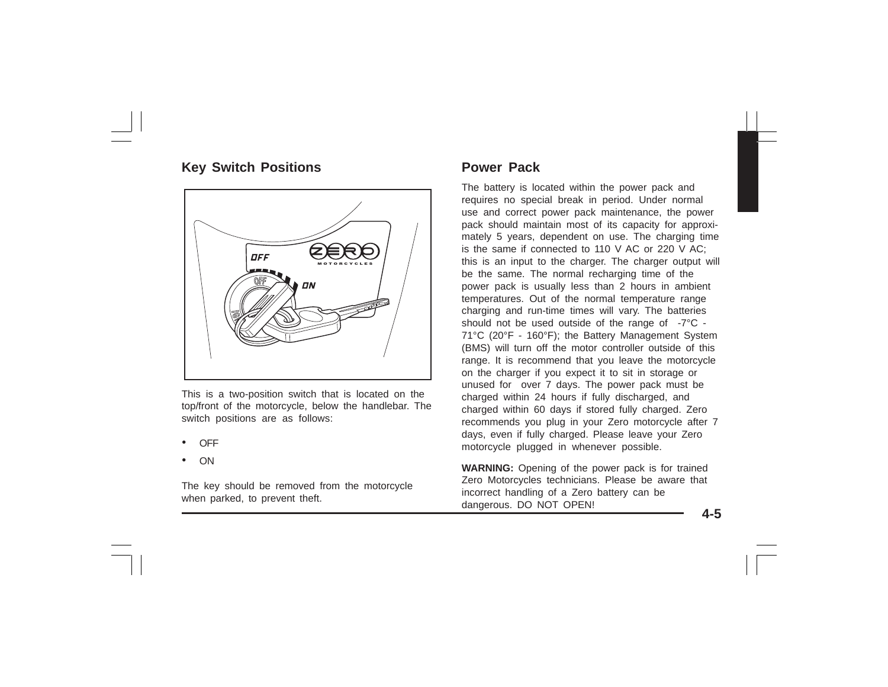## Key Switch Positions

This is a two-position switch that is located on the top/front of the motorcycle, below the handlebar. The switch positions are as follows:

- OFF
- ON

The key should be removed from the motorcycle when parked, to prevent theft.

## Power Pack

The battery is located within the power pack and requires no special break in period. Under normal use and correct power pack maintenance, the power pack should maintain most of its capacity for approximately 5 years, dependent on use. The charging time is the same if connected to 110 V AC or 220 V AC; this is an input to the charger. The charger output will be the same. The normal recharging time of the power pack is usually less than 2 hours in ambient temperatures. Out of the normal temperature range charging and run-time times will vary. The batteries should not be used outside of the range of -7°C - 71°C (20°F - 160°F); the Battery Management System (BMS) will turn off the motor controller outside of this range. It is recommend that you leave the motorcycle on the charger if you expect it to sit in storage or unused for over 7 days. The power pack must be charged within 24 hours if fully discharged, and charged within 60 days if stored fully charged. Zero recommends you plug in your Zero motorcycle after 7 days, even if fully charged. Please leave your Zero motorcycle plugged in whenever possible.

**WARNING:** Opening of the power pack is for trained Zero Motorcycles technicians. Please be aware that incorrect handling of a Zero battery can be dangerous. DO NOT OPEN!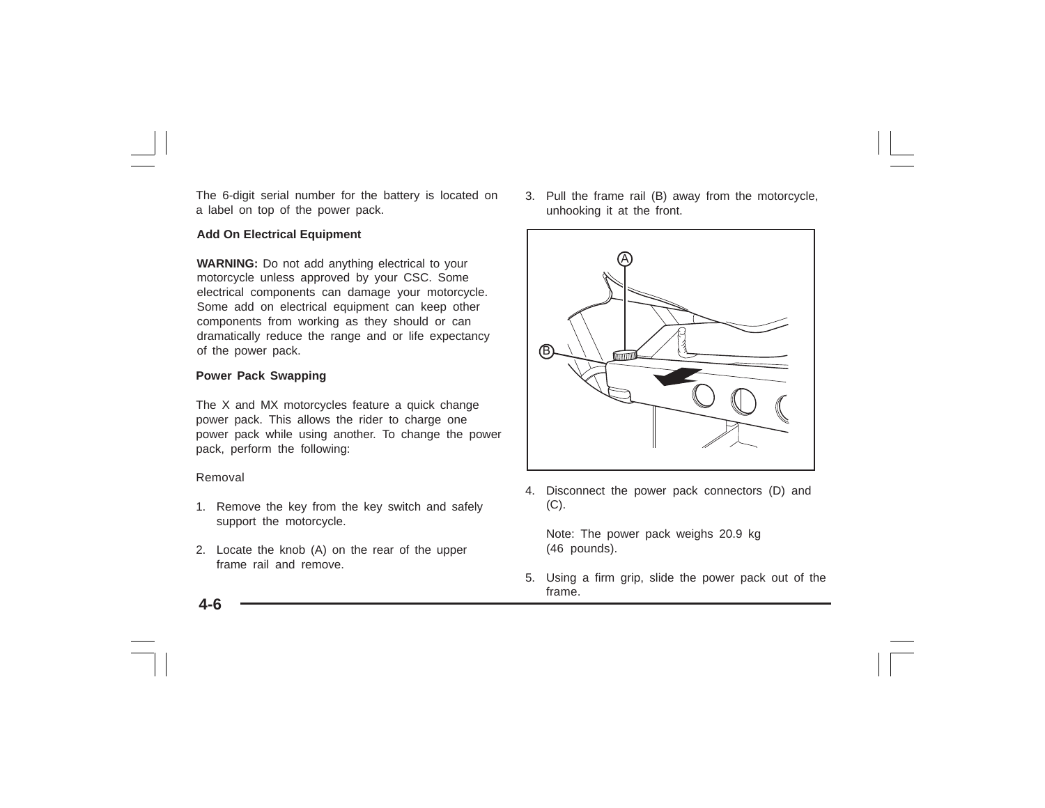The 6-digit serial number for the battery is located on a label on top of the power pack.

### Add On Electrical Equipment

**WARNING:** Do not add anything electrical to your motorcycle unless approved by your CSC. Some electrical components can damage your motorcycle. Some add on electrical equipment can keep other components from working as they should or can dramatically reduce the range and or life expectancy of the power pack.

### Power Pack Swapping

The X and MX motorcycles feature a quick change power pack. This allows the rider to charge one power pack while using another. To change the power pack, perform the following:

Removal

1. Remove the key from the key switch and safely support the motorcycle.
2. Locate the knob (A) on the rear of the upper frame rail and remove.
3. Pull the frame rail (B) away from the motorcycle, unhooking it at the front.
4. Disconnect the power pack connectors (D) and (C).

   Note: The power pack weighs 20.9 kg (46 pounds).
5. Using a firm grip, slide the power pack out of the frame.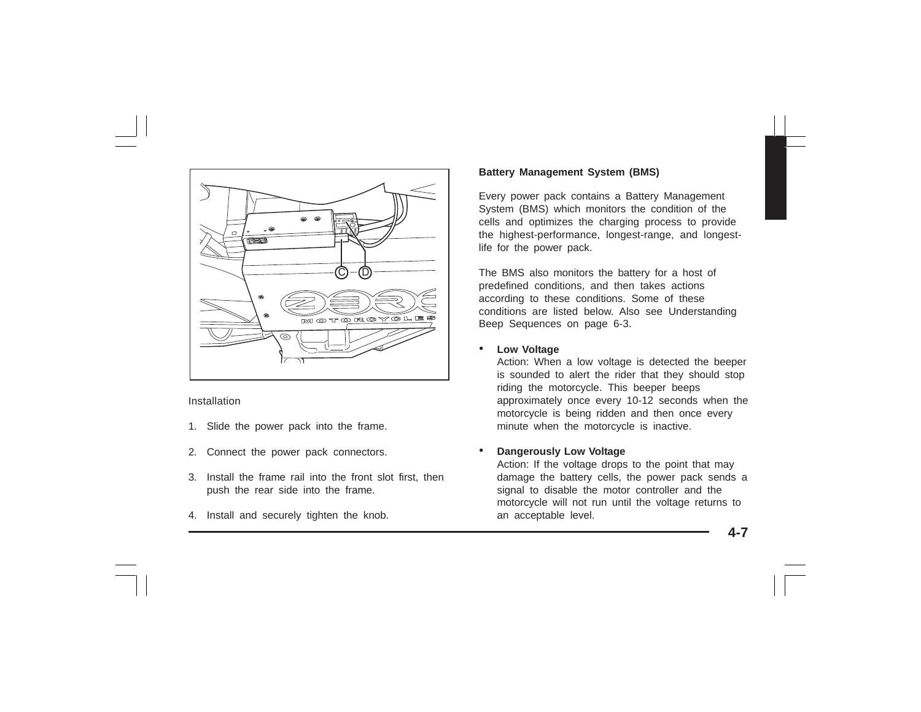Installation

1. Slide the power pack into the frame.
2. Connect the power pack connectors.
3. Install the frame rail into the front slot first, then push the rear side into the frame.
4. Install and securely tighten the knob.

**Battery Management System (BMS)**

Every power pack contains a Battery Management System (BMS) which monitors the condition of the cells and optimizes the charging process to provide the highest-performance, longest-range, and longest-life for the power pack.

The BMS also monitors the battery for a host of predefined conditions, and then takes actions according to these conditions. Some of these conditions are listed below. Also see Understanding Beep Sequences on page 6-3.

- **Low Voltage**
  Action: When a low voltage is detected the beeper is sounded to alert the rider that they should stop riding the motorcycle. This beeper beeps approximately once every 10-12 seconds when the motorcycle is being ridden and then once every minute when the motorcycle is inactive.
- **Dangerously Low Voltage**
  Action: If the voltage drops to the point that may damage the battery cells, the power pack sends a signal to disable the motor controller and the motorcycle will not run until the voltage returns to an acceptable level.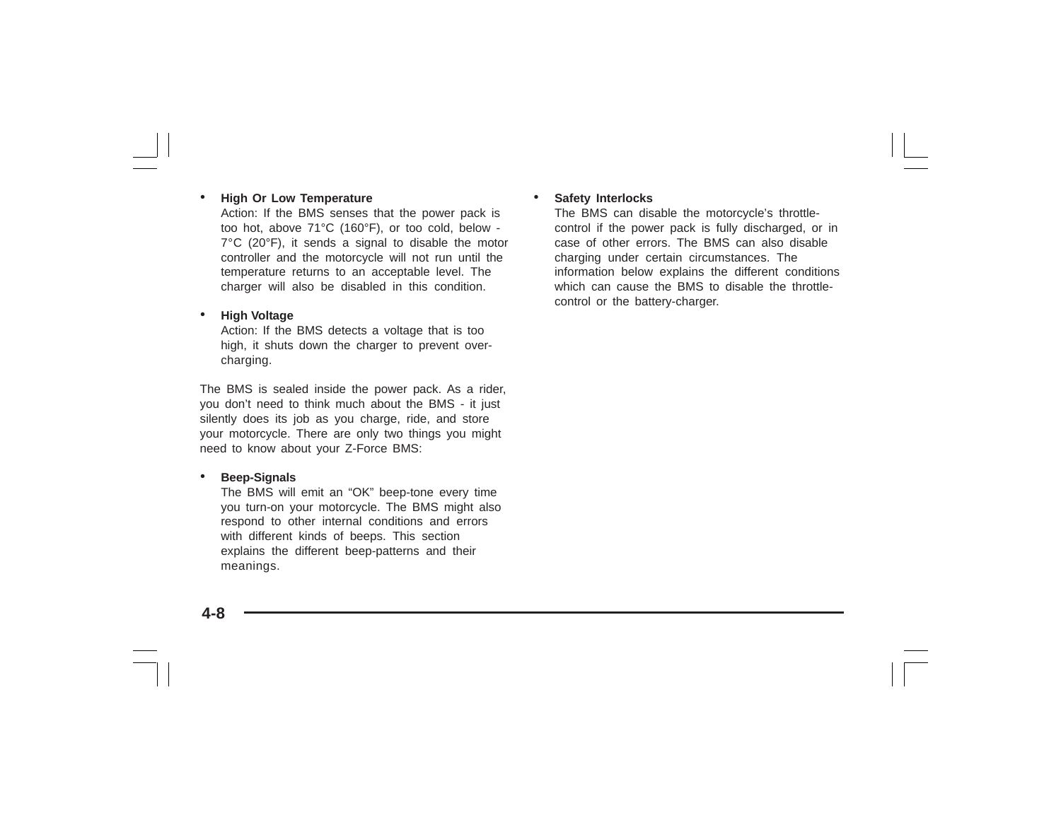- **High Or Low Temperature**
  Action: If the BMS senses that the power pack is too hot, above 71°C (160°F), or too cold, below -7°C (20°F), it sends a signal to disable the motor controller and the motorcycle will not run until the temperature returns to an acceptable level. The charger will also be disabled in this condition.

- **High Voltage**
  Action: If the BMS detects a voltage that is too high, it shuts down the charger to prevent over-charging.

The BMS is sealed inside the power pack. As a rider, you don't need to think much about the BMS - it just silently does its job as you charge, ride, and store your motorcycle. There are only two things you might need to know about your Z-Force BMS:

- **Beep-Signals**
  The BMS will emit an "OK" beep-tone every time you turn-on your motorcycle. The BMS might also respond to other internal conditions and errors with different kinds of beeps. This section explains the different beep-patterns and their meanings.

- **Safety Interlocks**
  The BMS can disable the motorcycle's throttle-control if the power pack is fully discharged, or in case of other errors. The BMS can also disable charging under certain circumstances. The information below explains the different conditions which can cause the BMS to disable the throttle-control or the battery-charger.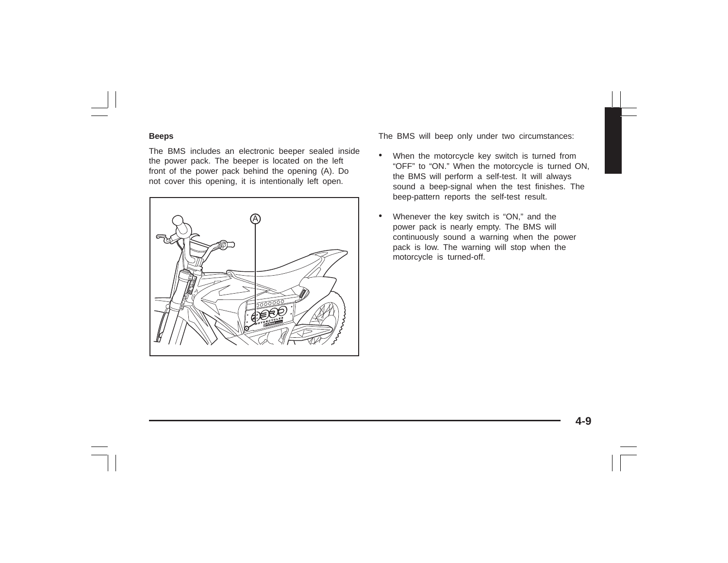### Beeps

The BMS includes an electronic beeper sealed inside the power pack. The beeper is located on the left front of the power pack behind the opening (A). Do not cover this opening, it is intentionally left open.

The BMS will beep only under two circumstances:

- When the motorcycle key switch is turned from "OFF" to "ON." When the motorcycle is turned ON, the BMS will perform a self-test. It will always sound a beep-signal when the test finishes. The beep-pattern reports the self-test result.
- Whenever the key switch is "ON," and the power pack is nearly empty. The BMS will continuously sound a warning when the power pack is low. The warning will stop when the motorcycle is turned-off.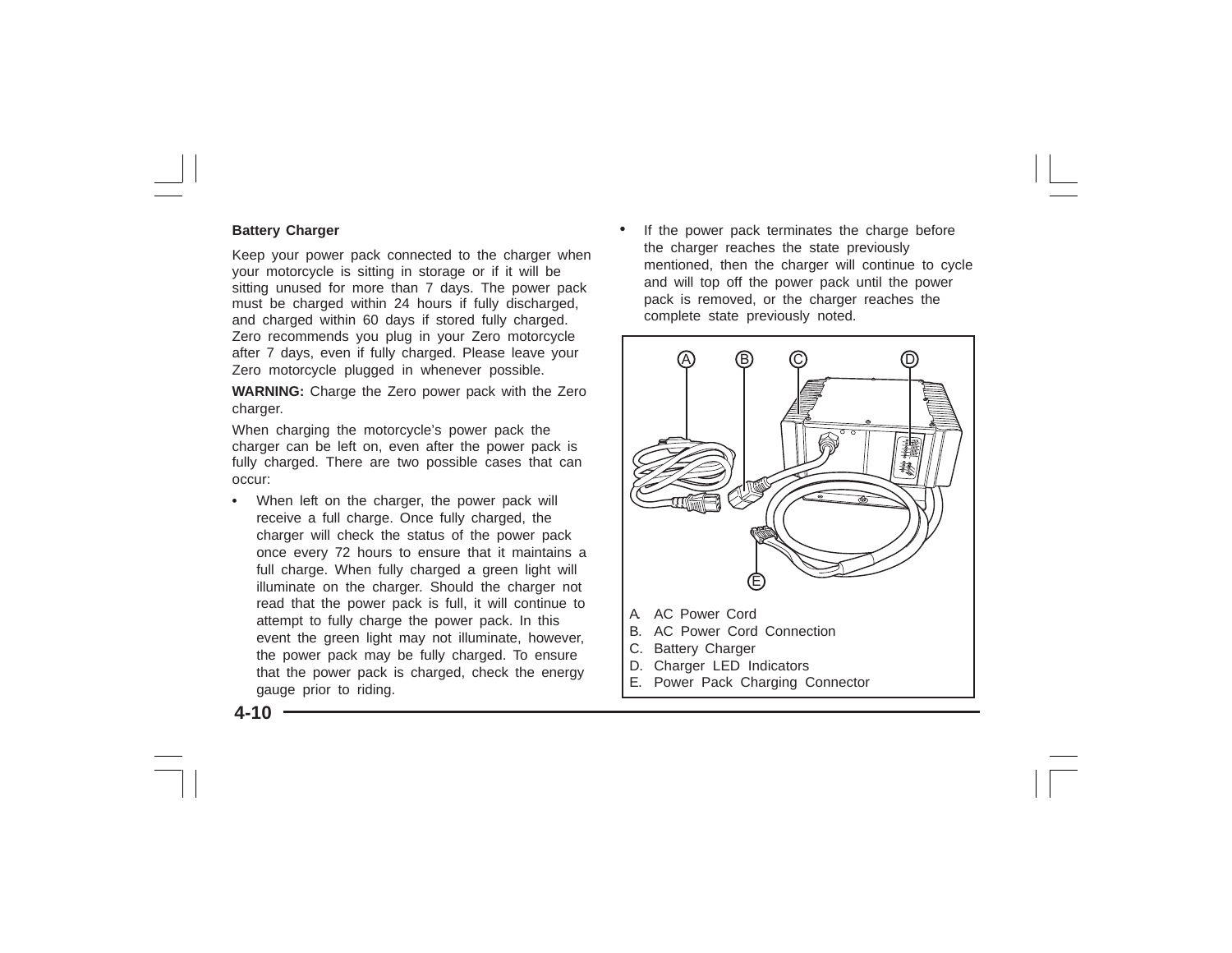### Battery Charger

Keep your power pack connected to the charger when your motorcycle is sitting in storage or if it will be sitting unused for more than 7 days. The power pack must be charged within 24 hours if fully discharged, and charged within 60 days if stored fully charged. Zero recommends you plug in your Zero motorcycle after 7 days, even if fully charged. Please leave your Zero motorcycle plugged in whenever possible.

**WARNING:** Charge the Zero power pack with the Zero charger.

When charging the motorcycle's power pack the charger can be left on, even after the power pack is fully charged. There are two possible cases that can occur:

- When left on the charger, the power pack will receive a full charge. Once fully charged, the charger will check the status of the power pack once every 72 hours to ensure that it maintains a full charge. When fully charged a green light will illuminate on the charger. Should the charger not read that the power pack is full, it will continue to attempt to fully charge the power pack. In this event the green light may not illuminate, however, the power pack may be fully charged. To ensure that the power pack is charged, check the energy gauge prior to riding.
- If the power pack terminates the charge before the charger reaches the state previously mentioned, then the charger will continue to cycle and will top off the power pack until the power pack is removed, or the charger reaches the complete state previously noted.

A. AC Power Cord
B. AC Power Cord Connection
C. Battery Charger
D. Charger LED Indicators
E. Power Pack Charging Connector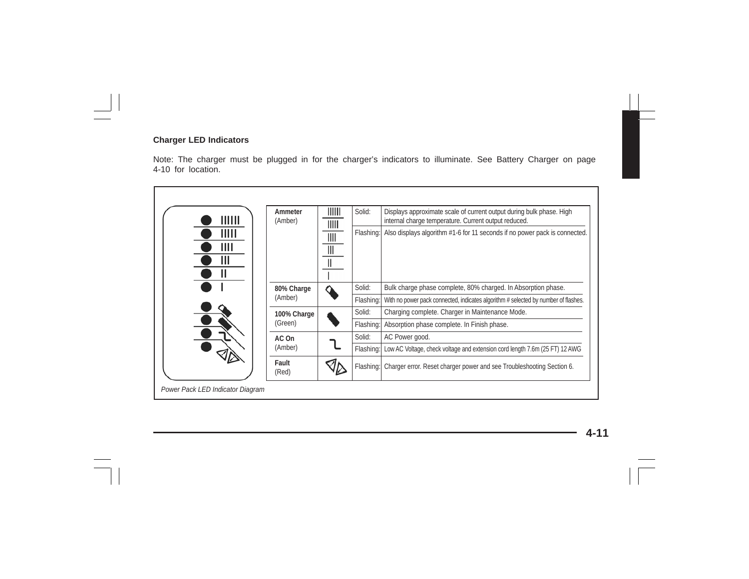### Charger LED Indicators

Note: The charger must be plugged in for the charger's indicators to illuminate. See Battery Charger on page 4-10 for location.

| Indicator | Symbol | State | Description |
|---|---|---|---|
| **Ammeter** (Amber) | IIIIII / IIIII / IIII / III / II / I | Solid: | Displays approximate scale of current output during bulk phase. High internal charge temperature. Current output reduced. |
| | | Flashing: | Also displays algorithm #1-6 for 11 seconds if no power pack is connected. |
| **80% Charge** (Amber) | | Solid: | Bulk charge phase complete, 80% charged. In Absorption phase. |
| | | Flashing: | With no power pack connected, indicates algorithm # selected by number of flashes. |
| **100% Charge** (Green) | | Solid: | Charging complete. Charger in Maintenance Mode. |
| | | Flashing: | Absorption phase complete. In Finish phase. |
| **AC On** (Amber) | | Solid: | AC Power good. |
| | | Flashing: | Low AC Voltage, check voltage and extension cord length 7.6m (25 FT) 12 AWG |
| **Fault** (Red) | | Flashing: | Charger error. Reset charger power and see Troubleshooting Section 6. |

*Power Pack LED Indicator Diagram*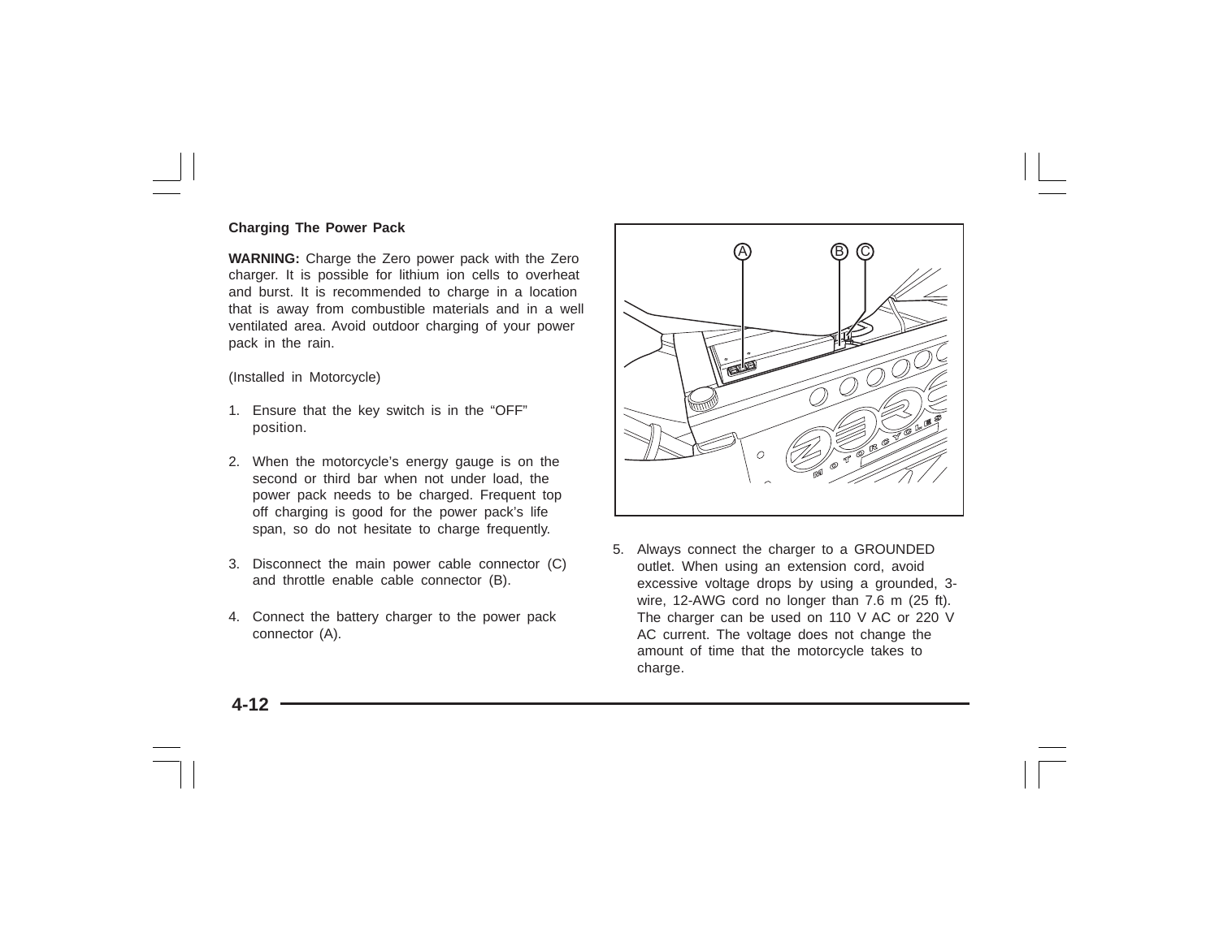### Charging The Power Pack

**WARNING:** Charge the Zero power pack with the Zero charger. It is possible for lithium ion cells to overheat and burst. It is recommended to charge in a location that is away from combustible materials and in a well ventilated area. Avoid outdoor charging of your power pack in the rain.

(Installed in Motorcycle)

1. Ensure that the key switch is in the “OFF” position.

2. When the motorcycle's energy gauge is on the second or third bar when not under load, the power pack needs to be charged. Frequent top off charging is good for the power pack's life span, so do not hesitate to charge frequently.

3. Disconnect the main power cable connector (C) and throttle enable cable connector (B).

4. Connect the battery charger to the power pack connector (A).

5. Always connect the charger to a GROUNDED outlet. When using an extension cord, avoid excessive voltage drops by using a grounded, 3-wire, 12-AWG cord no longer than 7.6 m (25 ft). The charger can be used on 110 V AC or 220 V AC current. The voltage does not change the amount of time that the motorcycle takes to charge.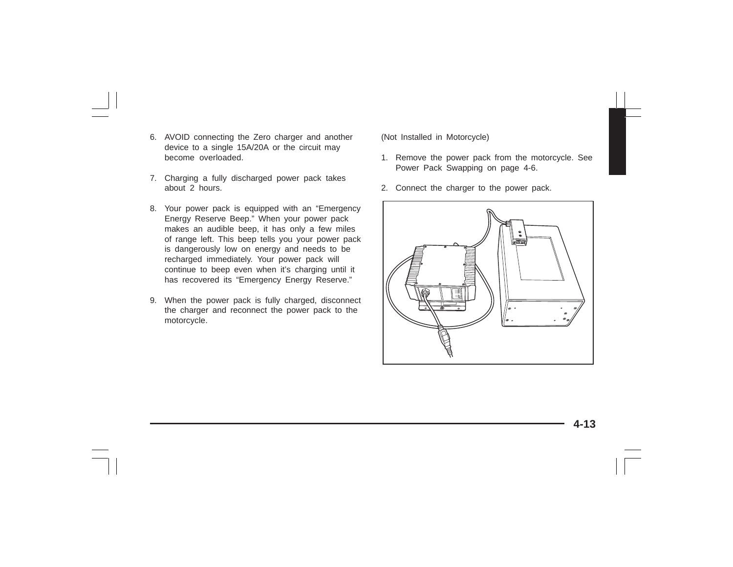6. AVOID connecting the Zero charger and another device to a single 15A/20A or the circuit may become overloaded.

7. Charging a fully discharged power pack takes about 2 hours.

8. Your power pack is equipped with an "Emergency Energy Reserve Beep." When your power pack makes an audible beep, it has only a few miles of range left. This beep tells you your power pack is dangerously low on energy and needs to be recharged immediately. Your power pack will continue to beep even when it's charging until it has recovered its "Emergency Energy Reserve."

9. When the power pack is fully charged, disconnect the charger and reconnect the power pack to the motorcycle.

(Not Installed in Motorcycle)

1. Remove the power pack from the motorcycle. See Power Pack Swapping on page 4-6.

2. Connect the charger to the power pack.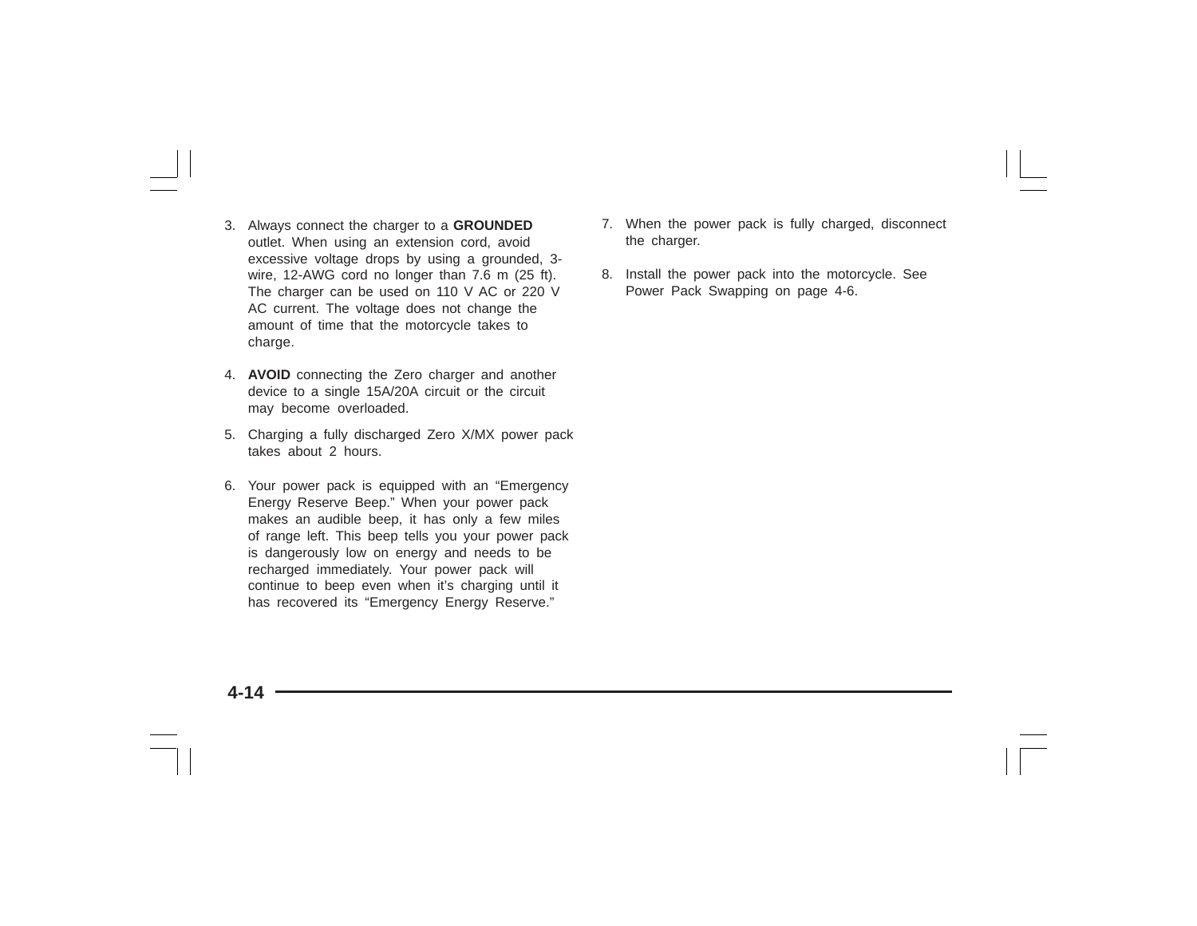3. Always connect the charger to a **GROUNDED** outlet. When using an extension cord, avoid excessive voltage drops by using a grounded, 3-wire, 12-AWG cord no longer than 7.6 m (25 ft). The charger can be used on 110 V AC or 220 V AC current. The voltage does not change the amount of time that the motorcycle takes to charge.

4. **AVOID** connecting the Zero charger and another device to a single 15A/20A circuit or the circuit may become overloaded.

5. Charging a fully discharged Zero X/MX power pack takes about 2 hours.

6. Your power pack is equipped with an “Emergency Energy Reserve Beep.” When your power pack makes an audible beep, it has only a few miles of range left. This beep tells you your power pack is dangerously low on energy and needs to be recharged immediately. Your power pack will continue to beep even when it’s charging until it has recovered its “Emergency Energy Reserve.”

7. When the power pack is fully charged, disconnect the charger.

8. Install the power pack into the motorcycle. See Power Pack Swapping on page 4-6.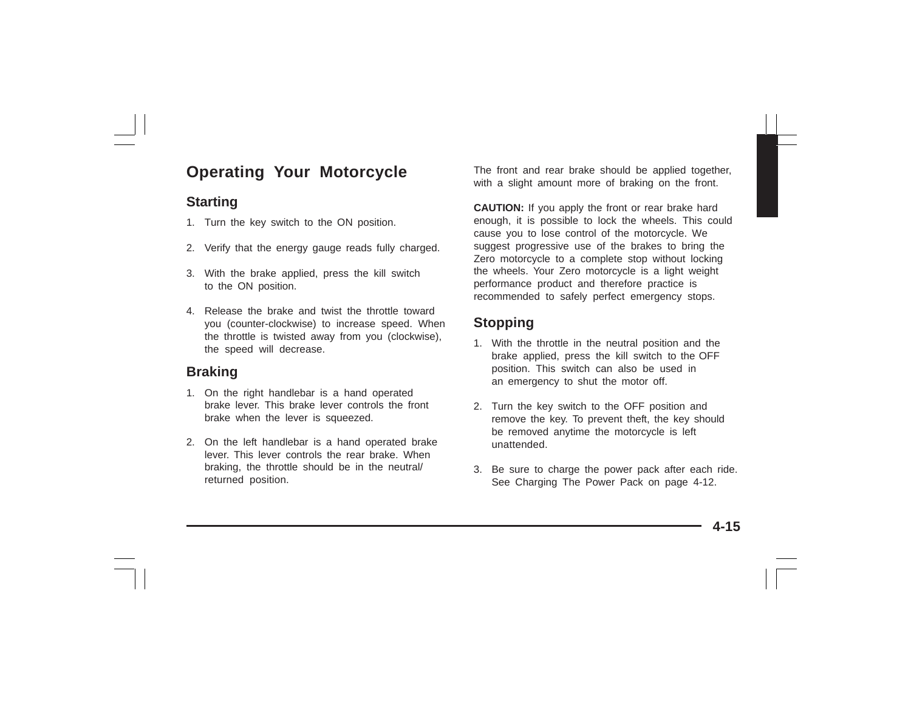# Operating Your Motorcycle

## Starting

1. Turn the key switch to the ON position.
2. Verify that the energy gauge reads fully charged.
3. With the brake applied, press the kill switch to the ON position.
4. Release the brake and twist the throttle toward you (counter-clockwise) to increase speed. When the throttle is twisted away from you (clockwise), the speed will decrease.

## Braking

1. On the right handlebar is a hand operated brake lever. This brake lever controls the front brake when the lever is squeezed.
2. On the left handlebar is a hand operated brake lever. This lever controls the rear brake. When braking, the throttle should be in the neutral/returned position.

The front and rear brake should be applied together, with a slight amount more of braking on the front.

**CAUTION:** If you apply the front or rear brake hard enough, it is possible to lock the wheels. This could cause you to lose control of the motorcycle. We suggest progressive use of the brakes to bring the Zero motorcycle to a complete stop without locking the wheels. Your Zero motorcycle is a light weight performance product and therefore practice is recommended to safely perfect emergency stops.

## Stopping

1. With the throttle in the neutral position and the brake applied, press the kill switch to the OFF position. This switch can also be used in an emergency to shut the motor off.
2. Turn the key switch to the OFF position and remove the key. To prevent theft, the key should be removed anytime the motorcycle is left unattended.
3. Be sure to charge the power pack after each ride. See Charging The Power Pack on page 4-12.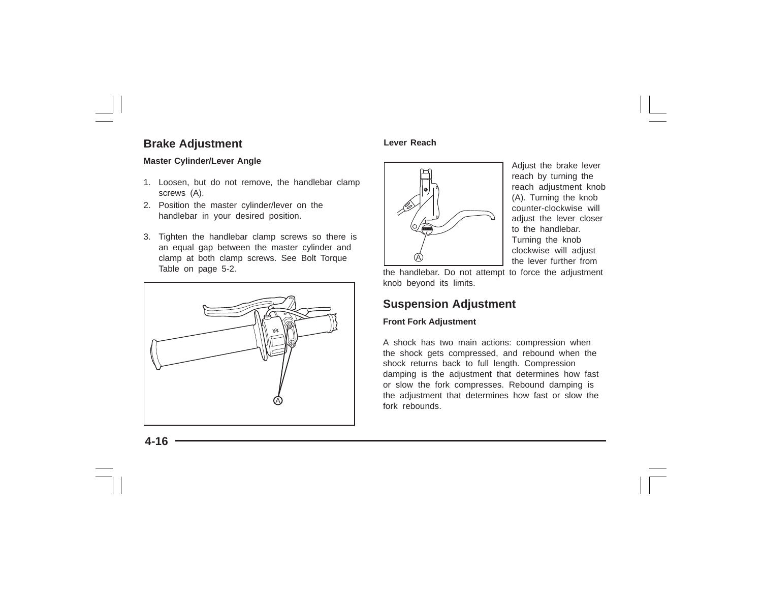## Brake Adjustment

### Master Cylinder/Lever Angle

1. Loosen, but do not remove, the handlebar clamp screws (A).
2. Position the master cylinder/lever on the handlebar in your desired position.
3. Tighten the handlebar clamp screws so there is an equal gap between the master cylinder and clamp at both clamp screws. See Bolt Torque Table on page 5-2.

### Lever Reach

Adjust the brake lever reach by turning the reach adjustment knob (A). Turning the knob counter-clockwise will adjust the lever closer to the handlebar. Turning the knob clockwise will adjust the lever further from the handlebar. Do not attempt to force the adjustment knob beyond its limits.

## Suspension Adjustment

### Front Fork Adjustment

A shock has two main actions: compression when the shock gets compressed, and rebound when the shock returns back to full length. Compression damping is the adjustment that determines how fast or slow the fork compresses. Rebound damping is the adjustment that determines how fast or slow the fork rebounds.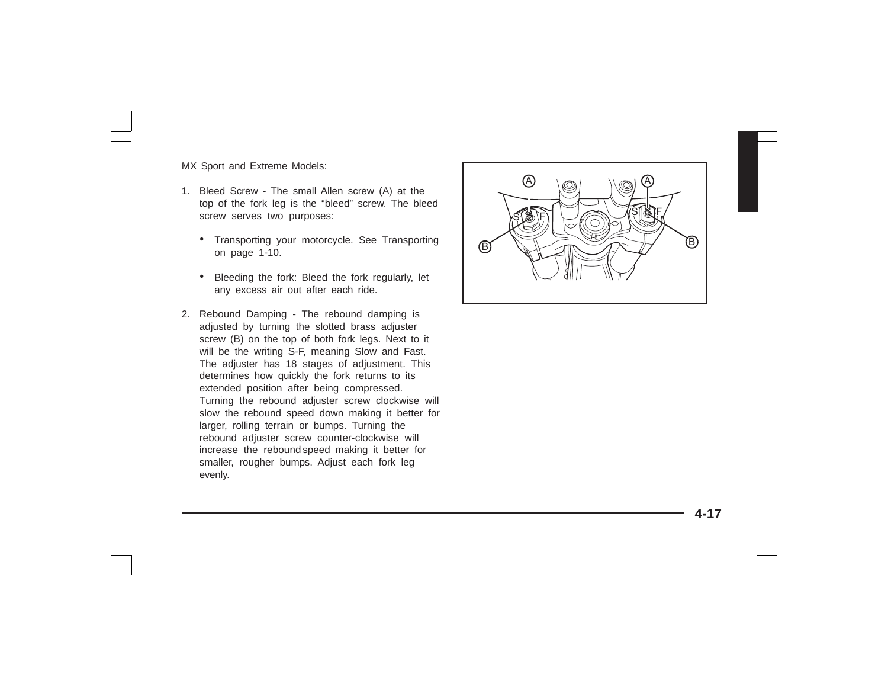MX Sport and Extreme Models:

1. Bleed Screw - The small Allen screw (A) at the top of the fork leg is the “bleed” screw. The bleed screw serves two purposes:

   - Transporting your motorcycle. See Transporting on page 1-10.

   - Bleeding the fork: Bleed the fork regularly, let any excess air out after each ride.

2. Rebound Damping - The rebound damping is adjusted by turning the slotted brass adjuster screw (B) on the top of both fork legs. Next to it will be the writing S-F, meaning Slow and Fast. The adjuster has 18 stages of adjustment. This determines how quickly the fork returns to its extended position after being compressed. Turning the rebound adjuster screw clockwise will slow the rebound speed down making it better for larger, rolling terrain or bumps. Turning the rebound adjuster screw counter-clockwise will increase the rebound speed making it better for smaller, rougher bumps. Adjust each fork leg evenly.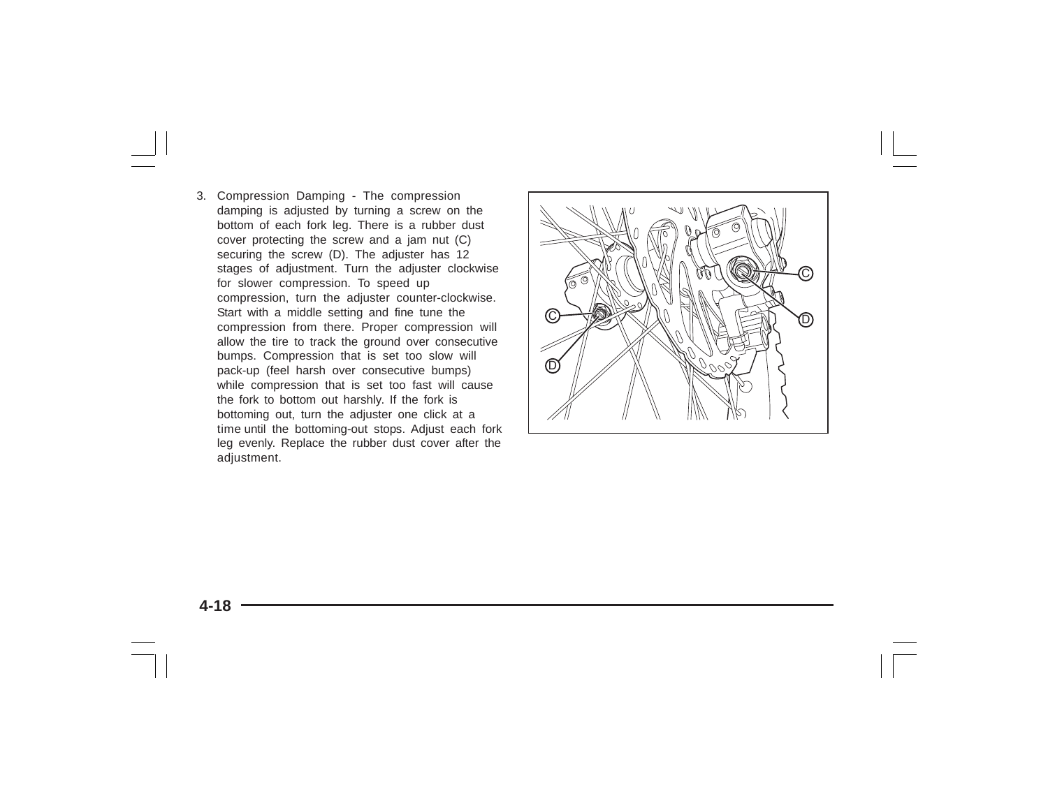3. Compression Damping - The compression damping is adjusted by turning a screw on the bottom of each fork leg. There is a rubber dust cover protecting the screw and a jam nut (C) securing the screw (D). The adjuster has 12 stages of adjustment. Turn the adjuster clockwise for slower compression. To speed up compression, turn the adjuster counter-clockwise. Start with a middle setting and fine tune the compression from there. Proper compression will allow the tire to track the ground over consecutive bumps. Compression that is set too slow will pack-up (feel harsh over consecutive bumps) while compression that is set too fast will cause the fork to bottom out harshly. If the fork is bottoming out, turn the adjuster one click at a time until the bottoming-out stops. Adjust each fork leg evenly. Replace the rubber dust cover after the adjustment.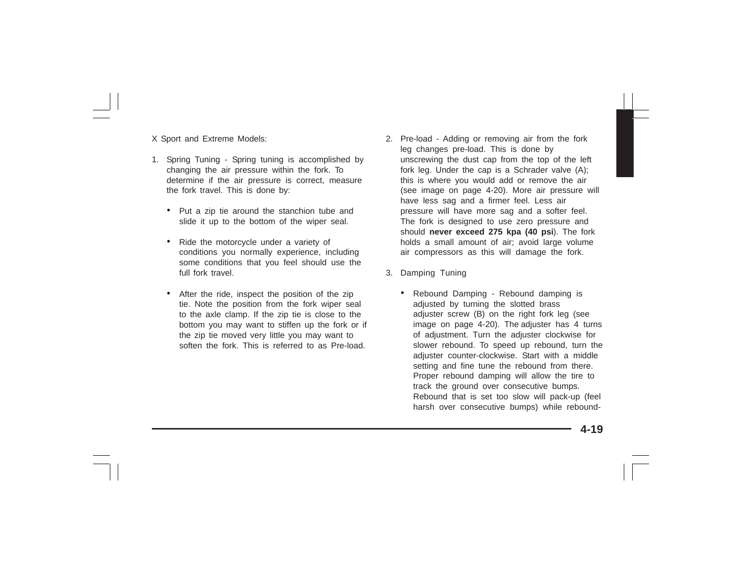X Sport and Extreme Models:

1. Spring Tuning - Spring tuning is accomplished by changing the air pressure within the fork. To determine if the air pressure is correct, measure the fork travel. This is done by:

   - Put a zip tie around the stanchion tube and slide it up to the bottom of the wiper seal.

   - Ride the motorcycle under a variety of conditions you normally experience, including some conditions that you feel should use the full fork travel.

   - After the ride, inspect the position of the zip tie. Note the position from the fork wiper seal to the axle clamp. If the zip tie is close to the bottom you may want to stiffen up the fork or if the zip tie moved very little you may want to soften the fork. This is referred to as Pre-load.

2. Pre-load - Adding or removing air from the fork leg changes pre-load. This is done by unscrewing the dust cap from the top of the left fork leg. Under the cap is a Schrader valve (A); this is where you would add or remove the air (see image on page 4-20). More air pressure will have less sag and a firmer feel. Less air pressure will have more sag and a softer feel. The fork is designed to use zero pressure and should **never exceed 275 kpa (40 psi**). The fork holds a small amount of air; avoid large volume air compressors as this will damage the fork.

3. Damping Tuning

   - Rebound Damping - Rebound damping is adjusted by turning the slotted brass adjuster screw (B) on the right fork leg (see image on page 4-20). The adjuster has 4 turns of adjustment. Turn the adjuster clockwise for slower rebound. To speed up rebound, turn the adjuster counter-clockwise. Start with a middle setting and fine tune the rebound from there. Proper rebound damping will allow the tire to track the ground over consecutive bumps. Rebound that is set too slow will pack-up (feel harsh over consecutive bumps) while rebound-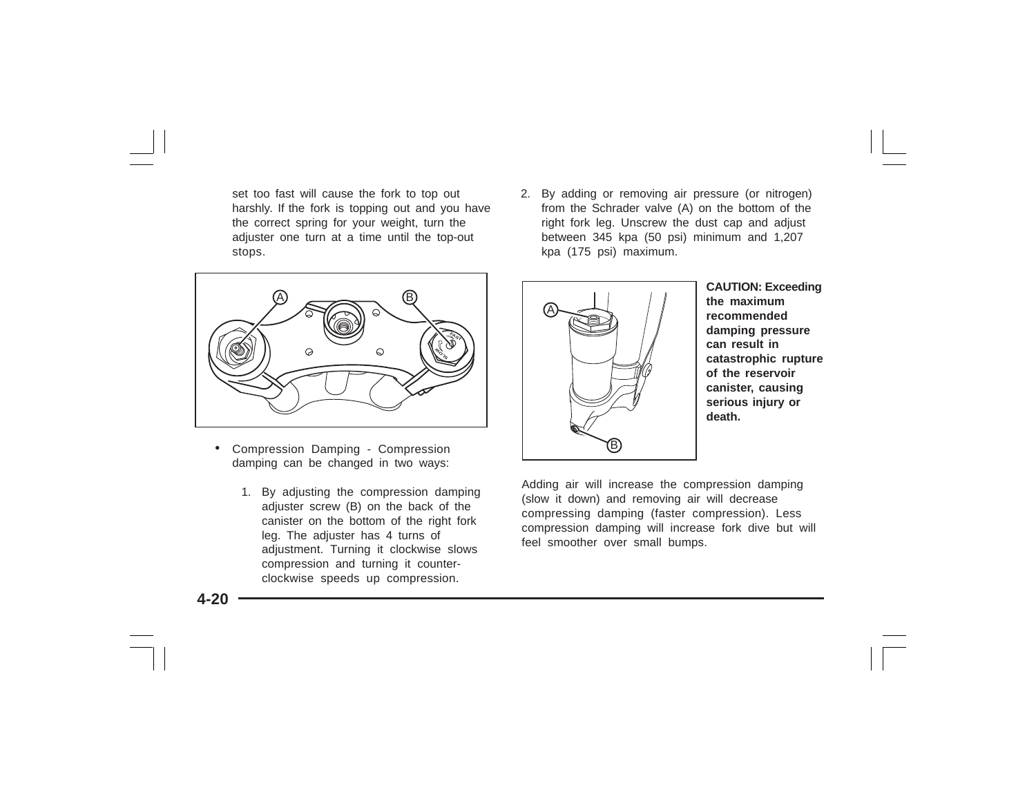set too fast will cause the fork to top out harshly. If the fork is topping out and you have the correct spring for your weight, turn the adjuster one turn at a time until the top-out stops.

- Compression Damping - Compression damping can be changed in two ways:

  1. By adjusting the compression damping adjuster screw (B) on the back of the canister on the bottom of the right fork leg. The adjuster has 4 turns of adjustment. Turning it clockwise slows compression and turning it counter-clockwise speeds up compression.

  2. By adding or removing air pressure (or nitrogen) from the Schrader valve (A) on the bottom of the right fork leg. Unscrew the dust cap and adjust between 345 kpa (50 psi) minimum and 1,207 kpa (175 psi) maximum.

**CAUTION: Exceeding the maximum recommended damping pressure can result in catastrophic rupture of the reservoir canister, causing serious injury or death.**

Adding air will increase the compression damping (slow it down) and removing air will decrease compressing damping (faster compression). Less compression damping will increase fork dive but will feel smoother over small bumps.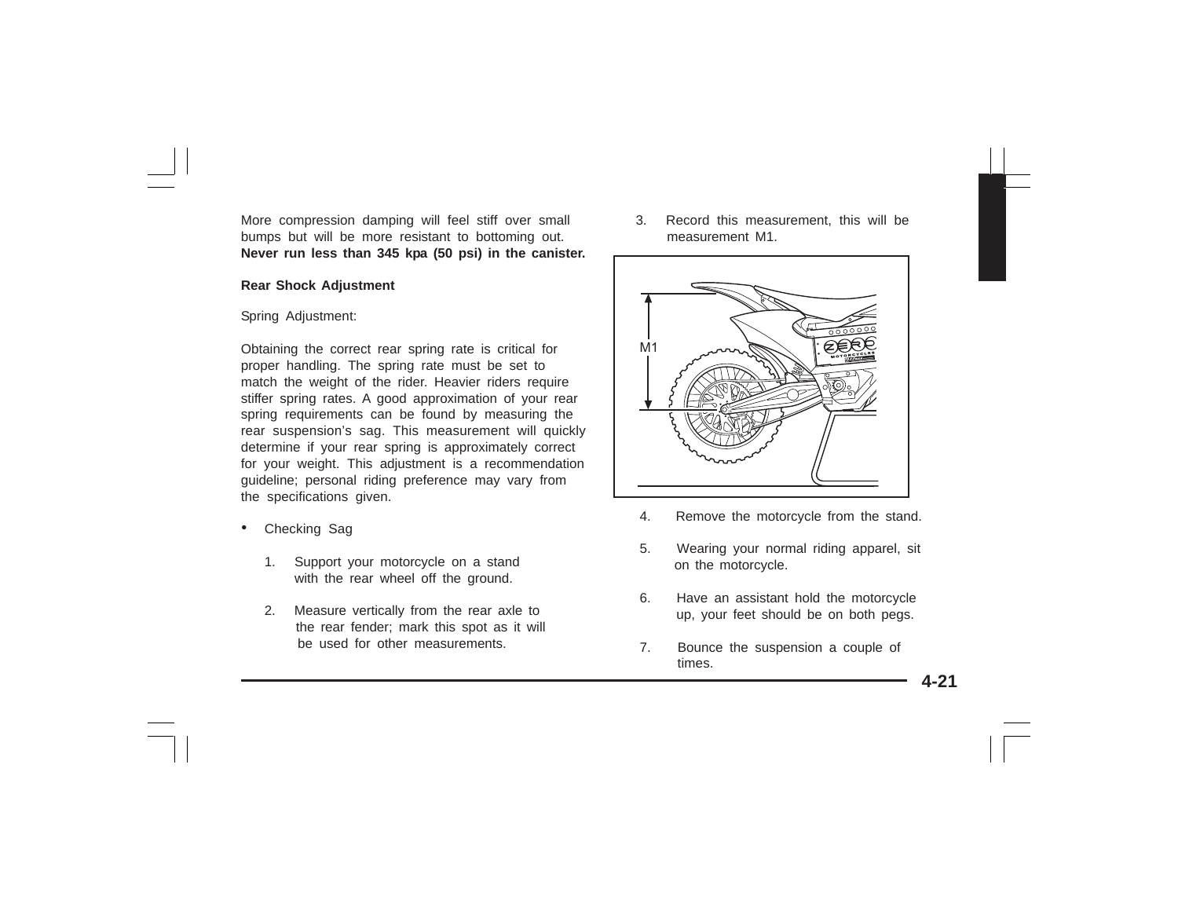More compression damping will feel stiff over small bumps but will be more resistant to bottoming out. **Never run less than 345 kpa (50 psi) in the canister.**

**Rear Shock Adjustment**

Spring Adjustment:

Obtaining the correct rear spring rate is critical for proper handling. The spring rate must be set to match the weight of the rider. Heavier riders require stiffer spring rates. A good approximation of your rear spring requirements can be found by measuring the rear suspension's sag. This measurement will quickly determine if your rear spring is approximately correct for your weight. This adjustment is a recommendation guideline; personal riding preference may vary from the specifications given.

- Checking Sag

  1. Support your motorcycle on a stand with the rear wheel off the ground.
  2. Measure vertically from the rear axle to the rear fender; mark this spot as it will be used for other measurements.
  3. Record this measurement, this will be measurement M1.
  4. Remove the motorcycle from the stand.
  5. Wearing your normal riding apparel, sit on the motorcycle.
  6. Have an assistant hold the motorcycle up, your feet should be on both pegs.
  7. Bounce the suspension a couple of times.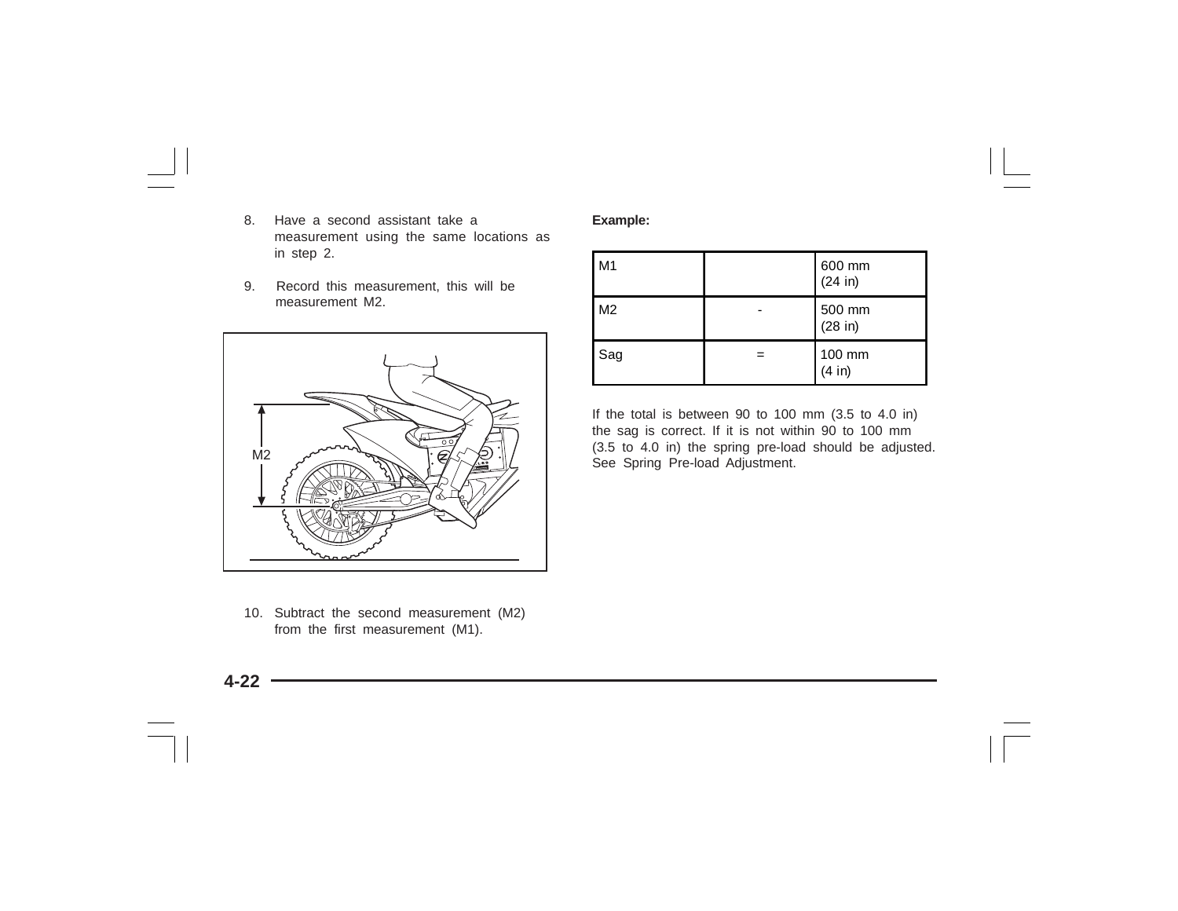8. Have a second assistant take a measurement using the same locations as in step 2.

9. Record this measurement, this will be measurement M2.

10. Subtract the second measurement (M2) from the first measurement (M1).

**Example:**

| M1 | | 600 mm (24 in) |
|---|---|---|
| M2 | - | 500 mm (28 in) |
| Sag | = | 100 mm (4 in) |

If the total is between 90 to 100 mm (3.5 to 4.0 in) the sag is correct. If it is not within 90 to 100 mm (3.5 to 4.0 in) the spring pre-load should be adjusted. See Spring Pre-load Adjustment.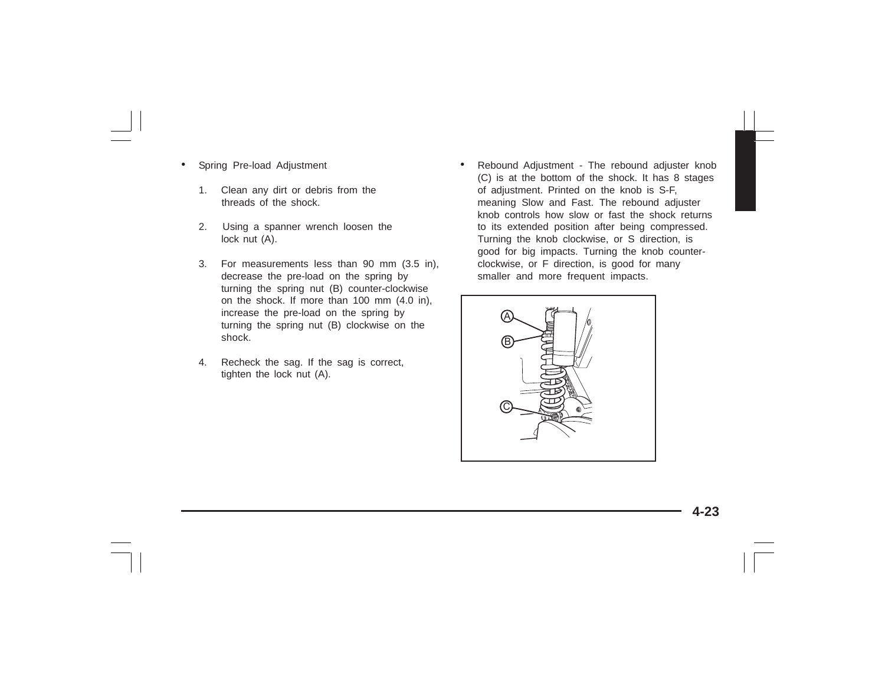- Spring Pre-load Adjustment

  1. Clean any dirt or debris from the threads of the shock.

  2. Using a spanner wrench loosen the lock nut (A).

  3. For measurements less than 90 mm (3.5 in), decrease the pre-load on the spring by turning the spring nut (B) counter-clockwise on the shock. If more than 100 mm (4.0 in), increase the pre-load on the spring by turning the spring nut (B) clockwise on the shock.

  4. Recheck the sag. If the sag is correct, tighten the lock nut (A).

- Rebound Adjustment - The rebound adjuster knob (C) is at the bottom of the shock. It has 8 stages of adjustment. Printed on the knob is S-F, meaning Slow and Fast. The rebound adjuster knob controls how slow or fast the shock returns to its extended position after being compressed. Turning the knob clockwise, or S direction, is good for big impacts. Turning the knob counter-clockwise, or F direction, is good for many smaller and more frequent impacts.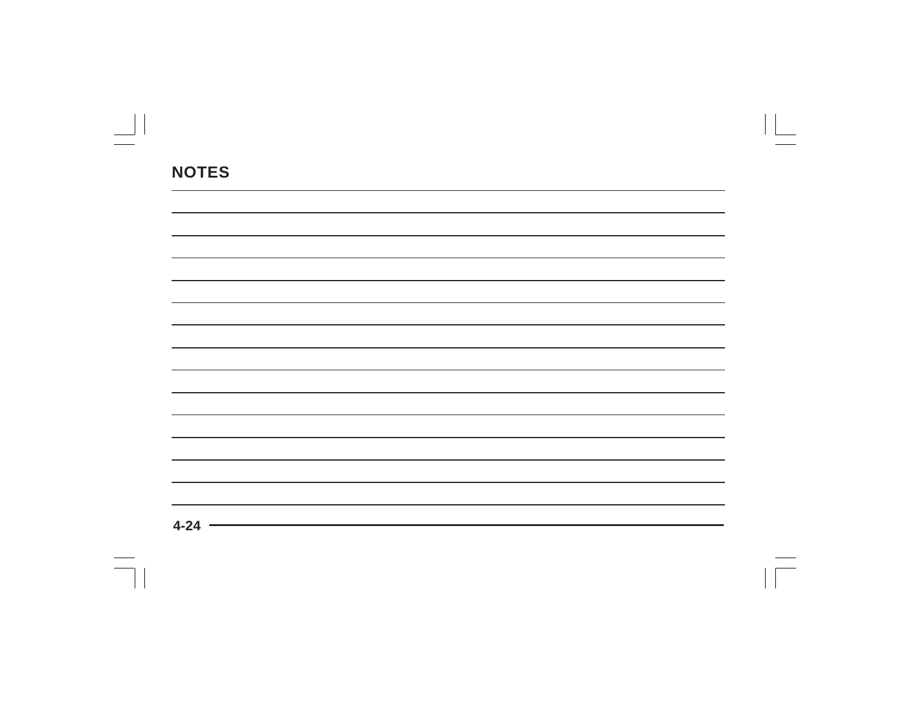## NOTES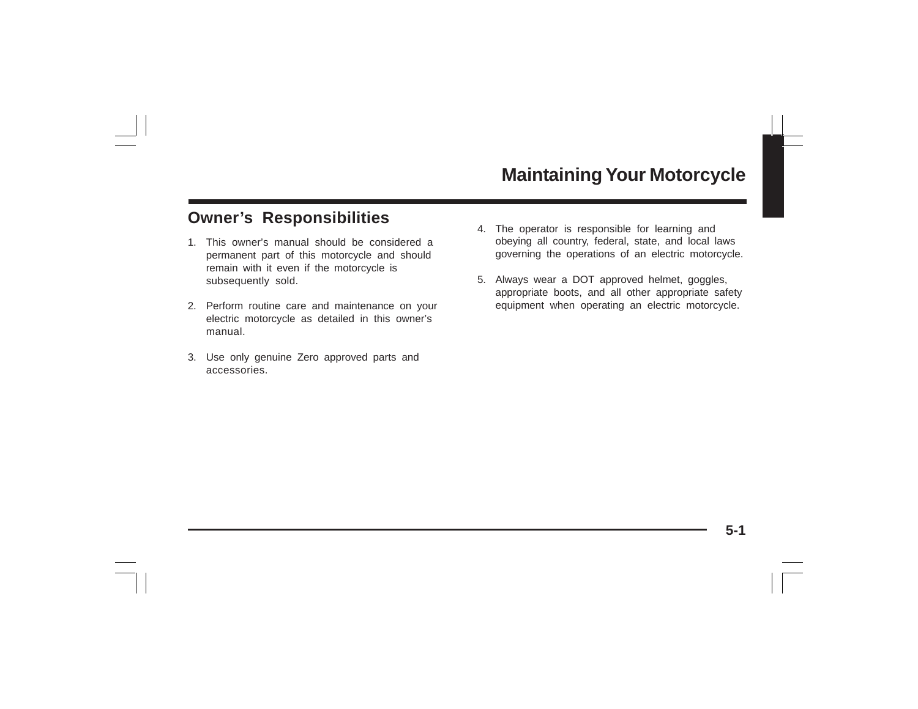# Maintaining Your Motorcycle

## Owner's Responsibilities

1. This owner's manual should be considered a permanent part of this motorcycle and should remain with it even if the motorcycle is subsequently sold.

2. Perform routine care and maintenance on your electric motorcycle as detailed in this owner's manual.

3. Use only genuine Zero approved parts and accessories.

4. The operator is responsible for learning and obeying all country, federal, state, and local laws governing the operations of an electric motorcycle.

5. Always wear a DOT approved helmet, goggles, appropriate boots, and all other appropriate safety equipment when operating an electric motorcycle.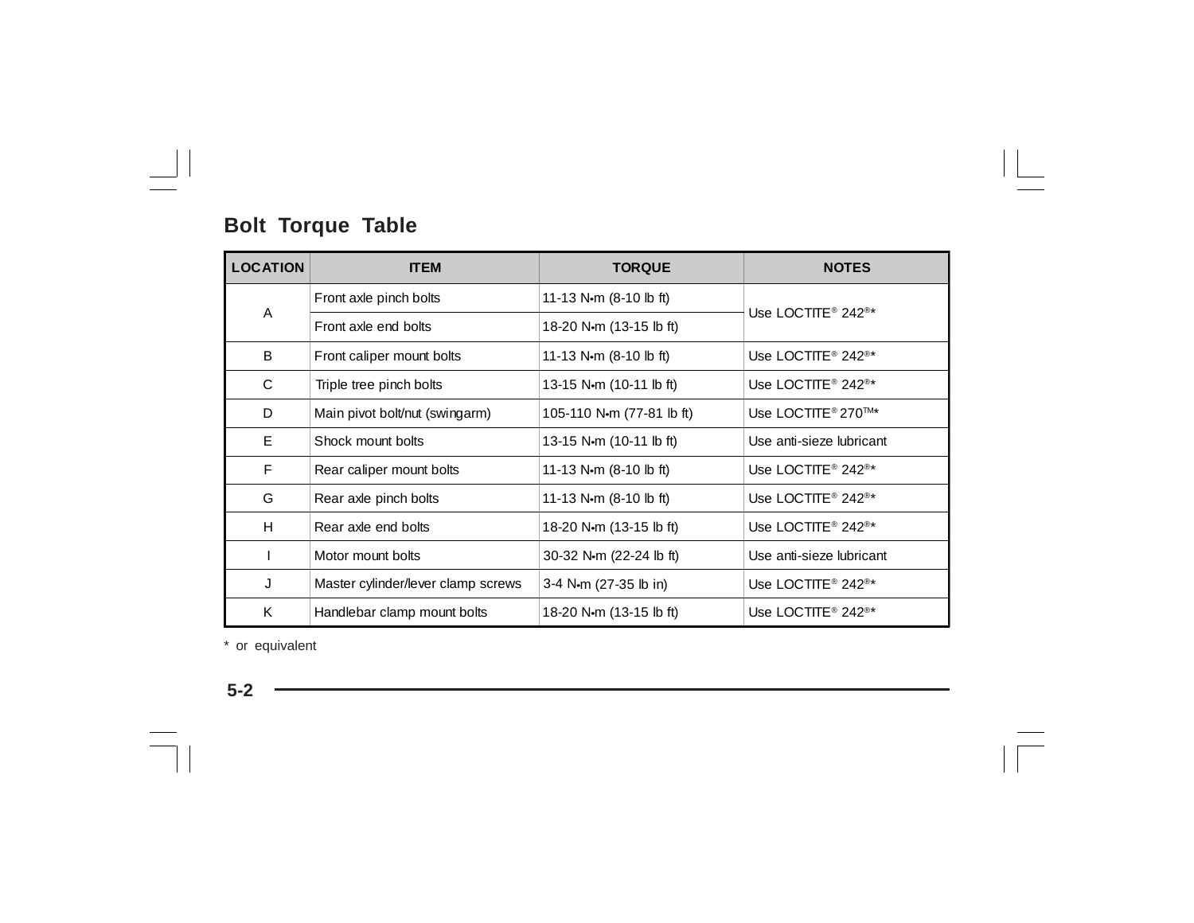## Bolt Torque Table

| LOCATION | ITEM | TORQUE | NOTES |
|---|---|---|---|
| A | Front axle pinch bolts | 11-13 N•m (8-10 lb ft) | Use LOCTITE® 242®* |
| | Front axle end bolts | 18-20 N•m (13-15 lb ft) | |
| B | Front caliper mount bolts | 11-13 N•m (8-10 lb ft) | Use LOCTITE® 242®* |
| C | Triple tree pinch bolts | 13-15 N•m (10-11 lb ft) | Use LOCTITE® 242®* |
| D | Main pivot bolt/nut (swingarm) | 105-110 N•m (77-81 lb ft) | Use LOCTITE® 270™* |
| E | Shock mount bolts | 13-15 N•m (10-11 lb ft) | Use anti-sieze lubricant |
| F | Rear caliper mount bolts | 11-13 N•m (8-10 lb ft) | Use LOCTITE® 242®* |
| G | Rear axle pinch bolts | 11-13 N•m (8-10 lb ft) | Use LOCTITE® 242®* |
| H | Rear axle end bolts | 18-20 N•m (13-15 lb ft) | Use LOCTITE® 242®* |
| I | Motor mount bolts | 30-32 N•m (22-24 lb ft) | Use anti-sieze lubricant |
| J | Master cylinder/lever clamp screws | 3-4 N•m (27-35 lb in) | Use LOCTITE® 242®* |
| K | Handlebar clamp mount bolts | 18-20 N•m (13-15 lb ft) | Use LOCTITE® 242®* |

* or equivalent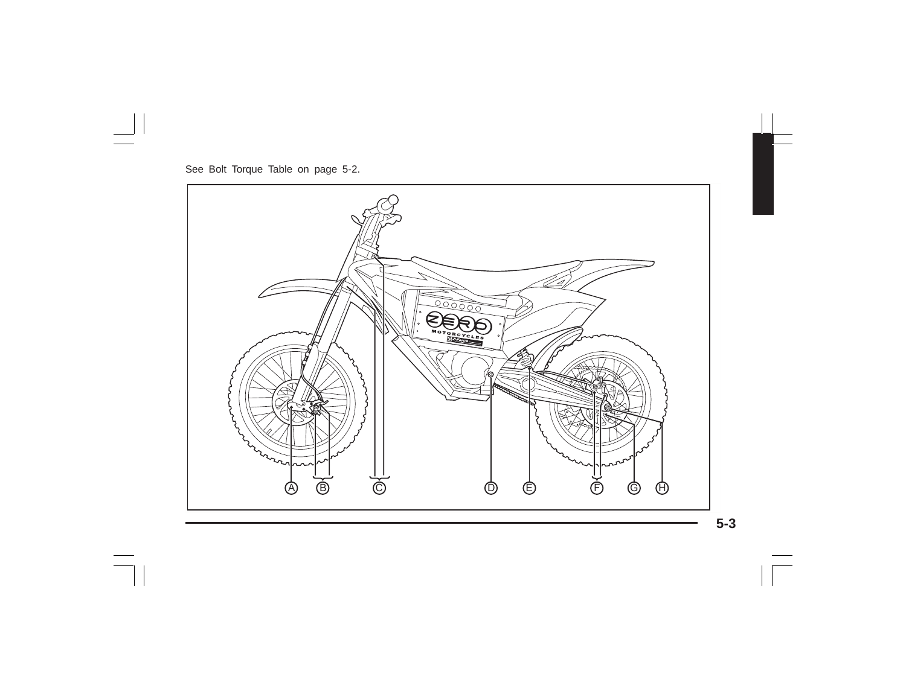See Bolt Torque Table on page 5-2.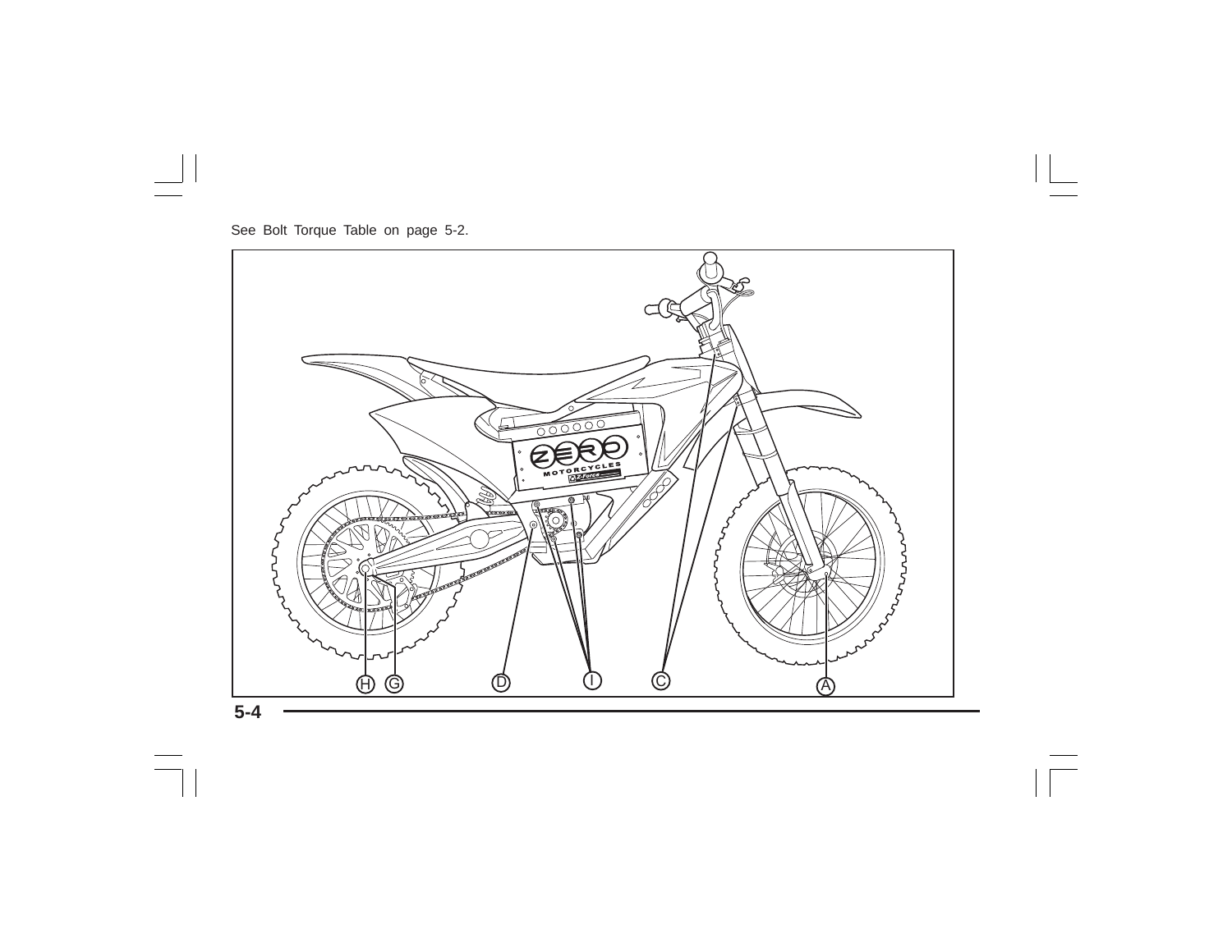See Bolt Torque Table on page 5-2.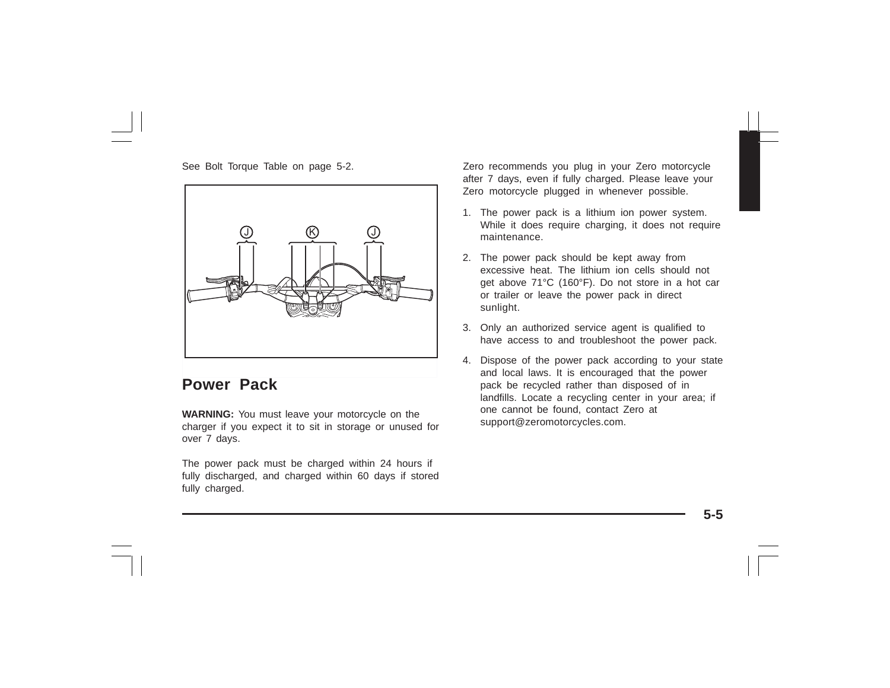See Bolt Torque Table on page 5-2.

## Power Pack

**WARNING:** You must leave your motorcycle on the charger if you expect it to sit in storage or unused for over 7 days.

The power pack must be charged within 24 hours if fully discharged, and charged within 60 days if stored fully charged.

Zero recommends you plug in your Zero motorcycle after 7 days, even if fully charged. Please leave your Zero motorcycle plugged in whenever possible.

1. The power pack is a lithium ion power system. While it does require charging, it does not require maintenance.
2. The power pack should be kept away from excessive heat. The lithium ion cells should not get above 71°C (160°F). Do not store in a hot car or trailer or leave the power pack in direct sunlight.
3. Only an authorized service agent is qualified to have access to and troubleshoot the power pack.
4. Dispose of the power pack according to your state and local laws. It is encouraged that the power pack be recycled rather than disposed of in landfills. Locate a recycling center in your area; if one cannot be found, contact Zero at support@zeromotorcycles.com.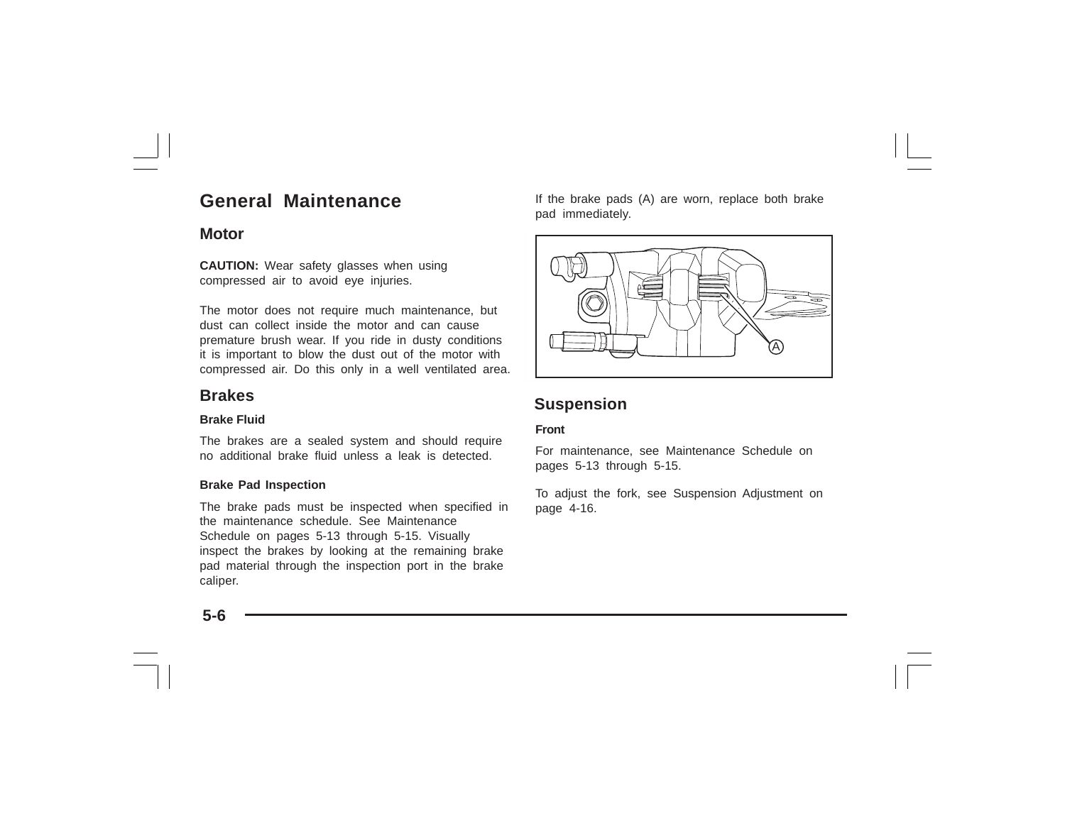# General Maintenance

## Motor

**CAUTION:** Wear safety glasses when using compressed air to avoid eye injuries.

The motor does not require much maintenance, but dust can collect inside the motor and can cause premature brush wear. If you ride in dusty conditions it is important to blow the dust out of the motor with compressed air. Do this only in a well ventilated area.

## Brakes

### Brake Fluid

The brakes are a sealed system and should require no additional brake fluid unless a leak is detected.

### Brake Pad Inspection

The brake pads must be inspected when specified in the maintenance schedule. See Maintenance Schedule on pages 5-13 through 5-15. Visually inspect the brakes by looking at the remaining brake pad material through the inspection port in the brake caliper.

If the brake pads (A) are worn, replace both brake pad immediately.

## Suspension

### Front

For maintenance, see Maintenance Schedule on pages 5-13 through 5-15.

To adjust the fork, see Suspension Adjustment on page 4-16.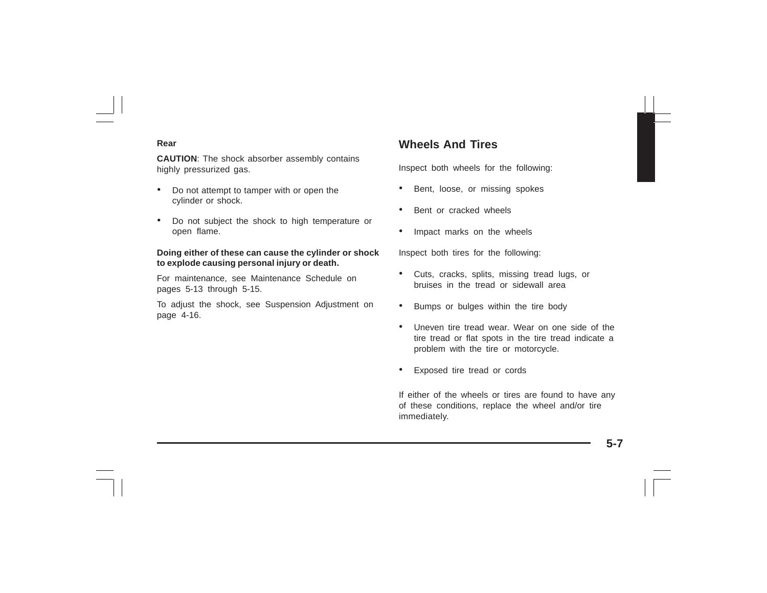**Rear**

**CAUTION**: The shock absorber assembly contains highly pressurized gas.

- Do not attempt to tamper with or open the cylinder or shock.
- Do not subject the shock to high temperature or open flame.

**Doing either of these can cause the cylinder or shock to explode causing personal injury or death.**

For maintenance, see Maintenance Schedule on pages 5-13 through 5-15.

To adjust the shock, see Suspension Adjustment on page 4-16.

## Wheels And Tires

Inspect both wheels for the following:

- Bent, loose, or missing spokes
- Bent or cracked wheels
- Impact marks on the wheels

Inspect both tires for the following:

- Cuts, cracks, splits, missing tread lugs, or bruises in the tread or sidewall area
- Bumps or bulges within the tire body
- Uneven tire tread wear. Wear on one side of the tire tread or flat spots in the tire tread indicate a problem with the tire or motorcycle.
- Exposed tire tread or cords

If either of the wheels or tires are found to have any of these conditions, replace the wheel and/or tire immediately.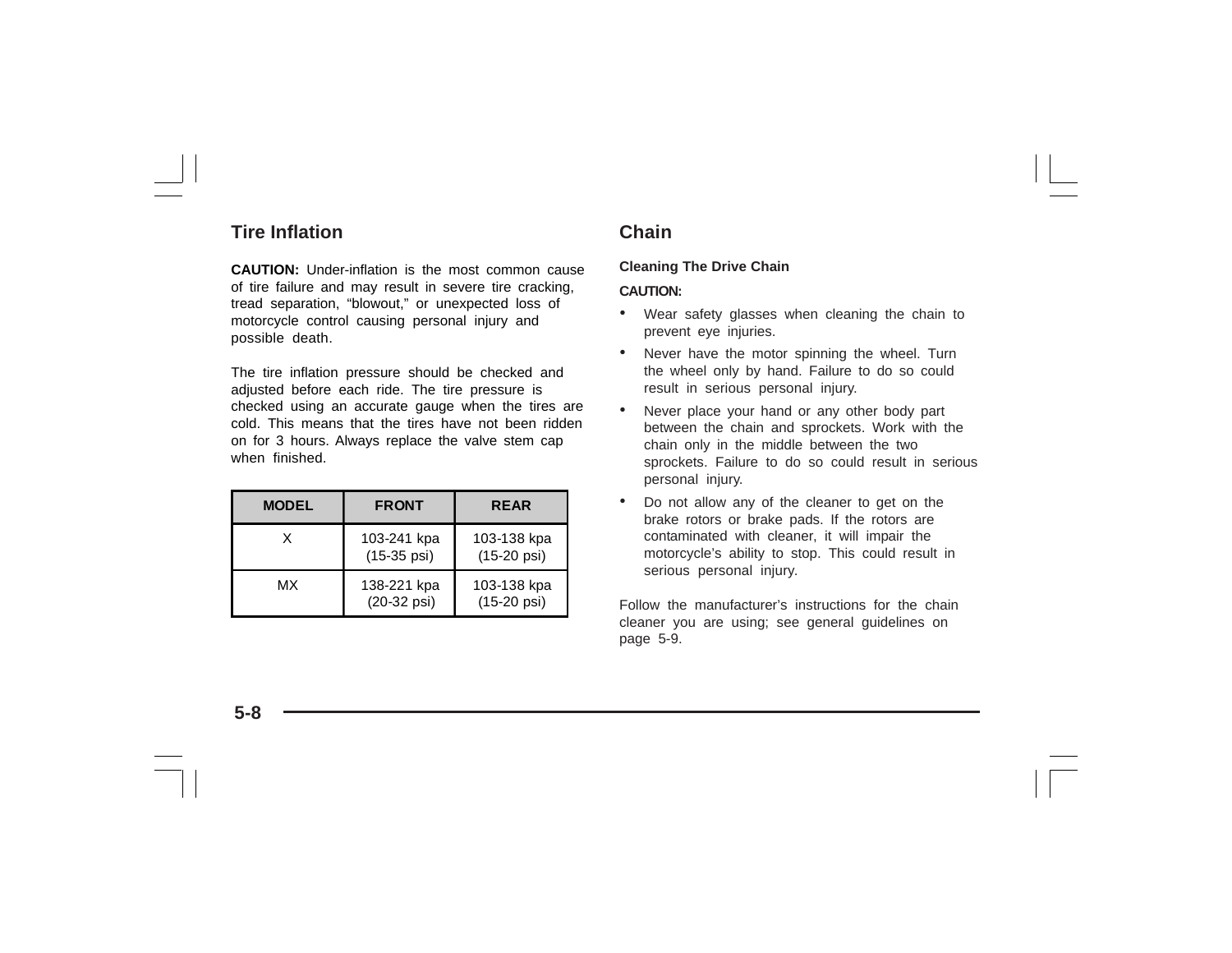## Tire Inflation

**CAUTION:** Under-inflation is the most common cause of tire failure and may result in severe tire cracking, tread separation, "blowout," or unexpected loss of motorcycle control causing personal injury and possible death.

The tire inflation pressure should be checked and adjusted before each ride. The tire pressure is checked using an accurate gauge when the tires are cold. This means that the tires have not been ridden on for 3 hours. Always replace the valve stem cap when finished.

| MODEL | FRONT | REAR |
|---|---|---|
| X | 103-241 kpa (15-35 psi) | 103-138 kpa (15-20 psi) |
| MX | 138-221 kpa (20-32 psi) | 103-138 kpa (15-20 psi) |

## Chain

### Cleaning The Drive Chain

**CAUTION:**

- Wear safety glasses when cleaning the chain to prevent eye injuries.
- Never have the motor spinning the wheel. Turn the wheel only by hand. Failure to do so could result in serious personal injury.
- Never place your hand or any other body part between the chain and sprockets. Work with the chain only in the middle between the two sprockets. Failure to do so could result in serious personal injury.
- Do not allow any of the cleaner to get on the brake rotors or brake pads. If the rotors are contaminated with cleaner, it will impair the motorcycle's ability to stop. This could result in serious personal injury.

Follow the manufacturer's instructions for the chain cleaner you are using; see general guidelines on page 5-9.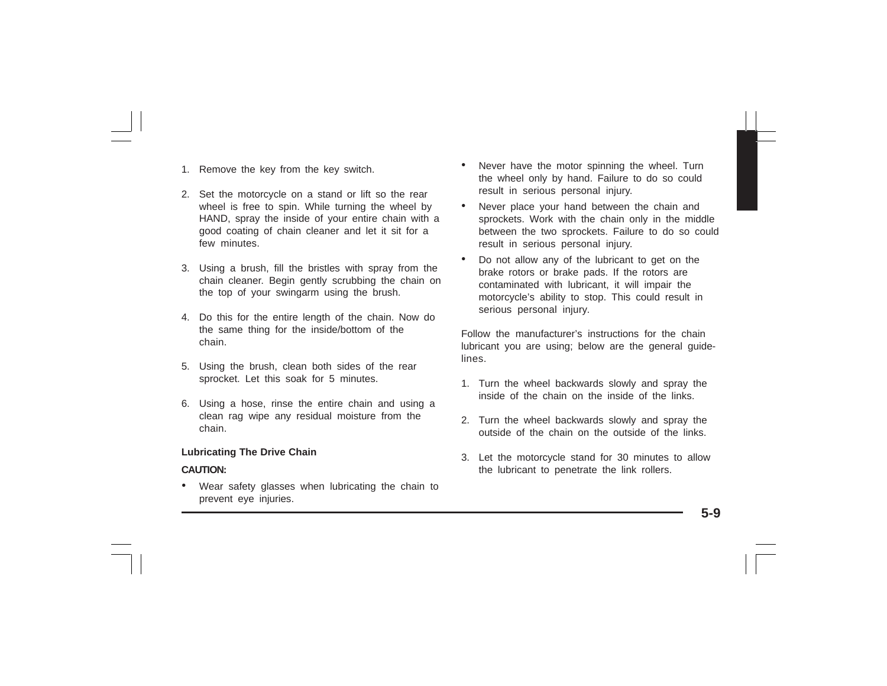1. Remove the key from the key switch.

2. Set the motorcycle on a stand or lift so the rear wheel is free to spin. While turning the wheel by HAND, spray the inside of your entire chain with a good coating of chain cleaner and let it sit for a few minutes.

3. Using a brush, fill the bristles with spray from the chain cleaner. Begin gently scrubbing the chain on the top of your swingarm using the brush.

4. Do this for the entire length of the chain. Now do the same thing for the inside/bottom of the chain.

5. Using the brush, clean both sides of the rear sprocket. Let this soak for 5 minutes.

6. Using a hose, rinse the entire chain and using a clean rag wipe any residual moisture from the chain.

### Lubricating The Drive Chain

**CAUTION:**

- Wear safety glasses when lubricating the chain to prevent eye injuries.
- Never have the motor spinning the wheel. Turn the wheel only by hand. Failure to do so could result in serious personal injury.
- Never place your hand between the chain and sprockets. Work with the chain only in the middle between the two sprockets. Failure to do so could result in serious personal injury.
- Do not allow any of the lubricant to get on the brake rotors or brake pads. If the rotors are contaminated with lubricant, it will impair the motorcycle's ability to stop. This could result in serious personal injury.

Follow the manufacturer's instructions for the chain lubricant you are using; below are the general guidelines.

1. Turn the wheel backwards slowly and spray the inside of the chain on the inside of the links.

2. Turn the wheel backwards slowly and spray the outside of the chain on the outside of the links.

3. Let the motorcycle stand for 30 minutes to allow the lubricant to penetrate the link rollers.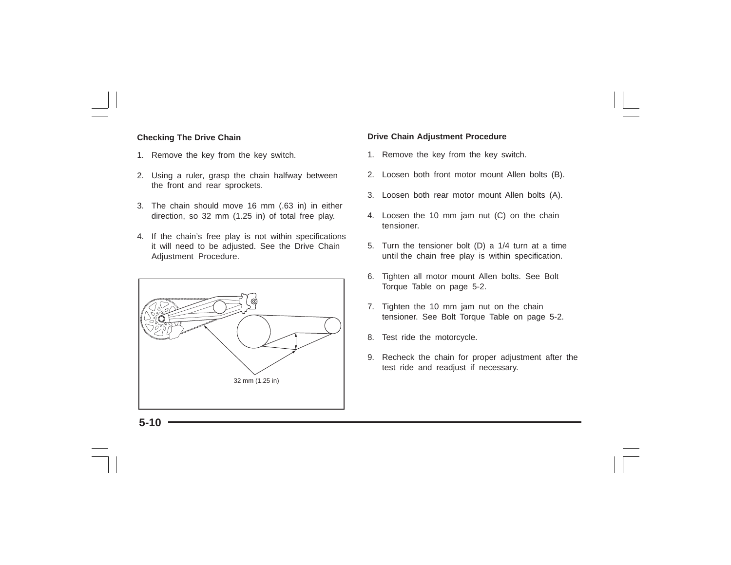### Checking The Drive Chain

1. Remove the key from the key switch.
2. Using a ruler, grasp the chain halfway between the front and rear sprockets.
3. The chain should move 16 mm (.63 in) in either direction, so 32 mm (1.25 in) of total free play.
4. If the chain's free play is not within specifications it will need to be adjusted. See the Drive Chain Adjustment Procedure.

32 mm (1.25 in)

### Drive Chain Adjustment Procedure

1. Remove the key from the key switch.
2. Loosen both front motor mount Allen bolts (B).
3. Loosen both rear motor mount Allen bolts (A).
4. Loosen the 10 mm jam nut (C) on the chain tensioner.
5. Turn the tensioner bolt (D) a 1/4 turn at a time until the chain free play is within specification.
6. Tighten all motor mount Allen bolts. See Bolt Torque Table on page 5-2.
7. Tighten the 10 mm jam nut on the chain tensioner. See Bolt Torque Table on page 5-2.
8. Test ride the motorcycle.
9. Recheck the chain for proper adjustment after the test ride and readjust if necessary.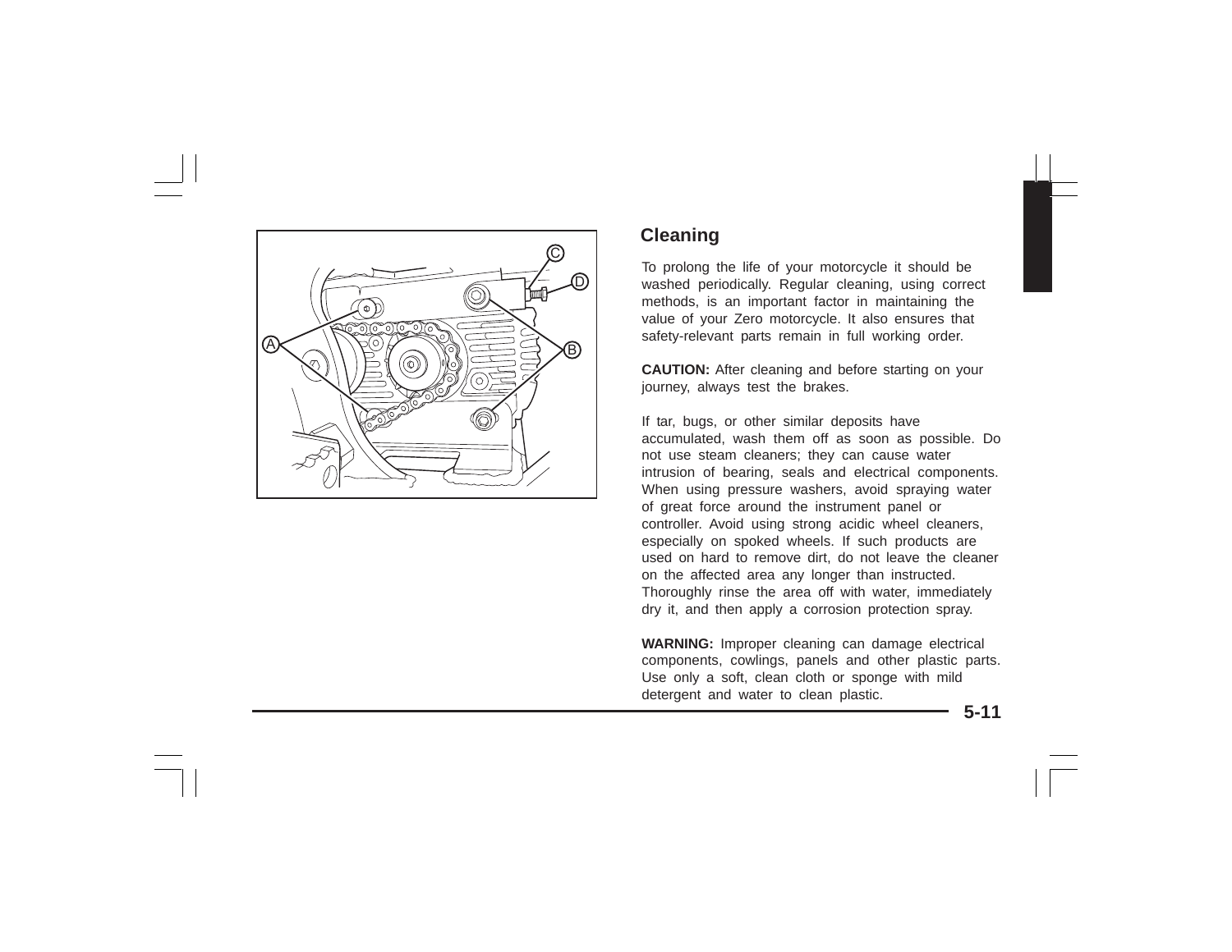## Cleaning

To prolong the life of your motorcycle it should be washed periodically. Regular cleaning, using correct methods, is an important factor in maintaining the value of your Zero motorcycle. It also ensures that safety-relevant parts remain in full working order.

**CAUTION:** After cleaning and before starting on your journey, always test the brakes.

If tar, bugs, or other similar deposits have accumulated, wash them off as soon as possible. Do not use steam cleaners; they can cause water intrusion of bearing, seals and electrical components. When using pressure washers, avoid spraying water of great force around the instrument panel or controller. Avoid using strong acidic wheel cleaners, especially on spoked wheels. If such products are used on hard to remove dirt, do not leave the cleaner on the affected area any longer than instructed. Thoroughly rinse the area off with water, immediately dry it, and then apply a corrosion protection spray.

**WARNING:** Improper cleaning can damage electrical components, cowlings, panels and other plastic parts. Use only a soft, clean cloth or sponge with mild detergent and water to clean plastic.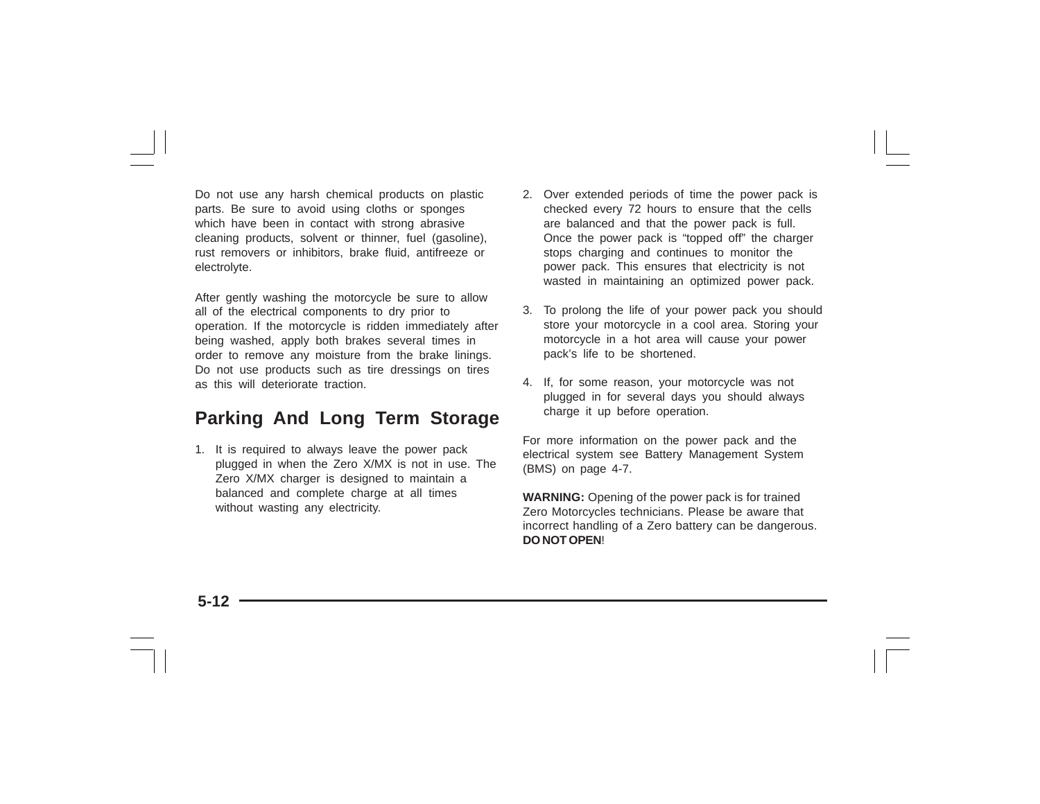Do not use any harsh chemical products on plastic parts. Be sure to avoid using cloths or sponges which have been in contact with strong abrasive cleaning products, solvent or thinner, fuel (gasoline), rust removers or inhibitors, brake fluid, antifreeze or electrolyte.

After gently washing the motorcycle be sure to allow all of the electrical components to dry prior to operation. If the motorcycle is ridden immediately after being washed, apply both brakes several times in order to remove any moisture from the brake linings. Do not use products such as tire dressings on tires as this will deteriorate traction.

## Parking And Long Term Storage

1. It is required to always leave the power pack plugged in when the Zero X/MX is not in use. The Zero X/MX charger is designed to maintain a balanced and complete charge at all times without wasting any electricity.
2. Over extended periods of time the power pack is checked every 72 hours to ensure that the cells are balanced and that the power pack is full. Once the power pack is "topped off" the charger stops charging and continues to monitor the power pack. This ensures that electricity is not wasted in maintaining an optimized power pack.
3. To prolong the life of your power pack you should store your motorcycle in a cool area. Storing your motorcycle in a hot area will cause your power pack's life to be shortened.
4. If, for some reason, your motorcycle was not plugged in for several days you should always charge it up before operation.

For more information on the power pack and the electrical system see Battery Management System (BMS) on page 4-7.

**WARNING:** Opening of the power pack is for trained Zero Motorcycles technicians. Please be aware that incorrect handling of a Zero battery can be dangerous. **DO NOT OPEN**!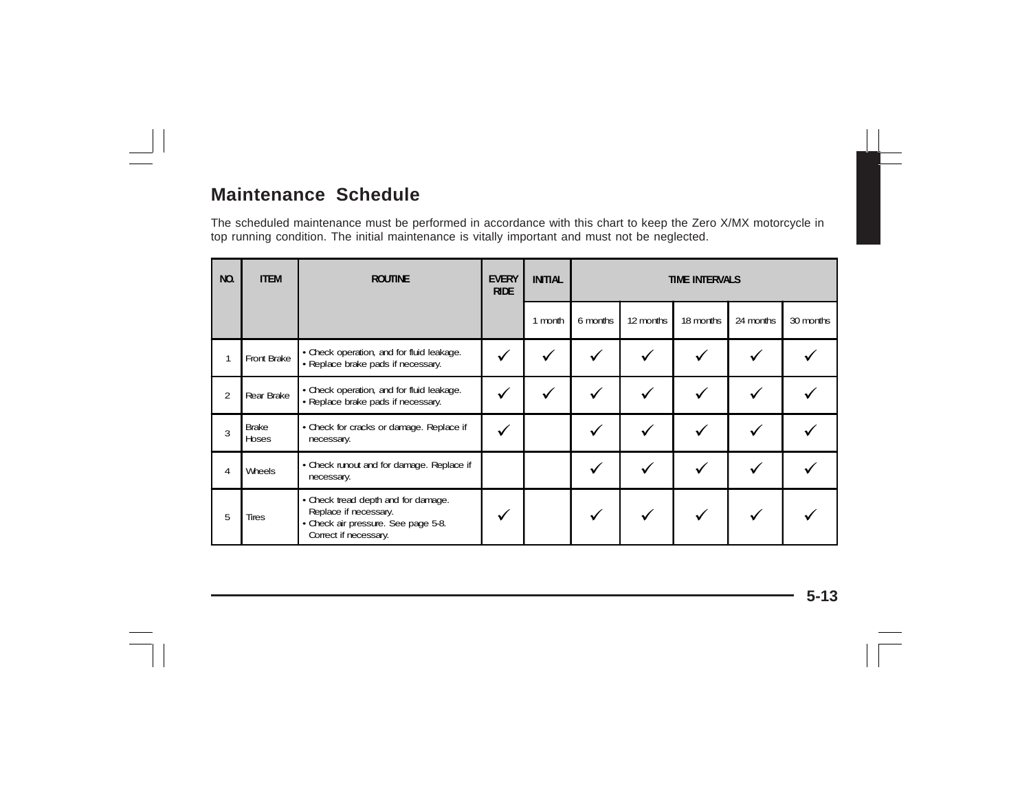## Maintenance Schedule

The scheduled maintenance must be performed in accordance with this chart to keep the Zero X/MX motorcycle in top running condition. The initial maintenance is vitally important and must not be neglected.

| NO. | ITEM | ROUTINE | EVERY RIDE | INITIAL | TIME INTERVALS | | | | |
|---|---|---|---|---|---|---|---|---|---|
| | | | | 1 month | 6 months | 12 months | 18 months | 24 months | 30 months |
| 1 | Front Brake | • Check operation, and for fluid leakage.<br>• Replace brake pads if necessary. | ✓ | ✓ | ✓ | ✓ | ✓ | ✓ | ✓ |
| 2 | Rear Brake | • Check operation, and for fluid leakage.<br>• Replace brake pads if necessary. | ✓ | ✓ | ✓ | ✓ | ✓ | ✓ | ✓ |
| 3 | Brake Hoses | • Check for cracks or damage. Replace if necessary. | ✓ | | ✓ | ✓ | ✓ | ✓ | ✓ |
| 4 | Wheels | • Check runout and for damage. Replace if necessary. | | | ✓ | ✓ | ✓ | ✓ | ✓ |
| 5 | Tires | • Check tread depth and for damage. Replace if necessary.<br>• Check air pressure. See page 5-8. Correct if necessary. | ✓ | | ✓ | ✓ | ✓ | ✓ | ✓ |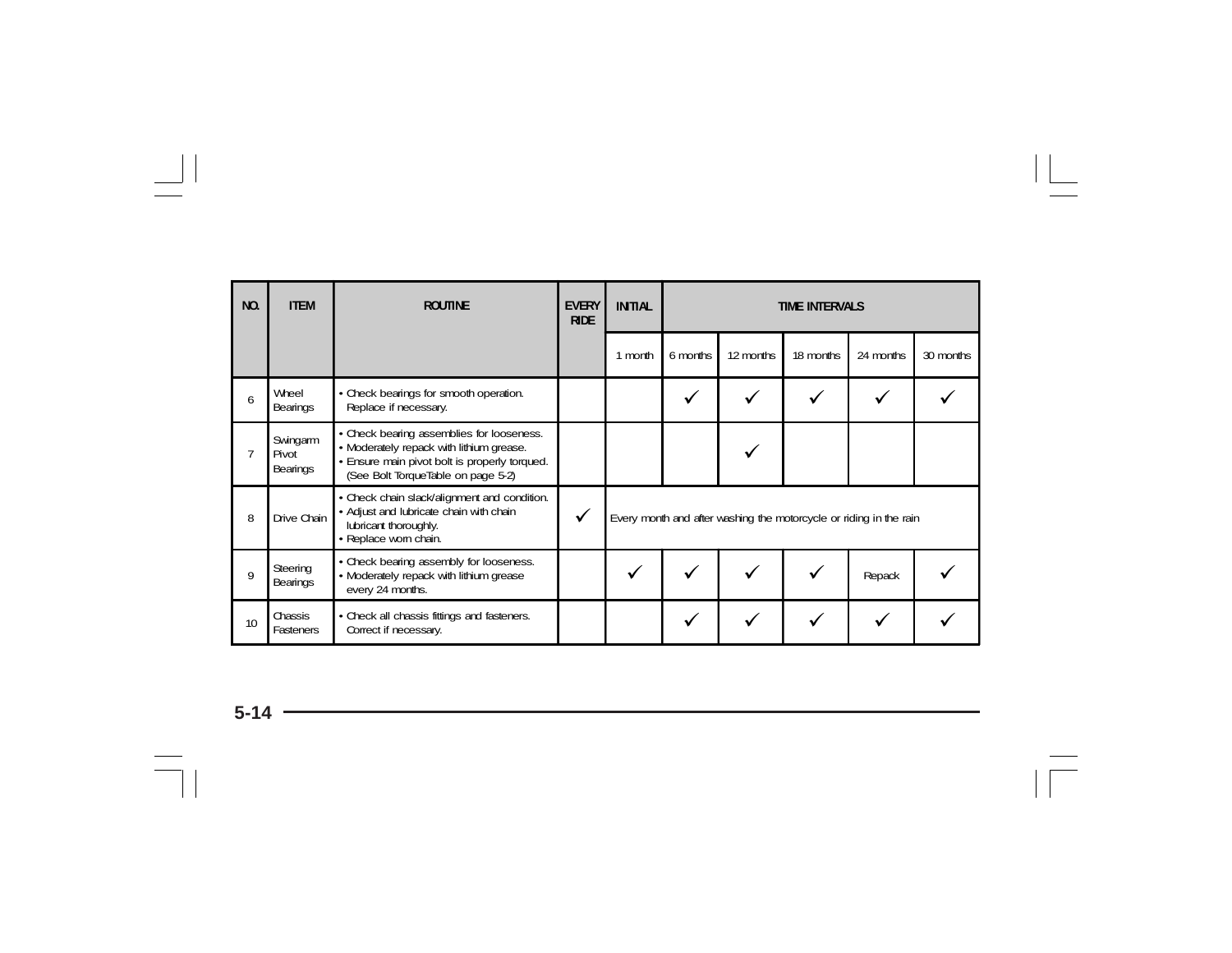| NO. | ITEM | ROUTINE | EVERY RIDE | INITIAL | TIME INTERVALS | | | | |
|---|---|---|---|---|---|---|---|---|---|
| | | | | 1 month | 6 months | 12 months | 18 months | 24 months | 30 months |
| 6 | Wheel Bearings | • Check bearings for smooth operation. Replace if necessary. | | | ✓ | ✓ | ✓ | ✓ | ✓ |
| 7 | Swingarm Pivot Bearings | • Check bearing assemblies for looseness. • Moderately repack with lithium grease. • Ensure main pivot bolt is properly torqued. (See Bolt TorqueTable on page 5-2) | | | | ✓ | | | |
| 8 | Drive Chain | • Check chain slack/alignment and condition. • Adjust and lubricate chain with chain lubricant thoroughly. • Replace worn chain. | ✓ | Every month and after washing the motorcycle or riding in the rain | | | | | |
| 9 | Steering Bearings | • Check bearing assembly for looseness. • Moderately repack with lithium grease every 24 months. | | ✓ | ✓ | ✓ | ✓ | Repack | ✓ |
| 10 | Chassis Fasteners | • Check all chassis fittings and fasteners. Correct if necessary. | | | ✓ | ✓ | ✓ | ✓ | ✓ |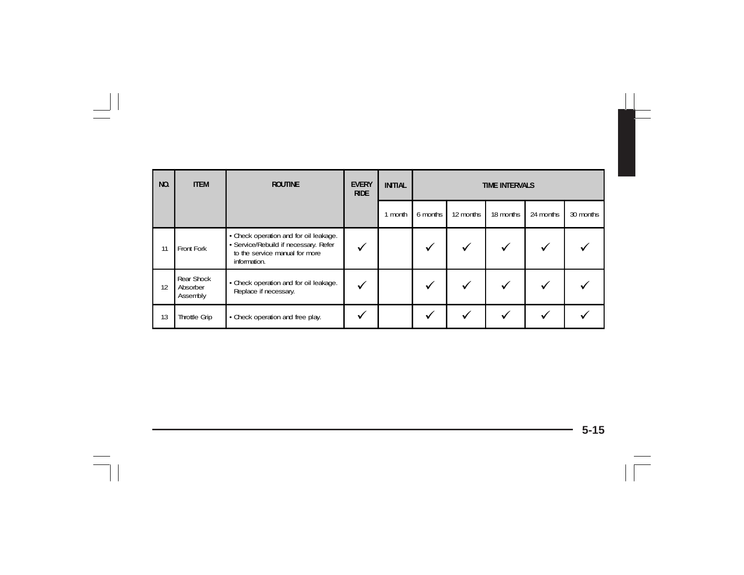| NO. | ITEM | ROUTINE | EVERY RIDE | INITIAL | TIME INTERVALS | | | | |
|---|---|---|---|---|---|---|---|---|---|
| | | | | 1 month | 6 months | 12 months | 18 months | 24 months | 30 months |
| 11 | Front Fork | • Check operation and for oil leakage.<br>• Service/Rebuild if necessary. Refer to the service manual for more information. | ✓ | | ✓ | ✓ | ✓ | ✓ | ✓ |
| 12 | Rear Shock Absorber Assembly | • Check operation and for oil leakage. Replace if necessary. | ✓ | | ✓ | ✓ | ✓ | ✓ | ✓ |
| 13 | Throttle Grip | • Check operation and free play. | ✓ | | ✓ | ✓ | ✓ | ✓ | ✓ |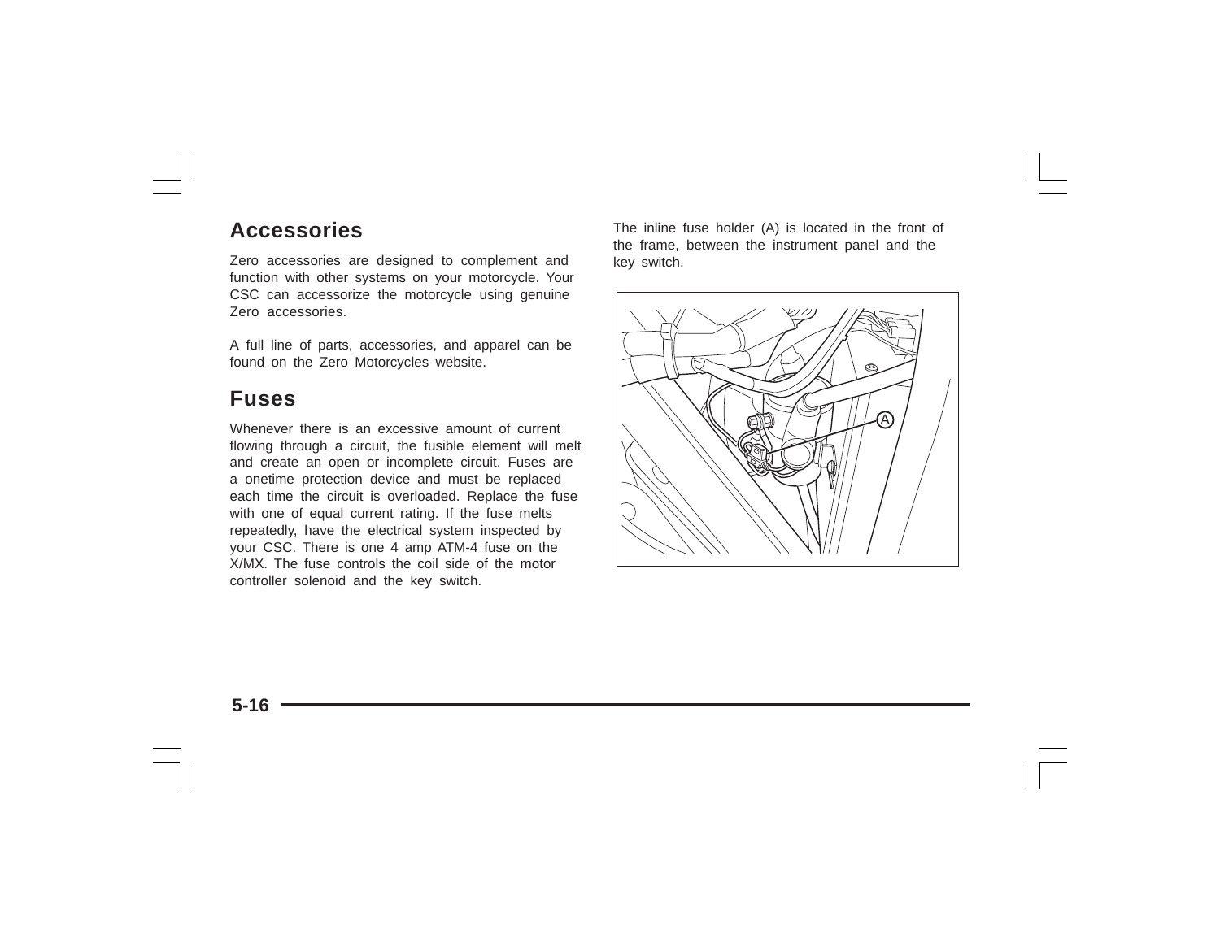## Accessories

Zero accessories are designed to complement and function with other systems on your motorcycle. Your CSC can accessorize the motorcycle using genuine Zero accessories.

A full line of parts, accessories, and apparel can be found on the Zero Motorcycles website.

## Fuses

Whenever there is an excessive amount of current flowing through a circuit, the fusible element will melt and create an open or incomplete circuit. Fuses are a onetime protection device and must be replaced each time the circuit is overloaded. Replace the fuse with one of equal current rating. If the fuse melts repeatedly, have the electrical system inspected by your CSC. There is one 4 amp ATM-4 fuse on the X/MX. The fuse controls the coil side of the motor controller solenoid and the key switch.

The inline fuse holder (A) is located in the front of the frame, between the instrument panel and the key switch.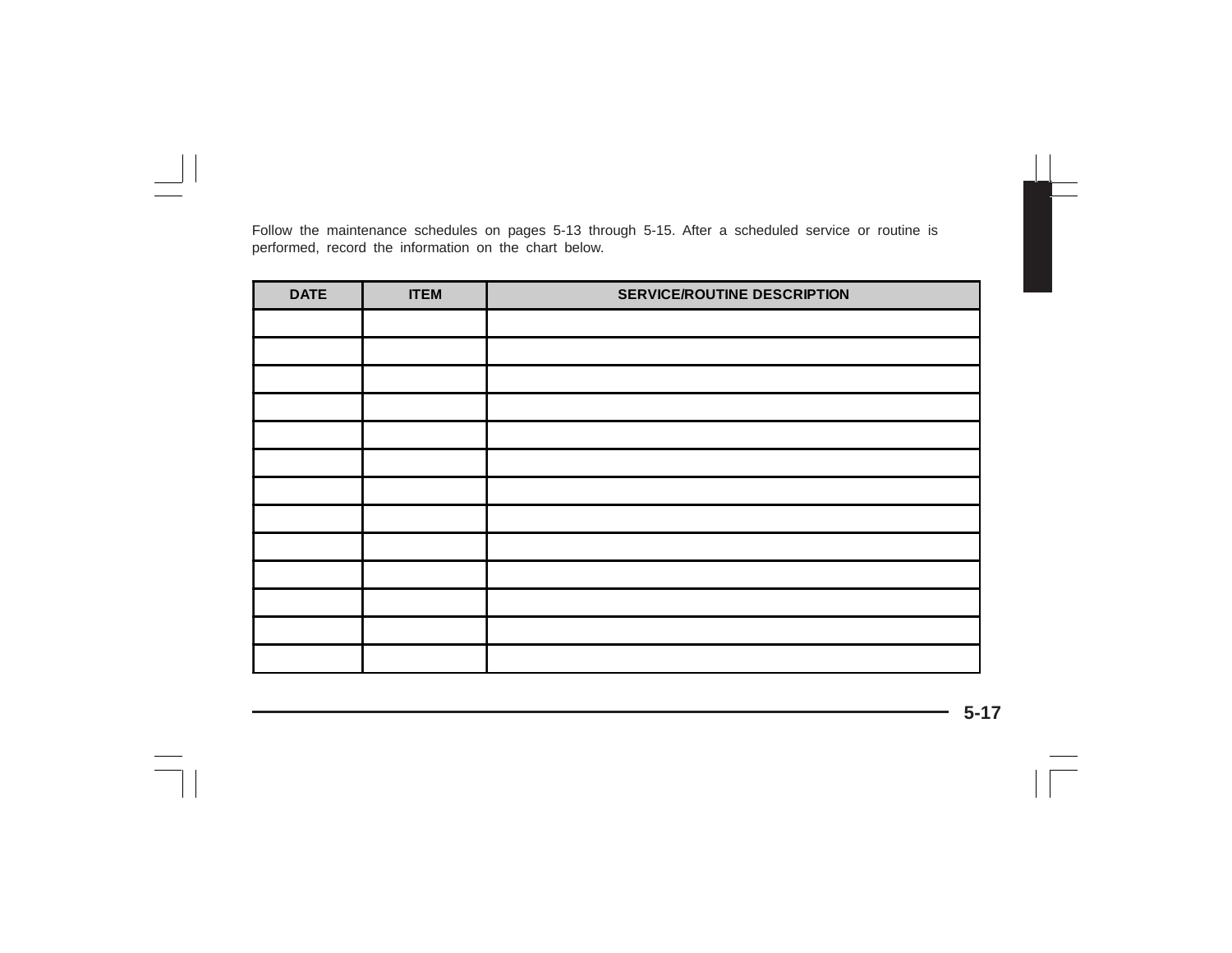Follow the maintenance schedules on pages 5-13 through 5-15. After a scheduled service or routine is performed, record the information on the chart below.

| DATE | ITEM | SERVICE/ROUTINE DESCRIPTION |
| --- | --- | --- |
| | | |
| | | |
| | | |
| | | |
| | | |
| | | |
| | | |
| | | |
| | | |
| | | |
| | | |
| | | |
| | | |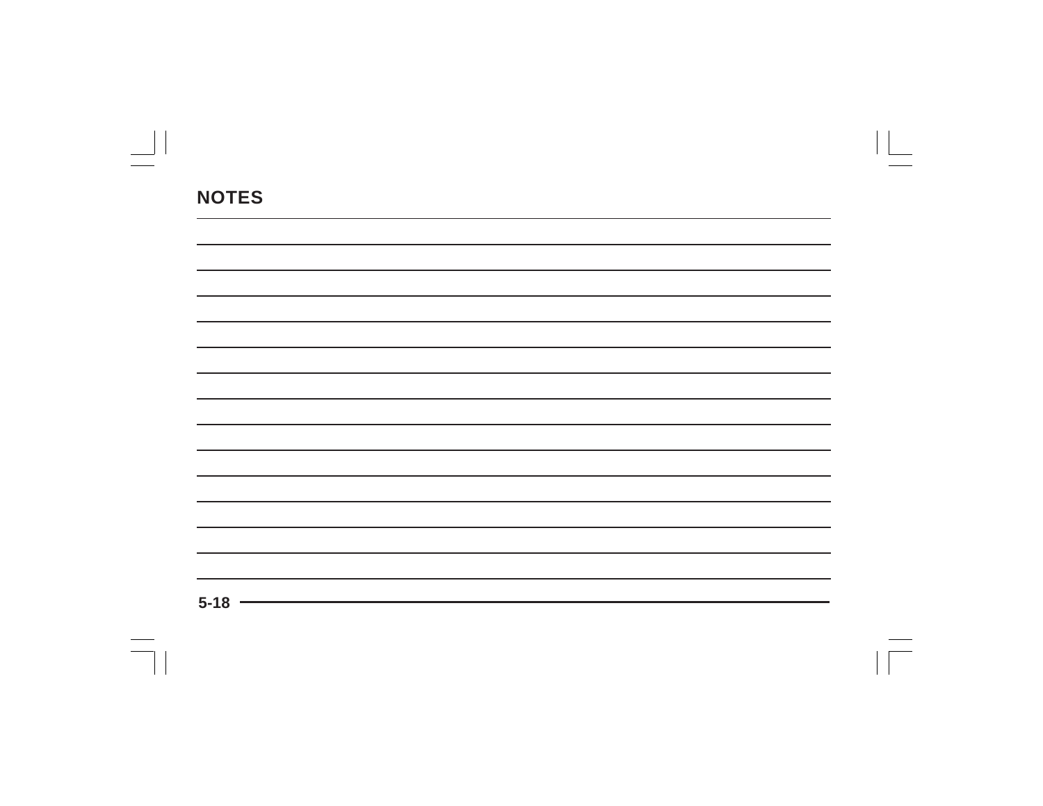## NOTES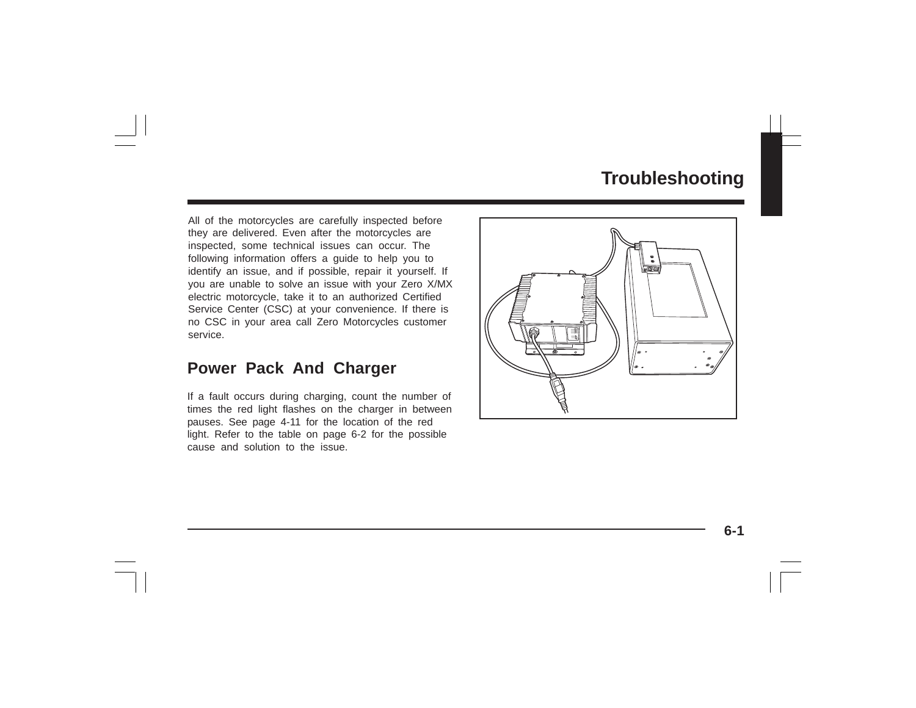# Troubleshooting

All of the motorcycles are carefully inspected before they are delivered. Even after the motorcycles are inspected, some technical issues can occur. The following information offers a guide to help you to identify an issue, and if possible, repair it yourself. If you are unable to solve an issue with your Zero X/MX electric motorcycle, take it to an authorized Certified Service Center (CSC) at your convenience. If there is no CSC in your area call Zero Motorcycles customer service.

## Power Pack And Charger

If a fault occurs during charging, count the number of times the red light flashes on the charger in between pauses. See page 4-11 for the location of the red light. Refer to the table on page 6-2 for the possible cause and solution to the issue.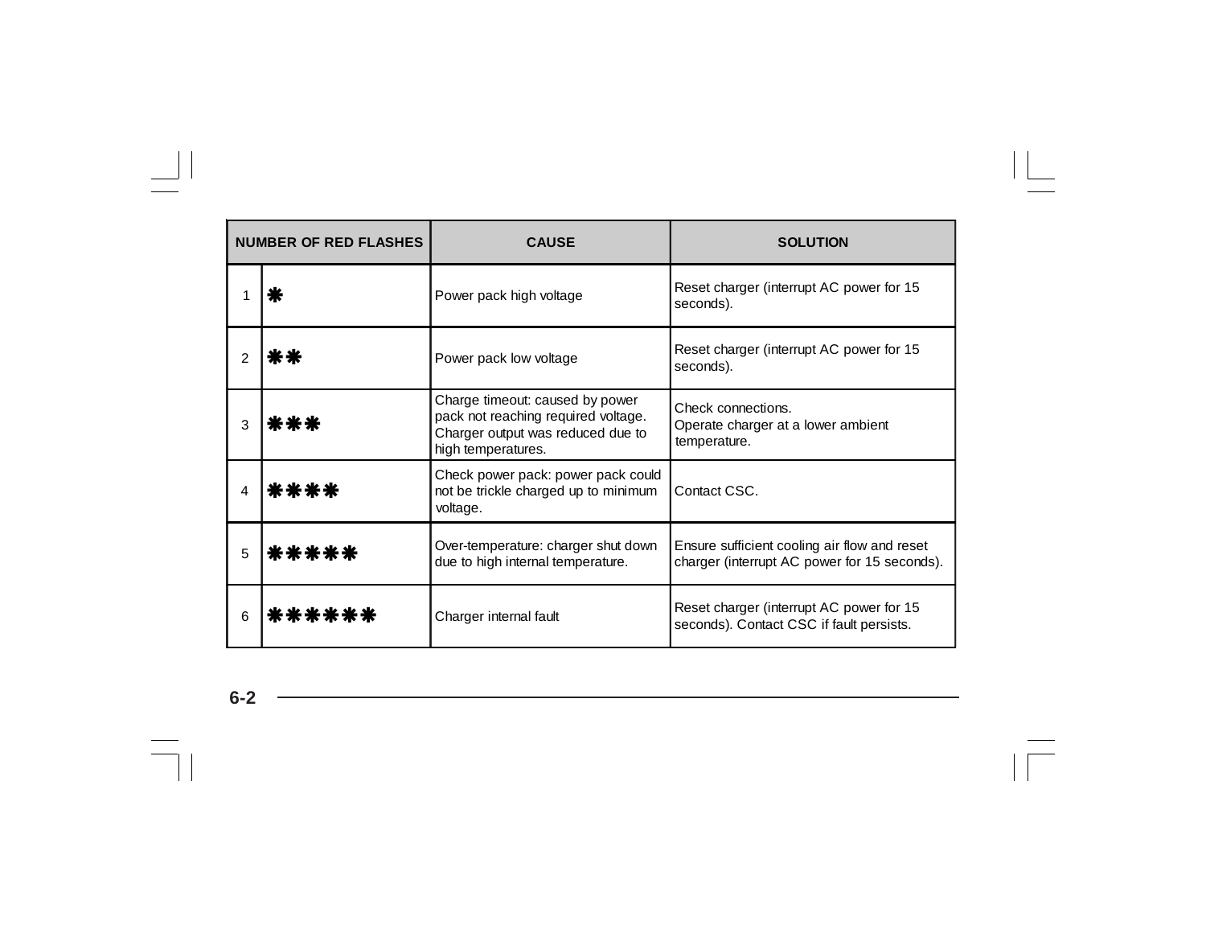| NUMBER OF RED FLASHES | | CAUSE | SOLUTION |
|---|---|---|---|
| 1 | ❋ | Power pack high voltage | Reset charger (interrupt AC power for 15 seconds). |
| 2 | ❋❋ | Power pack low voltage | Reset charger (interrupt AC power for 15 seconds). |
| 3 | ❋❋❋ | Charge timeout: caused by power pack not reaching required voltage. Charger output was reduced due to high temperatures. | Check connections.<br>Operate charger at a lower ambient temperature. |
| 4 | ❋❋❋❋ | Check power pack: power pack could not be trickle charged up to minimum voltage. | Contact CSC. |
| 5 | ❋❋❋❋❋ | Over-temperature: charger shut down due to high internal temperature. | Ensure sufficient cooling air flow and reset charger (interrupt AC power for 15 seconds). |
| 6 | ❋❋❋❋❋❋ | Charger internal fault | Reset charger (interrupt AC power for 15 seconds). Contact CSC if fault persists. |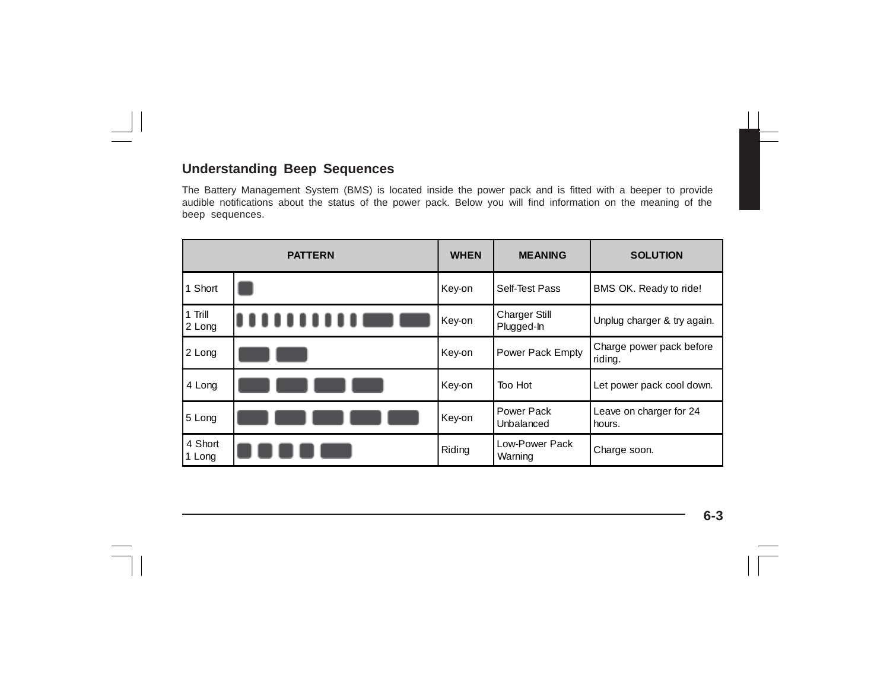## Understanding Beep Sequences

The Battery Management System (BMS) is located inside the power pack and is fitted with a beeper to provide audible notifications about the status of the power pack. Below you will find information on the meaning of the beep sequences.

| PATTERN | | WHEN | MEANING | SOLUTION |
|---|---|---|---|---|
| 1 Short | | Key-on | Self-Test Pass | BMS OK. Ready to ride! |
| 1 Trill 2 Long | | Key-on | Charger Still Plugged-In | Unplug charger & try again. |
| 2 Long | | Key-on | Power Pack Empty | Charge power pack before riding. |
| 4 Long | | Key-on | Too Hot | Let power pack cool down. |
| 5 Long | | Key-on | Power Pack Unbalanced | Leave on charger for 24 hours. |
| 4 Short 1 Long | | Riding | Low-Power Pack Warning | Charge soon. |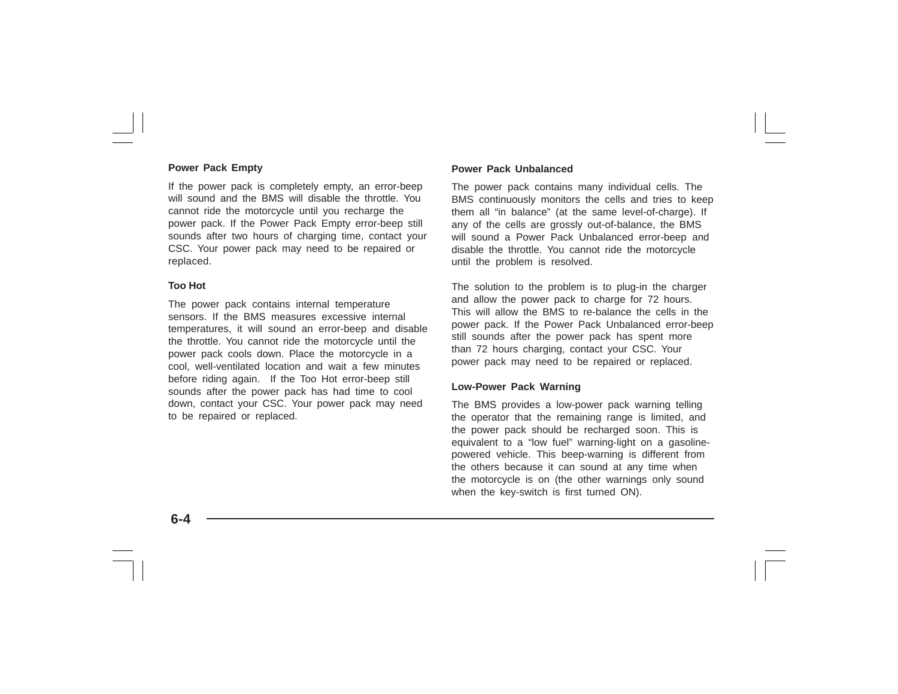**Power Pack Empty**

If the power pack is completely empty, an error-beep will sound and the BMS will disable the throttle. You cannot ride the motorcycle until you recharge the power pack. If the Power Pack Empty error-beep still sounds after two hours of charging time, contact your CSC. Your power pack may need to be repaired or replaced.

**Too Hot**

The power pack contains internal temperature sensors. If the BMS measures excessive internal temperatures, it will sound an error-beep and disable the throttle. You cannot ride the motorcycle until the power pack cools down. Place the motorcycle in a cool, well-ventilated location and wait a few minutes before riding again. If the Too Hot error-beep still sounds after the power pack has had time to cool down, contact your CSC. Your power pack may need to be repaired or replaced.

**Power Pack Unbalanced**

The power pack contains many individual cells. The BMS continuously monitors the cells and tries to keep them all “in balance” (at the same level-of-charge). If any of the cells are grossly out-of-balance, the BMS will sound a Power Pack Unbalanced error-beep and disable the throttle. You cannot ride the motorcycle until the problem is resolved.

The solution to the problem is to plug-in the charger and allow the power pack to charge for 72 hours. This will allow the BMS to re-balance the cells in the power pack. If the Power Pack Unbalanced error-beep still sounds after the power pack has spent more than 72 hours charging, contact your CSC. Your power pack may need to be repaired or replaced.

**Low-Power Pack Warning**

The BMS provides a low-power pack warning telling the operator that the remaining range is limited, and the power pack should be recharged soon. This is equivalent to a “low fuel” warning-light on a gasoline-powered vehicle. This beep-warning is different from the others because it can sound at any time when the motorcycle is on (the other warnings only sound when the key-switch is first turned ON).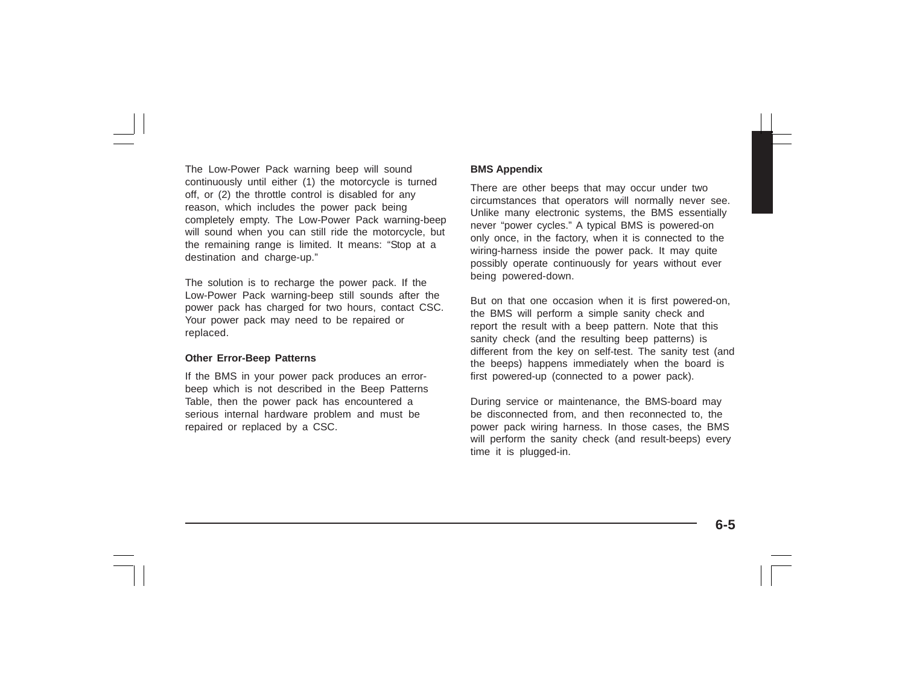The Low-Power Pack warning beep will sound continuously until either (1) the motorcycle is turned off, or (2) the throttle control is disabled for any reason, which includes the power pack being completely empty. The Low-Power Pack warning-beep will sound when you can still ride the motorcycle, but the remaining range is limited. It means: “Stop at a destination and charge-up.”

The solution is to recharge the power pack. If the Low-Power Pack warning-beep still sounds after the power pack has charged for two hours, contact CSC. Your power pack may need to be repaired or replaced.

### Other Error-Beep Patterns

If the BMS in your power pack produces an error-beep which is not described in the Beep Patterns Table, then the power pack has encountered a serious internal hardware problem and must be repaired or replaced by a CSC.

### BMS Appendix

There are other beeps that may occur under two circumstances that operators will normally never see. Unlike many electronic systems, the BMS essentially never “power cycles.” A typical BMS is powered-on only once, in the factory, when it is connected to the wiring-harness inside the power pack. It may quite possibly operate continuously for years without ever being powered-down.

But on that one occasion when it is first powered-on, the BMS will perform a simple sanity check and report the result with a beep pattern. Note that this sanity check (and the resulting beep patterns) is different from the key on self-test. The sanity test (and the beeps) happens immediately when the board is first powered-up (connected to a power pack).

During service or maintenance, the BMS-board may be disconnected from, and then reconnected to, the power pack wiring harness. In those cases, the BMS will perform the sanity check (and result-beeps) every time it is plugged-in.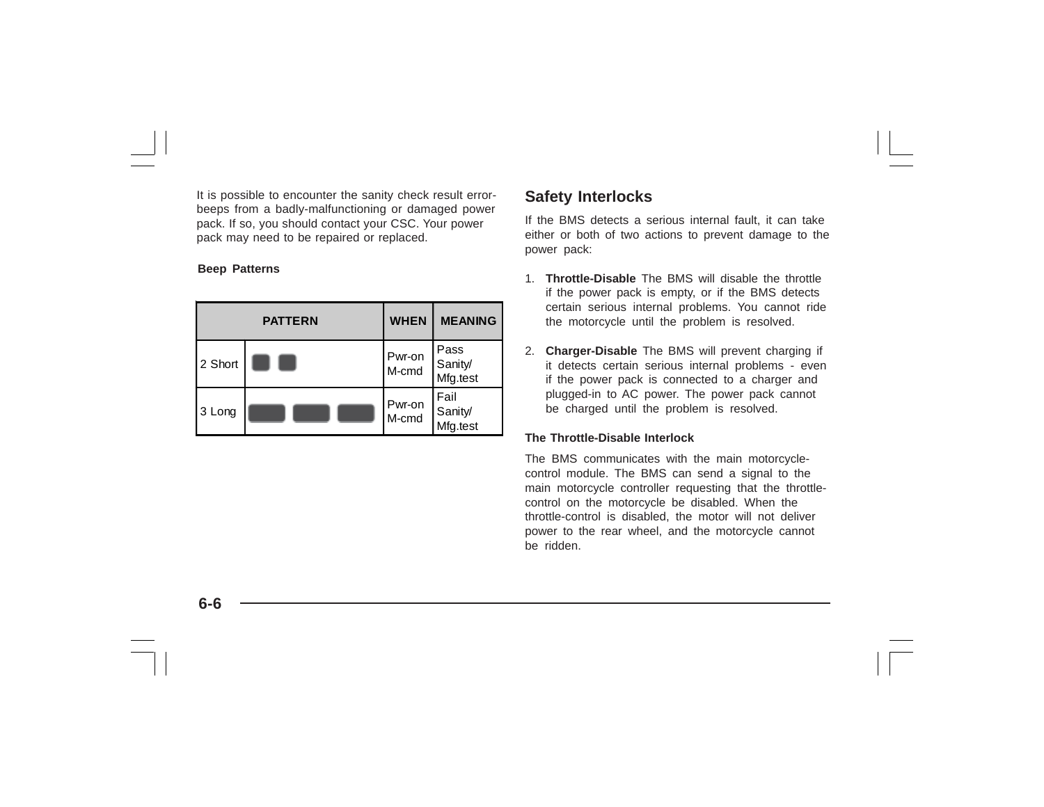It is possible to encounter the sanity check result error-beeps from a badly-malfunctioning or damaged power pack. If so, you should contact your CSC. Your power pack may need to be repaired or replaced.

**Beep Patterns**

| PATTERN | | WHEN | MEANING |
|---|---|---|---|
| 2 Short | | Pwr-on M-cmd | Pass Sanity/ Mfg.test |
| 3 Long | | Pwr-on M-cmd | Fail Sanity/ Mfg.test |

## Safety Interlocks

If the BMS detects a serious internal fault, it can take either or both of two actions to prevent damage to the power pack:

1. **Throttle-Disable** The BMS will disable the throttle if the power pack is empty, or if the BMS detects certain serious internal problems. You cannot ride the motorcycle until the problem is resolved.

2. **Charger-Disable** The BMS will prevent charging if it detects certain serious internal problems - even if the power pack is connected to a charger and plugged-in to AC power. The power pack cannot be charged until the problem is resolved.

**The Throttle-Disable Interlock**

The BMS communicates with the main motorcycle-control module. The BMS can send a signal to the main motorcycle controller requesting that the throttle-control on the motorcycle be disabled. When the throttle-control is disabled, the motor will not deliver power to the rear wheel, and the motorcycle cannot be ridden.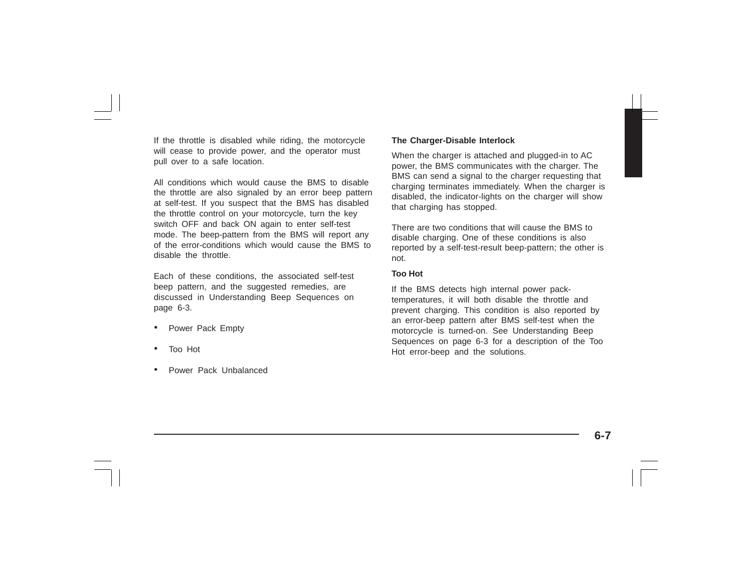If the throttle is disabled while riding, the motorcycle will cease to provide power, and the operator must pull over to a safe location.

All conditions which would cause the BMS to disable the throttle are also signaled by an error beep pattern at self-test. If you suspect that the BMS has disabled the throttle control on your motorcycle, turn the key switch OFF and back ON again to enter self-test mode. The beep-pattern from the BMS will report any of the error-conditions which would cause the BMS to disable the throttle.

Each of these conditions, the associated self-test beep pattern, and the suggested remedies, are discussed in Understanding Beep Sequences on page 6-3.

- Power Pack Empty
- Too Hot
- Power Pack Unbalanced

**The Charger-Disable Interlock**

When the charger is attached and plugged-in to AC power, the BMS communicates with the charger. The BMS can send a signal to the charger requesting that charging terminates immediately. When the charger is disabled, the indicator-lights on the charger will show that charging has stopped.

There are two conditions that will cause the BMS to disable charging. One of these conditions is also reported by a self-test-result beep-pattern; the other is not.

**Too Hot**

If the BMS detects high internal power pack-temperatures, it will both disable the throttle and prevent charging. This condition is also reported by an error-beep pattern after BMS self-test when the motorcycle is turned-on. See Understanding Beep Sequences on page 6-3 for a description of the Too Hot error-beep and the solutions.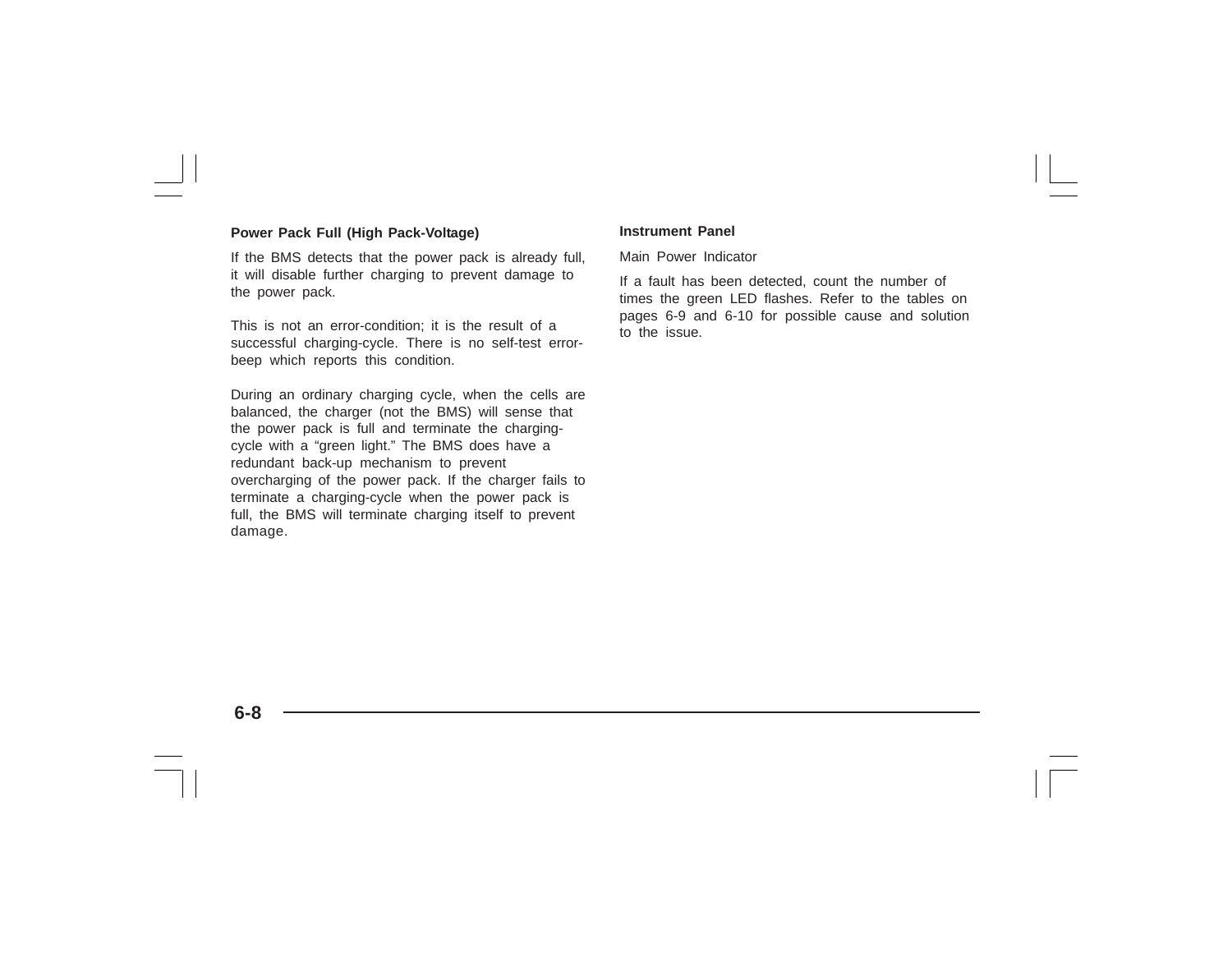### Power Pack Full (High Pack-Voltage)

If the BMS detects that the power pack is already full, it will disable further charging to prevent damage to the power pack.

This is not an error-condition; it is the result of a successful charging-cycle. There is no self-test error-beep which reports this condition.

During an ordinary charging cycle, when the cells are balanced, the charger (not the BMS) will sense that the power pack is full and terminate the charging-cycle with a "green light." The BMS does have a redundant back-up mechanism to prevent overcharging of the power pack. If the charger fails to terminate a charging-cycle when the power pack is full, the BMS will terminate charging itself to prevent damage.

### Instrument Panel

Main Power Indicator

If a fault has been detected, count the number of times the green LED flashes. Refer to the tables on pages 6-9 and 6-10 for possible cause and solution to the issue.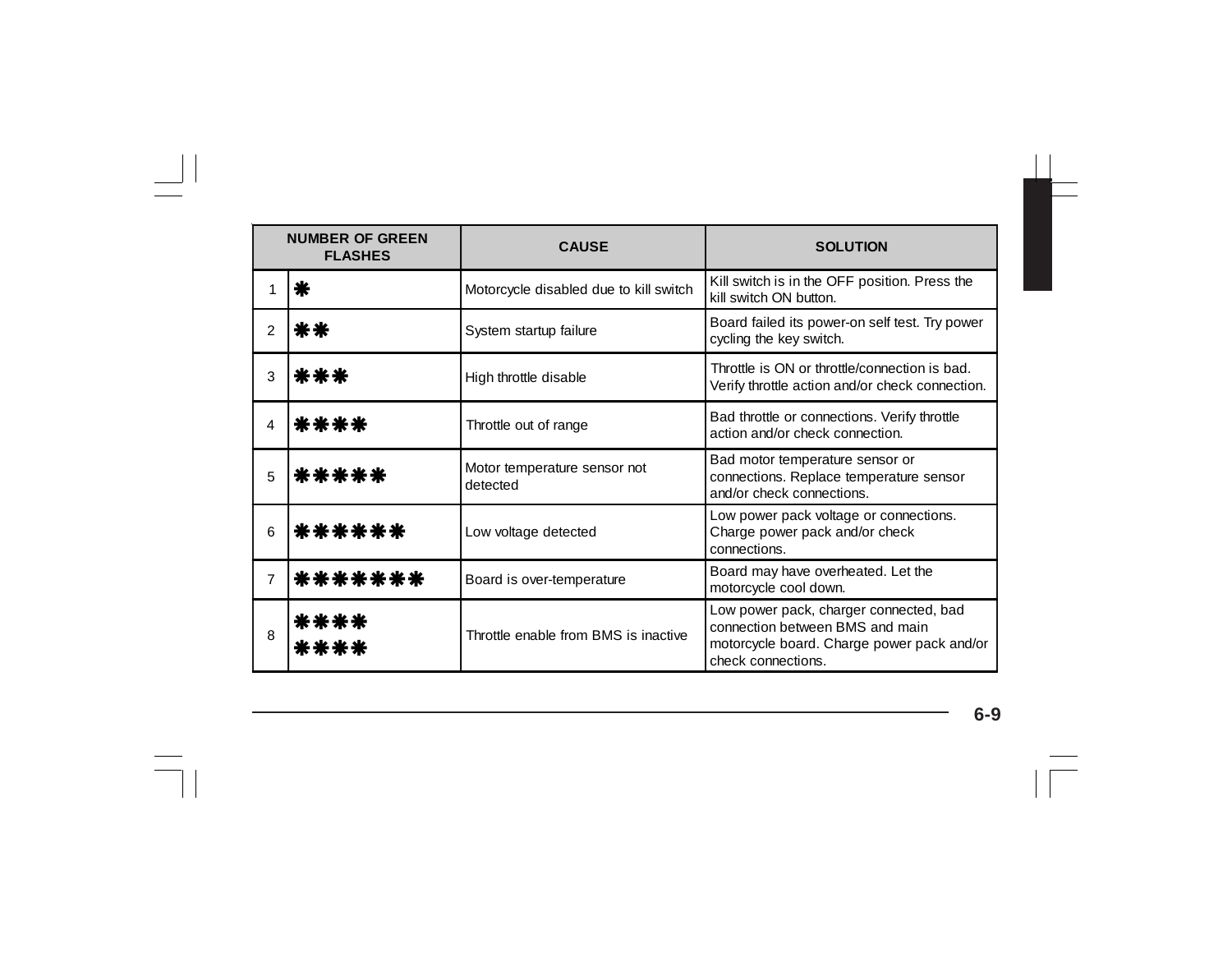| NUMBER OF GREEN FLASHES | | CAUSE | SOLUTION |
|---|---|---|---|
| 1 | ❋ | Motorcycle disabled due to kill switch | Kill switch is in the OFF position. Press the kill switch ON button. |
| 2 | ❋❋ | System startup failure | Board failed its power-on self test. Try power cycling the key switch. |
| 3 | ❋❋❋ | High throttle disable | Throttle is ON or throttle/connection is bad. Verify throttle action and/or check connection. |
| 4 | ❋❋❋❋ | Throttle out of range | Bad throttle or connections. Verify throttle action and/or check connection. |
| 5 | ❋❋❋❋❋ | Motor temperature sensor not detected | Bad motor temperature sensor or connections. Replace temperature sensor and/or check connections. |
| 6 | ❋❋❋❋❋❋ | Low voltage detected | Low power pack voltage or connections. Charge power pack and/or check connections. |
| 7 | ❋❋❋❋❋❋❋ | Board is over-temperature | Board may have overheated. Let the motorcycle cool down. |
| 8 | ❋❋❋❋ ❋❋❋❋ | Throttle enable from BMS is inactive | Low power pack, charger connected, bad connection between BMS and main motorcycle board. Charge power pack and/or check connections. |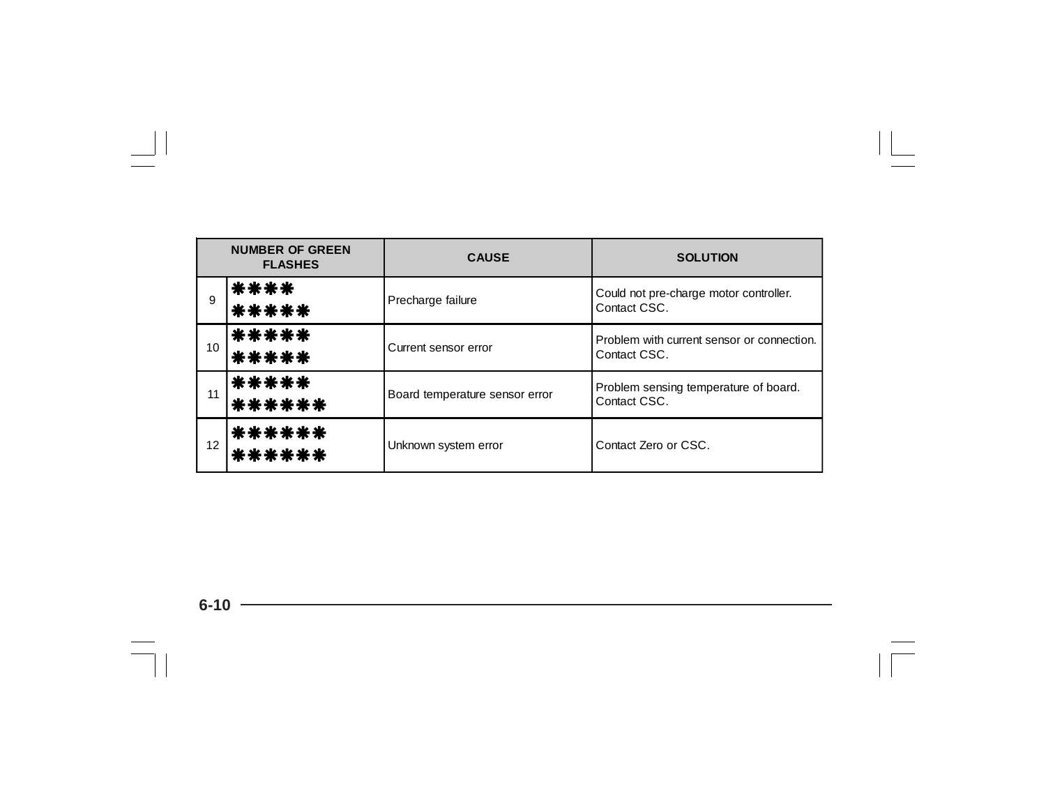| NUMBER OF GREEN FLASHES | | CAUSE | SOLUTION |
|---|---|---|---|
| 9 | ❋❋❋❋ ❋❋❋❋❋ | Precharge failure | Could not pre-charge motor controller. Contact CSC. |
| 10 | ❋❋❋❋❋ ❋❋❋❋❋ | Current sensor error | Problem with current sensor or connection. Contact CSC. |
| 11 | ❋❋❋❋❋ ❋❋❋❋❋❋ | Board temperature sensor error | Problem sensing temperature of board. Contact CSC. |
| 12 | ❋❋❋❋❋❋ ❋❋❋❋❋❋ | Unknown system error | Contact Zero or CSC. |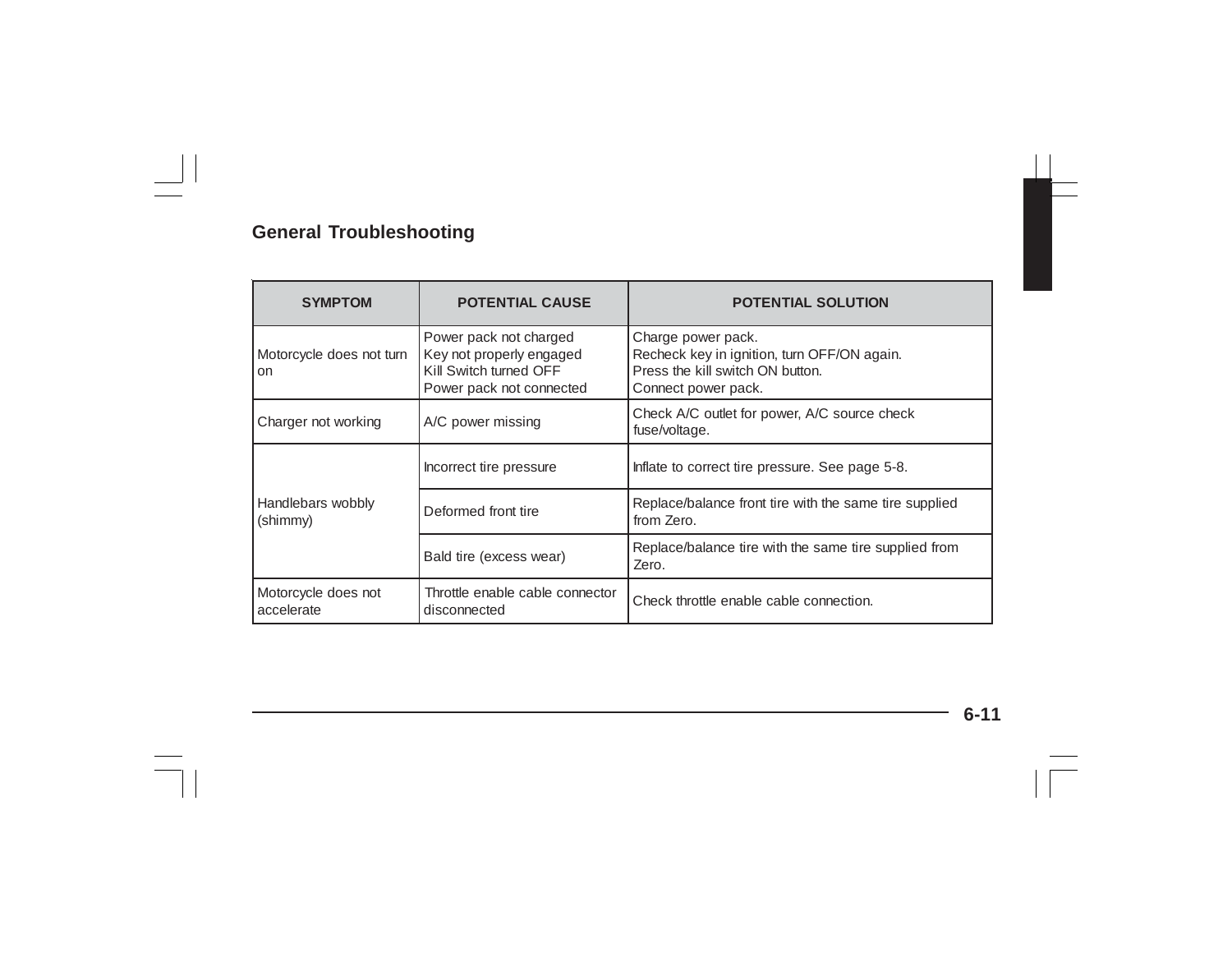## General Troubleshooting

| SYMPTOM | POTENTIAL CAUSE | POTENTIAL SOLUTION |
|---|---|---|
| Motorcycle does not turn on | Power pack not charged<br>Key not properly engaged<br>Kill Switch turned OFF<br>Power pack not connected | Charge power pack.<br>Recheck key in ignition, turn OFF/ON again.<br>Press the kill switch ON button.<br>Connect power pack. |
| Charger not working | A/C power missing | Check A/C outlet for power, A/C source check fuse/voltage. |
| Handlebars wobbly (shimmy) | Incorrect tire pressure | Inflate to correct tire pressure. See page 5-8. |
| | Deformed front tire | Replace/balance front tire with the same tire supplied from Zero. |
| | Bald tire (excess wear) | Replace/balance tire with the same tire supplied from Zero. |
| Motorcycle does not accelerate | Throttle enable cable connector disconnected | Check throttle enable cable connection. |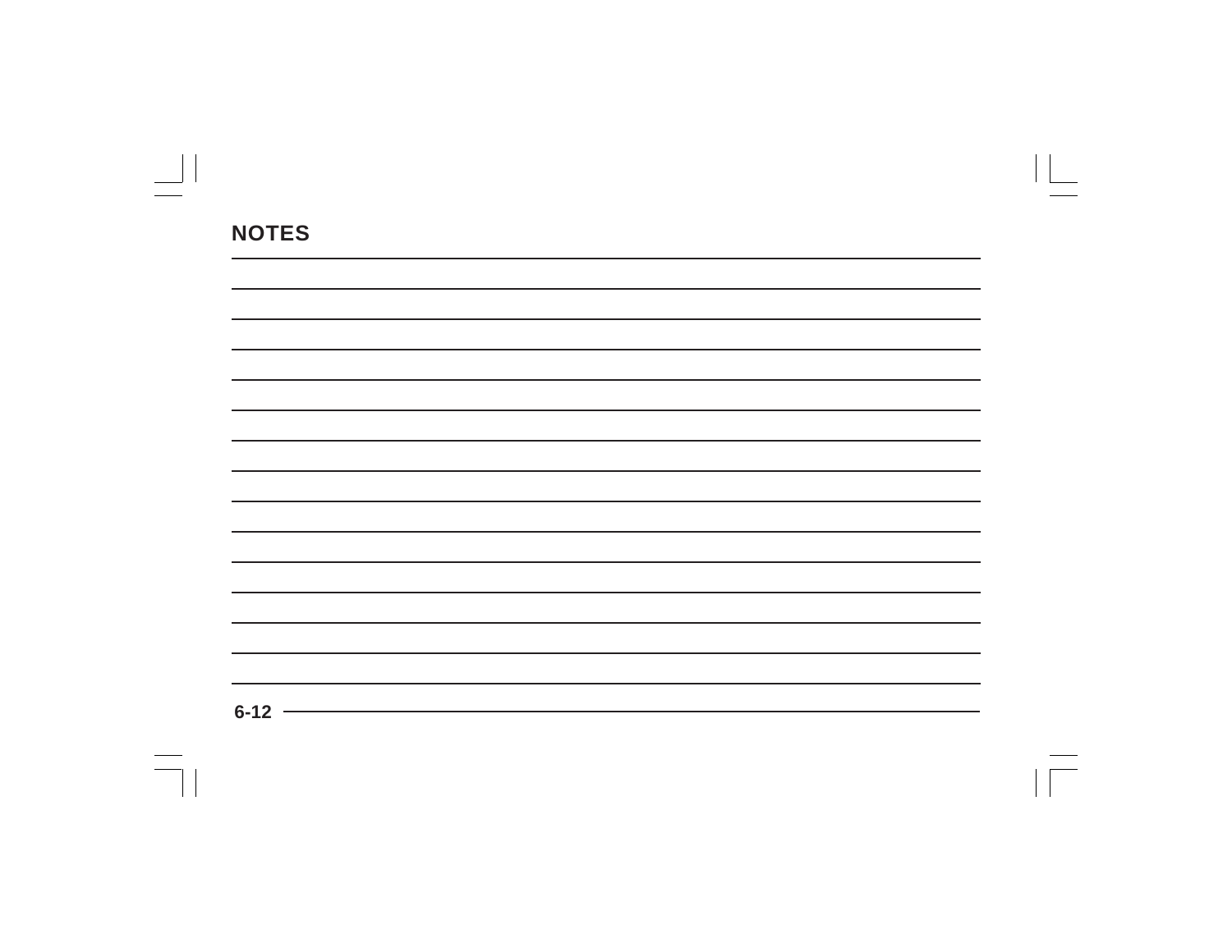## NOTES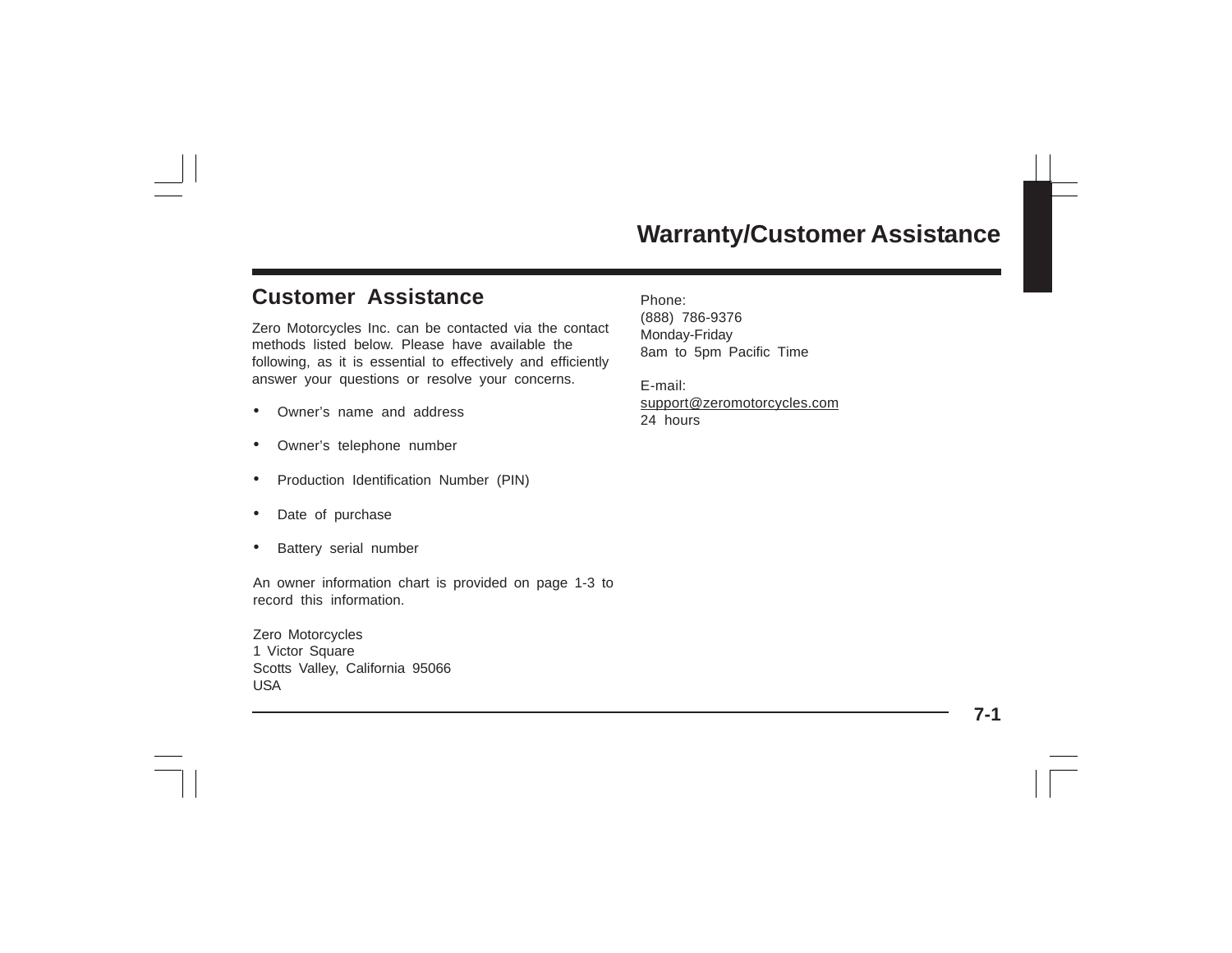# Warranty/Customer Assistance

## Customer Assistance

Zero Motorcycles Inc. can be contacted via the contact methods listed below. Please have available the following, as it is essential to effectively and efficiently answer your questions or resolve your concerns.

- Owner's name and address
- Owner's telephone number
- Production Identification Number (PIN)
- Date of purchase
- Battery serial number

An owner information chart is provided on page 1-3 to record this information.

Zero Motorcycles
1 Victor Square
Scotts Valley, California 95066
USA

Phone:
(888) 786-9376
Monday-Friday
8am to 5pm Pacific Time

E-mail:
support@zeromotorcycles.com
24 hours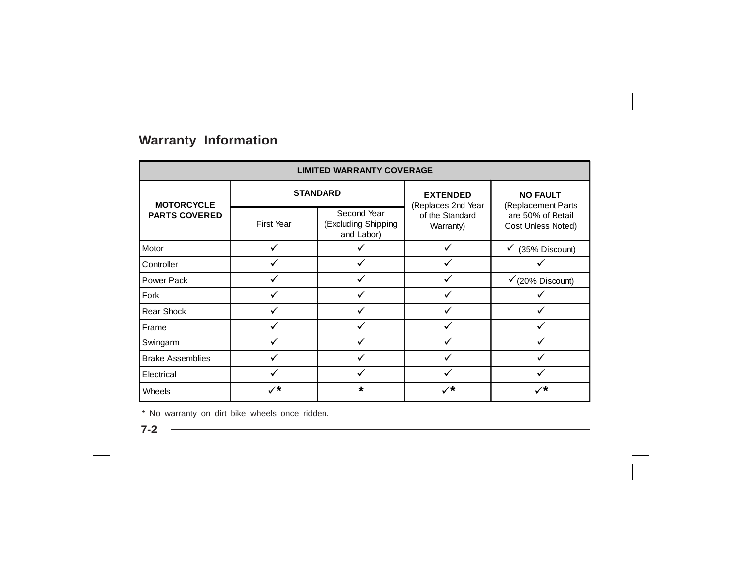## Warranty Information

| LIMITED WARRANTY COVERAGE | | | | |
|---|---|---|---|---|
| **MOTORCYCLE PARTS COVERED** | **STANDARD** | | **EXTENDED** (Replaces 2nd Year of the Standard Warranty) | **NO FAULT** (Replacement Parts are 50% of Retail Cost Unless Noted) |
| | First Year | Second Year (Excluding Shipping and Labor) | | |
| Motor | ✓ | ✓ | ✓ | ✓ (35% Discount) |
| Controller | ✓ | ✓ | ✓ | ✓ |
| Power Pack | ✓ | ✓ | ✓ | ✓(20% Discount) |
| Fork | ✓ | ✓ | ✓ | ✓ |
| Rear Shock | ✓ | ✓ | ✓ | ✓ |
| Frame | ✓ | ✓ | ✓ | ✓ |
| Swingarm | ✓ | ✓ | ✓ | ✓ |
| Brake Assemblies | ✓ | ✓ | ✓ | ✓ |
| Electrical | ✓ | ✓ | ✓ | ✓ |
| Wheels | ✓* | * | ✓* | ✓* |

* No warranty on dirt bike wheels once ridden.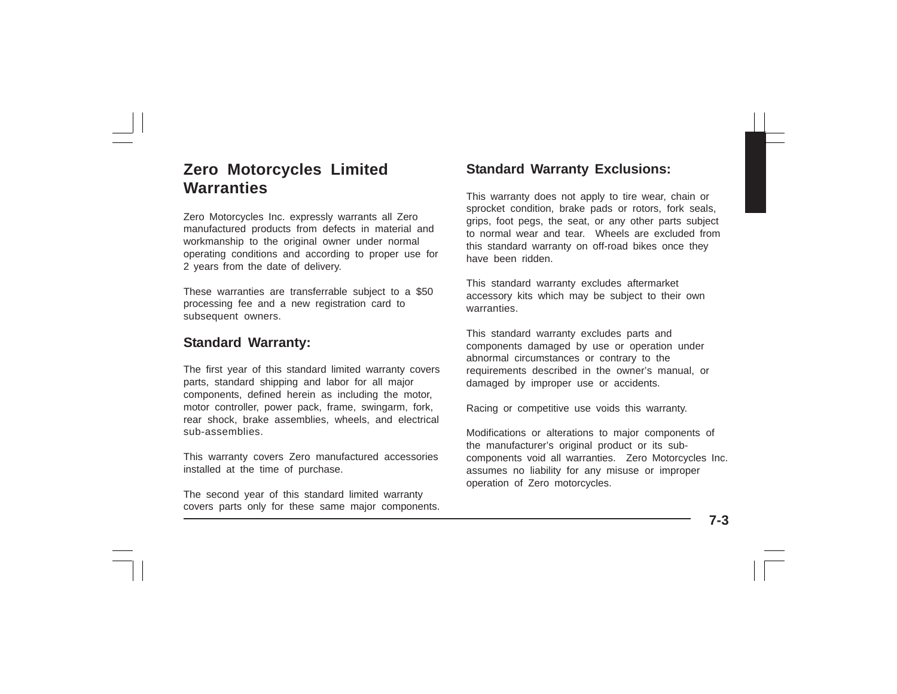## Zero Motorcycles Limited Warranties

Zero Motorcycles Inc. expressly warrants all Zero manufactured products from defects in material and workmanship to the original owner under normal operating conditions and according to proper use for 2 years from the date of delivery.

These warranties are transferrable subject to a $50 processing fee and a new registration card to subsequent owners.

### Standard Warranty:

The first year of this standard limited warranty covers parts, standard shipping and labor for all major components, defined herein as including the motor, motor controller, power pack, frame, swingarm, fork, rear shock, brake assemblies, wheels, and electrical sub-assemblies.

This warranty covers Zero manufactured accessories installed at the time of purchase.

The second year of this standard limited warranty covers parts only for these same major components.

### Standard Warranty Exclusions:

This warranty does not apply to tire wear, chain or sprocket condition, brake pads or rotors, fork seals, grips, foot pegs, the seat, or any other parts subject to normal wear and tear. Wheels are excluded from this standard warranty on off-road bikes once they have been ridden.

This standard warranty excludes aftermarket accessory kits which may be subject to their own warranties.

This standard warranty excludes parts and components damaged by use or operation under abnormal circumstances or contrary to the requirements described in the owner's manual, or damaged by improper use or accidents.

Racing or competitive use voids this warranty.

Modifications or alterations to major components of the manufacturer's original product or its sub-components void all warranties. Zero Motorcycles Inc. assumes no liability for any misuse or improper operation of Zero motorcycles.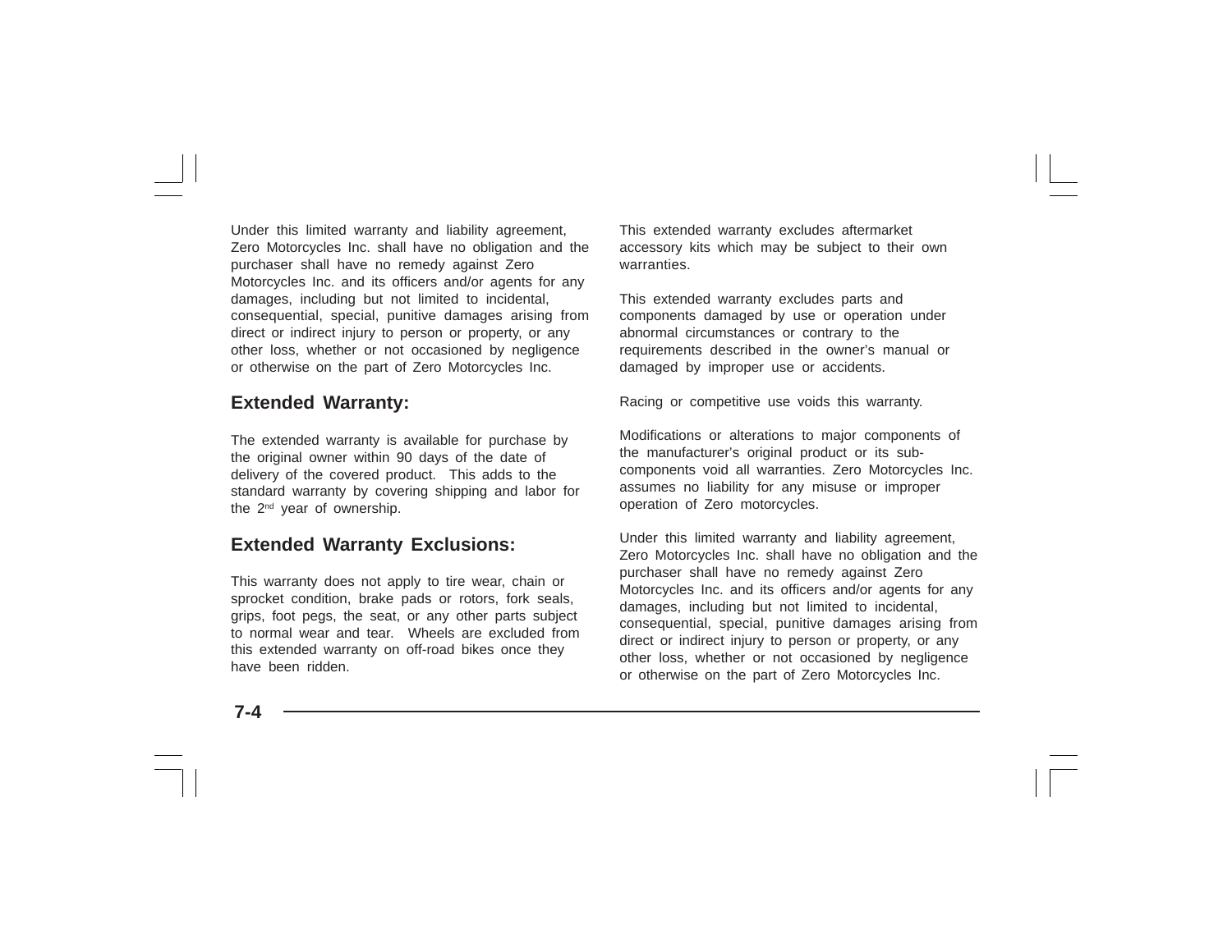Under this limited warranty and liability agreement, Zero Motorcycles Inc. shall have no obligation and the purchaser shall have no remedy against Zero Motorcycles Inc. and its officers and/or agents for any damages, including but not limited to incidental, consequential, special, punitive damages arising from direct or indirect injury to person or property, or any other loss, whether or not occasioned by negligence or otherwise on the part of Zero Motorcycles Inc.

## Extended Warranty:

The extended warranty is available for purchase by the original owner within 90 days of the date of delivery of the covered product. This adds to the standard warranty by covering shipping and labor for the 2nd year of ownership.

## Extended Warranty Exclusions:

This warranty does not apply to tire wear, chain or sprocket condition, brake pads or rotors, fork seals, grips, foot pegs, the seat, or any other parts subject to normal wear and tear. Wheels are excluded from this extended warranty on off-road bikes once they have been ridden.

This extended warranty excludes aftermarket accessory kits which may be subject to their own warranties.

This extended warranty excludes parts and components damaged by use or operation under abnormal circumstances or contrary to the requirements described in the owner's manual or damaged by improper use or accidents.

Racing or competitive use voids this warranty.

Modifications or alterations to major components of the manufacturer's original product or its sub-components void all warranties. Zero Motorcycles Inc. assumes no liability for any misuse or improper operation of Zero motorcycles.

Under this limited warranty and liability agreement, Zero Motorcycles Inc. shall have no obligation and the purchaser shall have no remedy against Zero Motorcycles Inc. and its officers and/or agents for any damages, including but not limited to incidental, consequential, special, punitive damages arising from direct or indirect injury to person or property, or any other loss, whether or not occasioned by negligence or otherwise on the part of Zero Motorcycles Inc.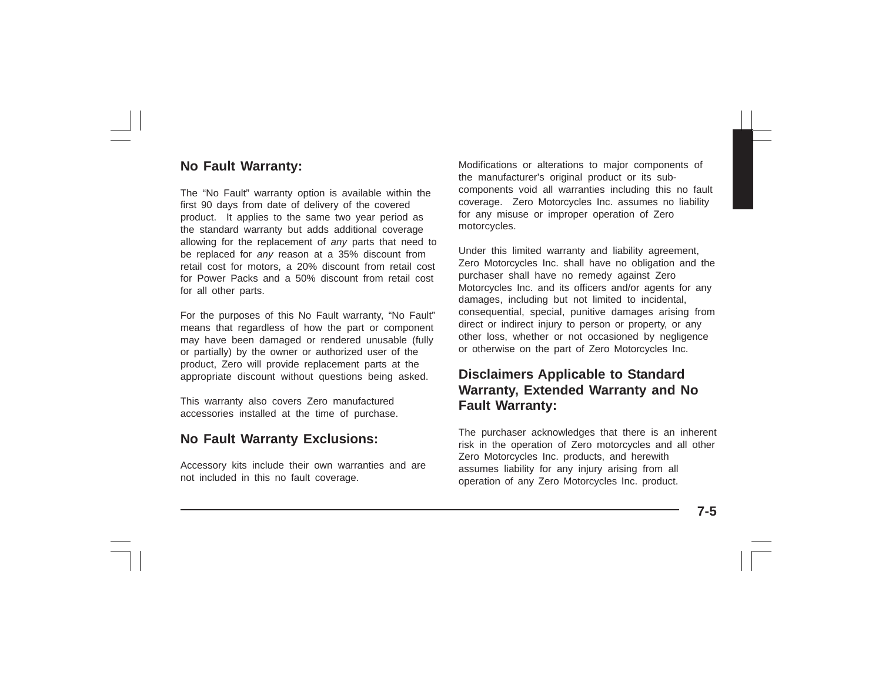## No Fault Warranty:

The "No Fault" warranty option is available within the first 90 days from date of delivery of the covered product. It applies to the same two year period as the standard warranty but adds additional coverage allowing for the replacement of *any* parts that need to be replaced for *any* reason at a 35% discount from retail cost for motors, a 20% discount from retail cost for Power Packs and a 50% discount from retail cost for all other parts.

For the purposes of this No Fault warranty, "No Fault" means that regardless of how the part or component may have been damaged or rendered unusable (fully or partially) by the owner or authorized user of the product, Zero will provide replacement parts at the appropriate discount without questions being asked.

This warranty also covers Zero manufactured accessories installed at the time of purchase.

## No Fault Warranty Exclusions:

Accessory kits include their own warranties and are not included in this no fault coverage.

Modifications or alterations to major components of the manufacturer's original product or its sub-components void all warranties including this no fault coverage. Zero Motorcycles Inc. assumes no liability for any misuse or improper operation of Zero motorcycles.

Under this limited warranty and liability agreement, Zero Motorcycles Inc. shall have no obligation and the purchaser shall have no remedy against Zero Motorcycles Inc. and its officers and/or agents for any damages, including but not limited to incidental, consequential, special, punitive damages arising from direct or indirect injury to person or property, or any other loss, whether or not occasioned by negligence or otherwise on the part of Zero Motorcycles Inc.

## Disclaimers Applicable to Standard Warranty, Extended Warranty and No Fault Warranty:

The purchaser acknowledges that there is an inherent risk in the operation of Zero motorcycles and all other Zero Motorcycles Inc. products, and herewith assumes liability for any injury arising from all operation of any Zero Motorcycles Inc. product.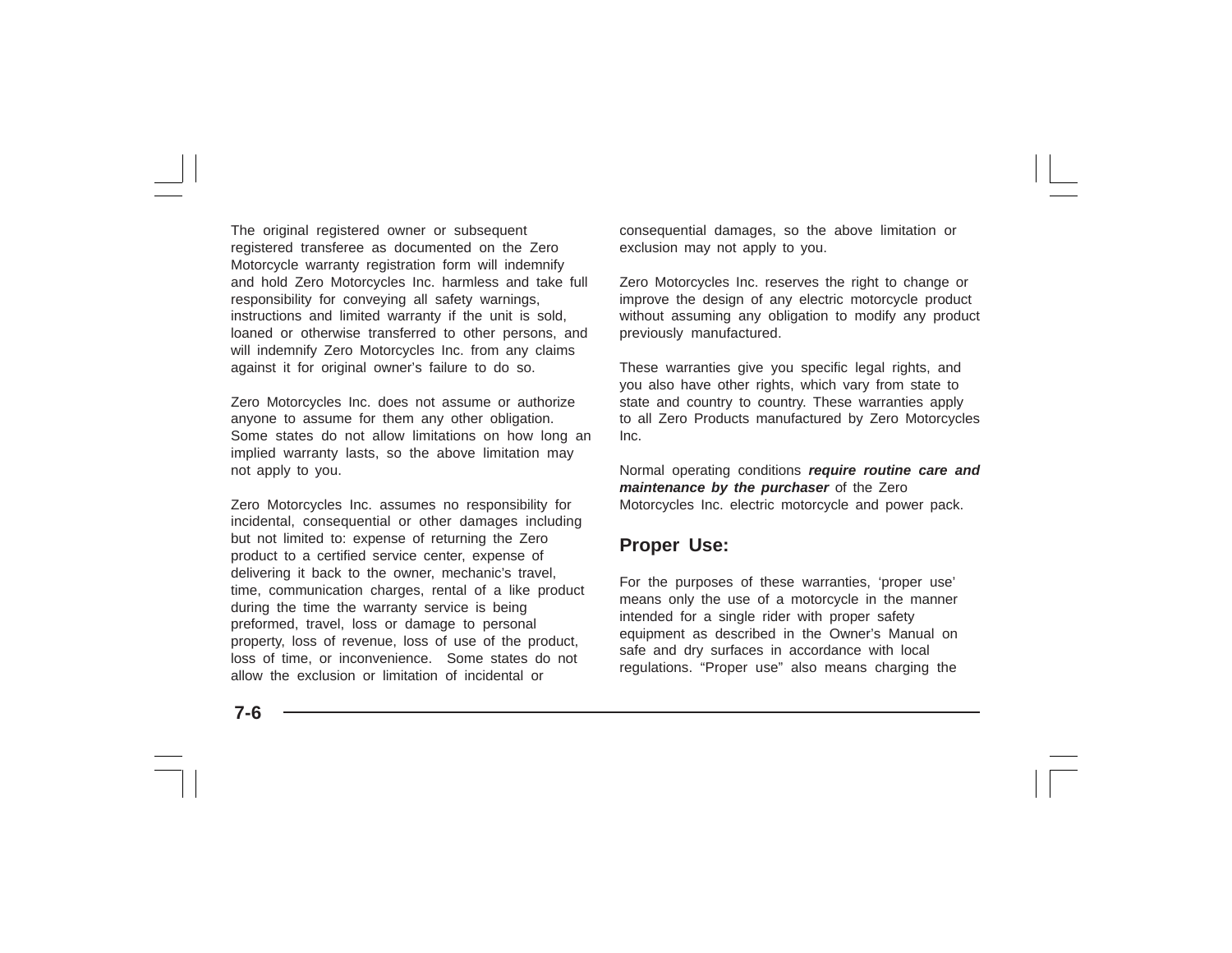The original registered owner or subsequent registered transferee as documented on the Zero Motorcycle warranty registration form will indemnify and hold Zero Motorcycles Inc. harmless and take full responsibility for conveying all safety warnings, instructions and limited warranty if the unit is sold, loaned or otherwise transferred to other persons, and will indemnify Zero Motorcycles Inc. from any claims against it for original owner's failure to do so.

Zero Motorcycles Inc. does not assume or authorize anyone to assume for them any other obligation. Some states do not allow limitations on how long an implied warranty lasts, so the above limitation may not apply to you.

Zero Motorcycles Inc. assumes no responsibility for incidental, consequential or other damages including but not limited to: expense of returning the Zero product to a certified service center, expense of delivering it back to the owner, mechanic's travel, time, communication charges, rental of a like product during the time the warranty service is being preformed, travel, loss or damage to personal property, loss of revenue, loss of use of the product, loss of time, or inconvenience. Some states do not allow the exclusion or limitation of incidental or consequential damages, so the above limitation or exclusion may not apply to you.

Zero Motorcycles Inc. reserves the right to change or improve the design of any electric motorcycle product without assuming any obligation to modify any product previously manufactured.

These warranties give you specific legal rights, and you also have other rights, which vary from state to state and country to country. These warranties apply to all Zero Products manufactured by Zero Motorcycles Inc.

Normal operating conditions ***require routine care and maintenance by the purchaser*** of the Zero Motorcycles Inc. electric motorcycle and power pack.

## Proper Use:

For the purposes of these warranties, 'proper use' means only the use of a motorcycle in the manner intended for a single rider with proper safety equipment as described in the Owner's Manual on safe and dry surfaces in accordance with local regulations. "Proper use" also means charging the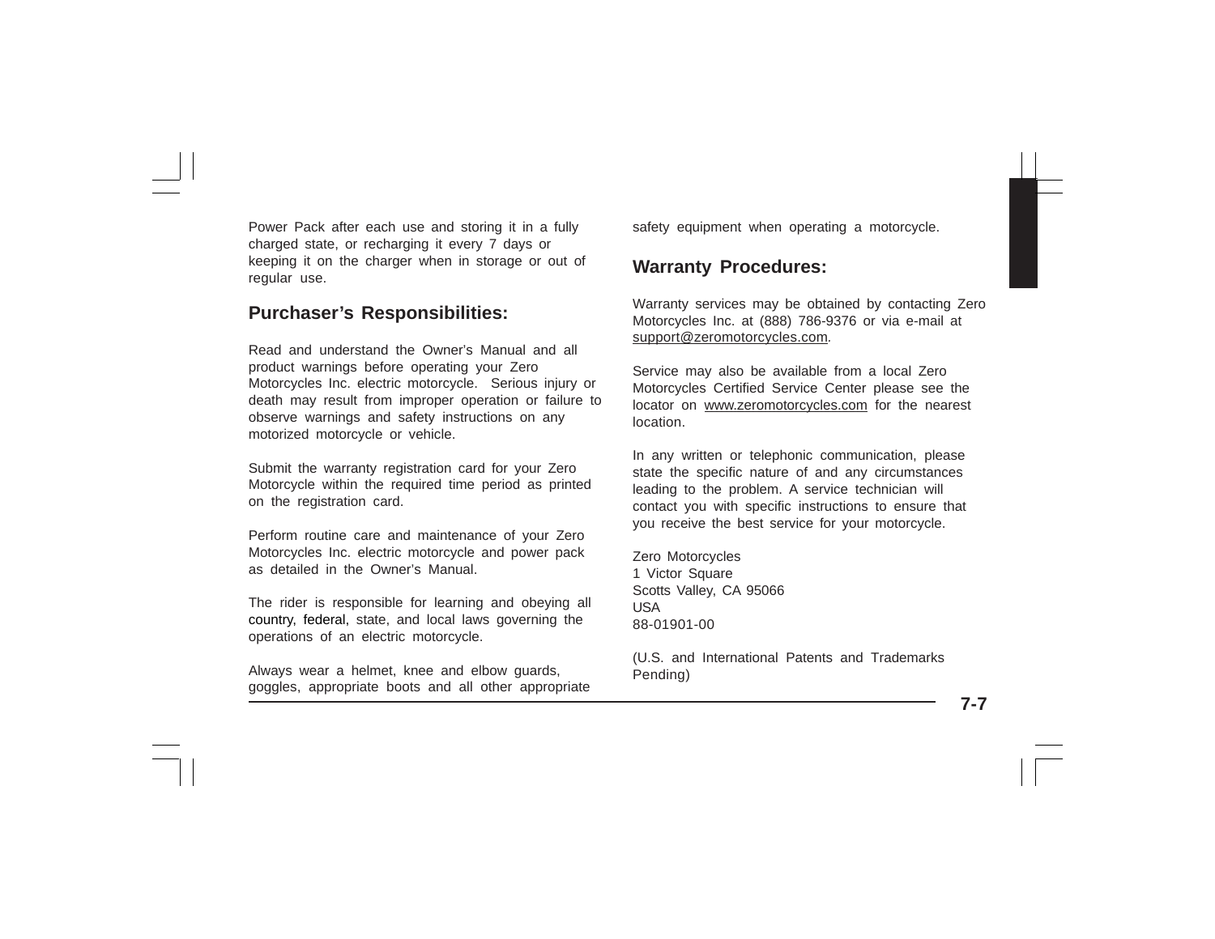Power Pack after each use and storing it in a fully charged state, or recharging it every 7 days or keeping it on the charger when in storage or out of regular use.

## Purchaser's Responsibilities:

Read and understand the Owner's Manual and all product warnings before operating your Zero Motorcycles Inc. electric motorcycle. Serious injury or death may result from improper operation or failure to observe warnings and safety instructions on any motorized motorcycle or vehicle.

Submit the warranty registration card for your Zero Motorcycle within the required time period as printed on the registration card.

Perform routine care and maintenance of your Zero Motorcycles Inc. electric motorcycle and power pack as detailed in the Owner's Manual.

The rider is responsible for learning and obeying all country, federal, state, and local laws governing the operations of an electric motorcycle.

Always wear a helmet, knee and elbow guards, goggles, appropriate boots and all other appropriate safety equipment when operating a motorcycle.

## Warranty Procedures:

Warranty services may be obtained by contacting Zero Motorcycles Inc. at (888) 786-9376 or via e-mail at support@zeromotorcycles.com.

Service may also be available from a local Zero Motorcycles Certified Service Center please see the locator on www.zeromotorcycles.com for the nearest location.

In any written or telephonic communication, please state the specific nature of and any circumstances leading to the problem. A service technician will contact you with specific instructions to ensure that you receive the best service for your motorcycle.

Zero Motorcycles
1 Victor Square
Scotts Valley, CA 95066
USA
88-01901-00

(U.S. and International Patents and Trademarks Pending)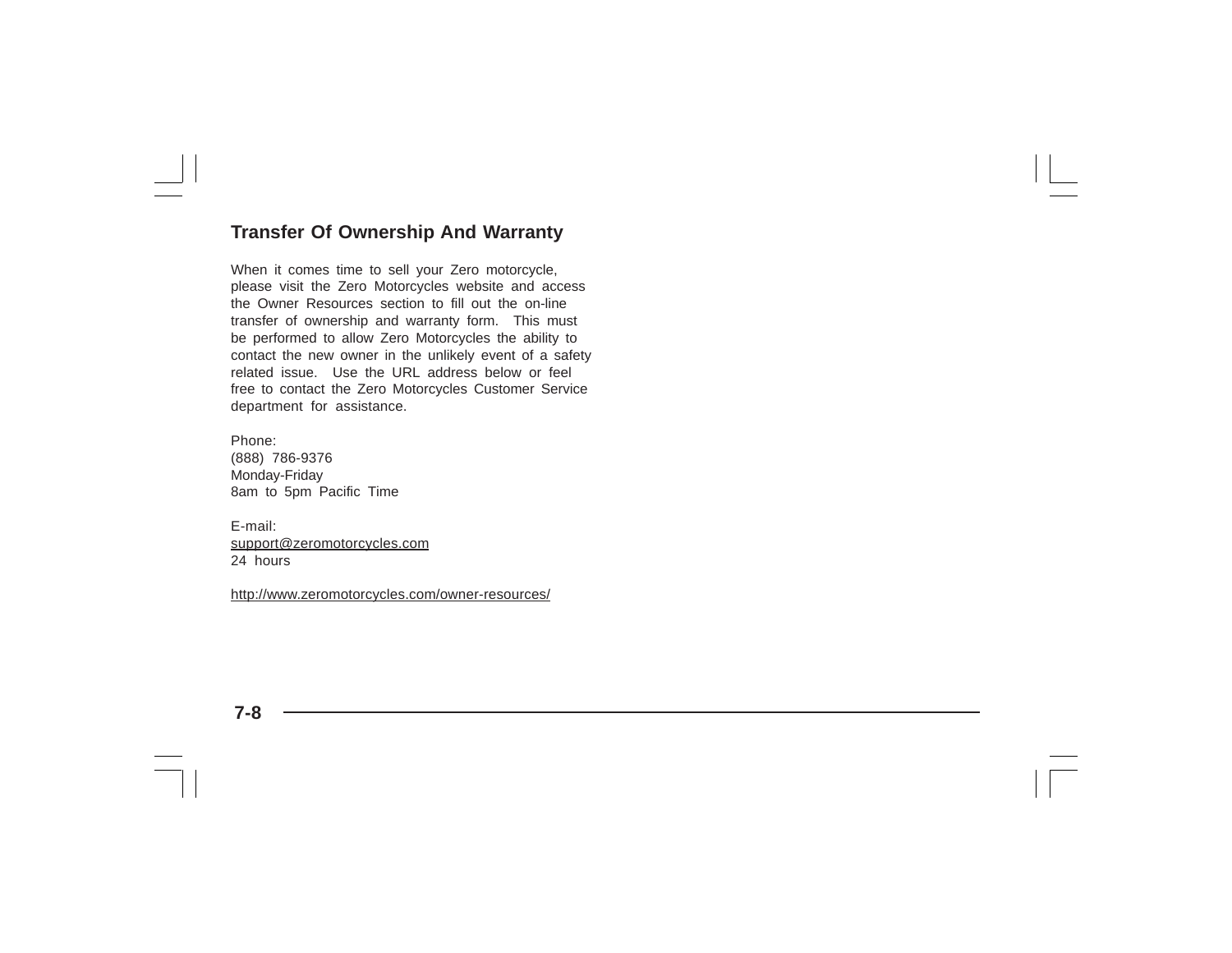## Transfer Of Ownership And Warranty

When it comes time to sell your Zero motorcycle, please visit the Zero Motorcycles website and access the Owner Resources section to fill out the on-line transfer of ownership and warranty form. This must be performed to allow Zero Motorcycles the ability to contact the new owner in the unlikely event of a safety related issue. Use the URL address below or feel free to contact the Zero Motorcycles Customer Service department for assistance.

Phone:
(888) 786-9376
Monday-Friday
8am to 5pm Pacific Time

E-mail:
support@zeromotorcycles.com
24 hours

http://www.zeromotorcycles.com/owner-resources/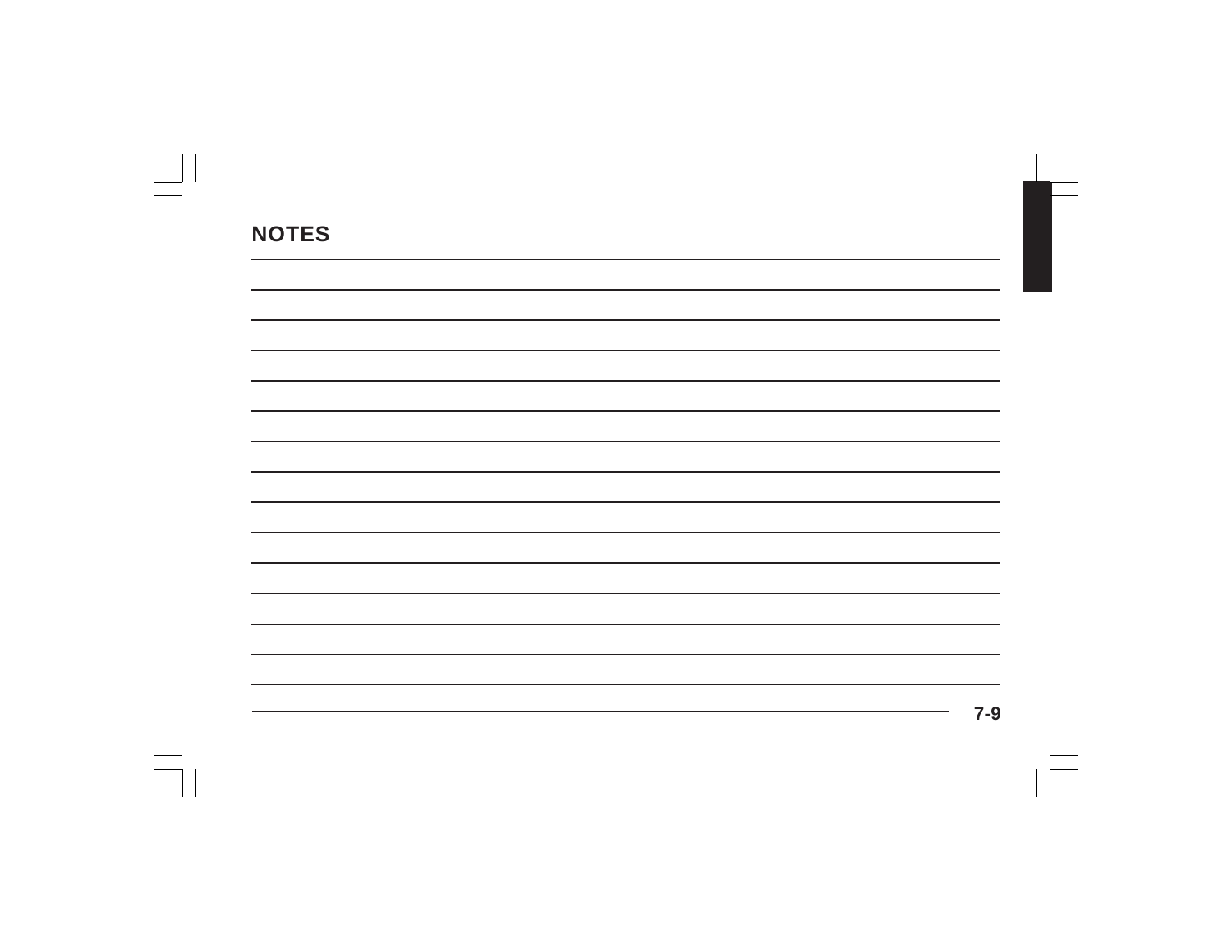## NOTES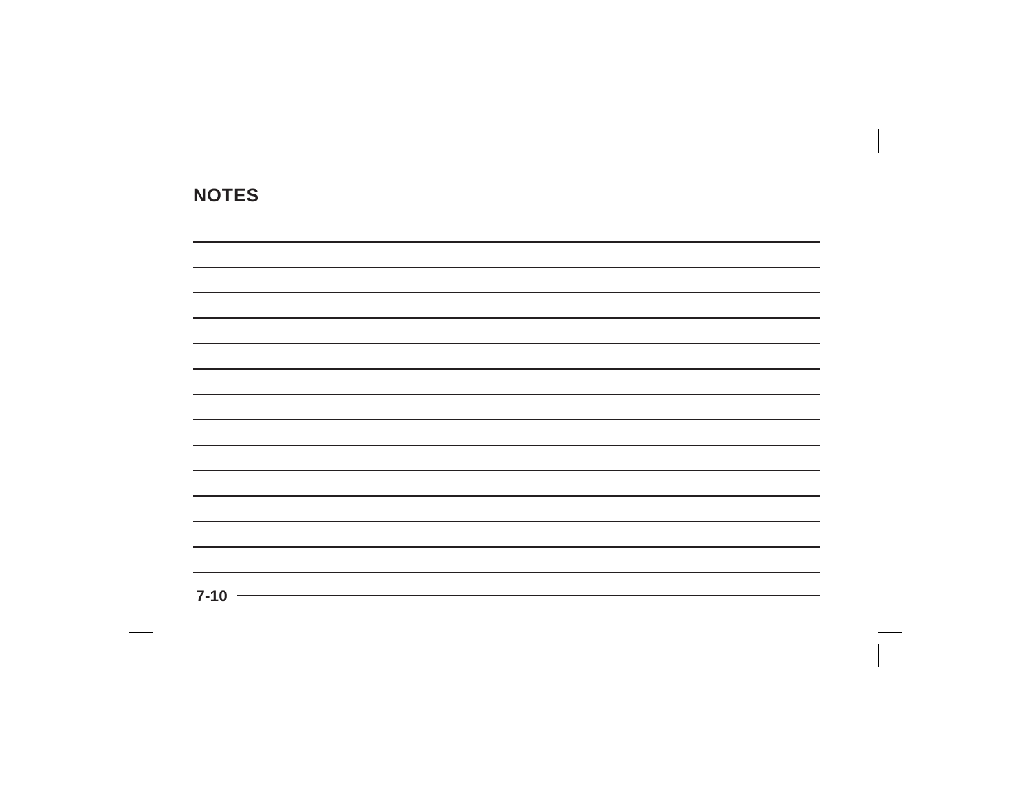## NOTES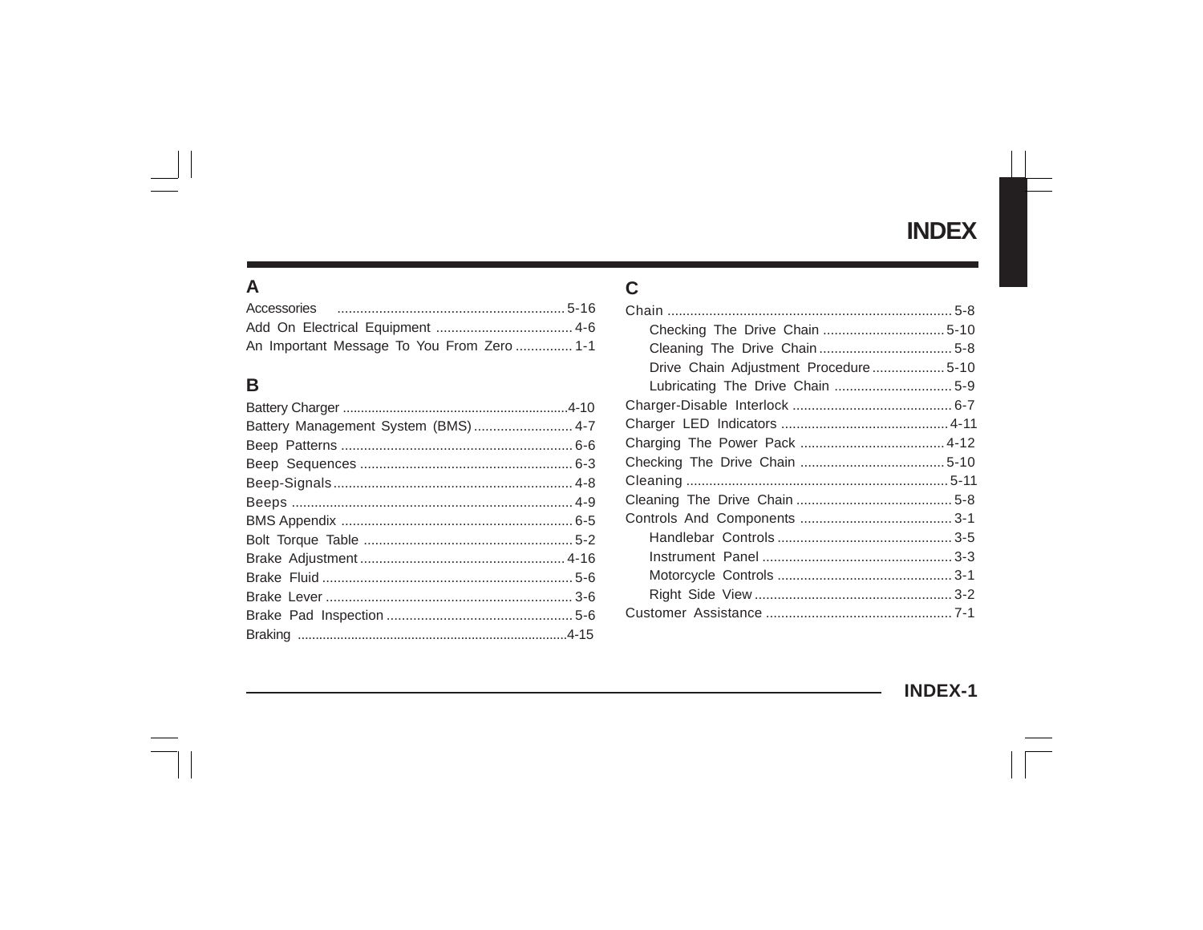# INDEX

## A

Accessories ........................................................... 5-16
Add On Electrical Equipment .................................... 4-6
An Important Message To You From Zero ............... 1-1

## B

Battery Charger ..............................................................4-10
Battery Management System (BMS).......................... 4-7
Beep Patterns ............................................................ 6-6
Beep Sequences ........................................................ 6-3
Beep-Signals............................................................... 4-8
Beeps ......................................................................... 4-9
BMS Appendix ............................................................ 6-5
Bolt Torque Table ....................................................... 5-2
Brake Adjustment...................................................... 4-16
Brake Fluid .................................................................. 5-6
Brake Lever ................................................................. 3-6
Brake Pad Inspection ................................................. 5-6
Braking ..........................................................................4-15

## C

Chain .......................................................................... 5-8
- Checking The Drive Chain ................................ 5-10
- Cleaning The Drive Chain ................................... 5-8
- Drive Chain Adjustment Procedure................... 5-10
- Lubricating The Drive Chain ............................... 5-9

Charger-Disable Interlock .......................................... 6-7
Charger LED Indicators ............................................ 4-11
Charging The Power Pack ...................................... 4-12
Checking The Drive Chain ...................................... 5-10
Cleaning .................................................................... 5-11
Cleaning The Drive Chain ......................................... 5-8
Controls And Components ........................................ 3-1
- Handlebar Controls ............................................. 3-5
- Instrument Panel ................................................. 3-3
- Motorcycle Controls ............................................. 3-1
- Right Side View ................................................... 3-2

Customer Assistance ................................................. 7-1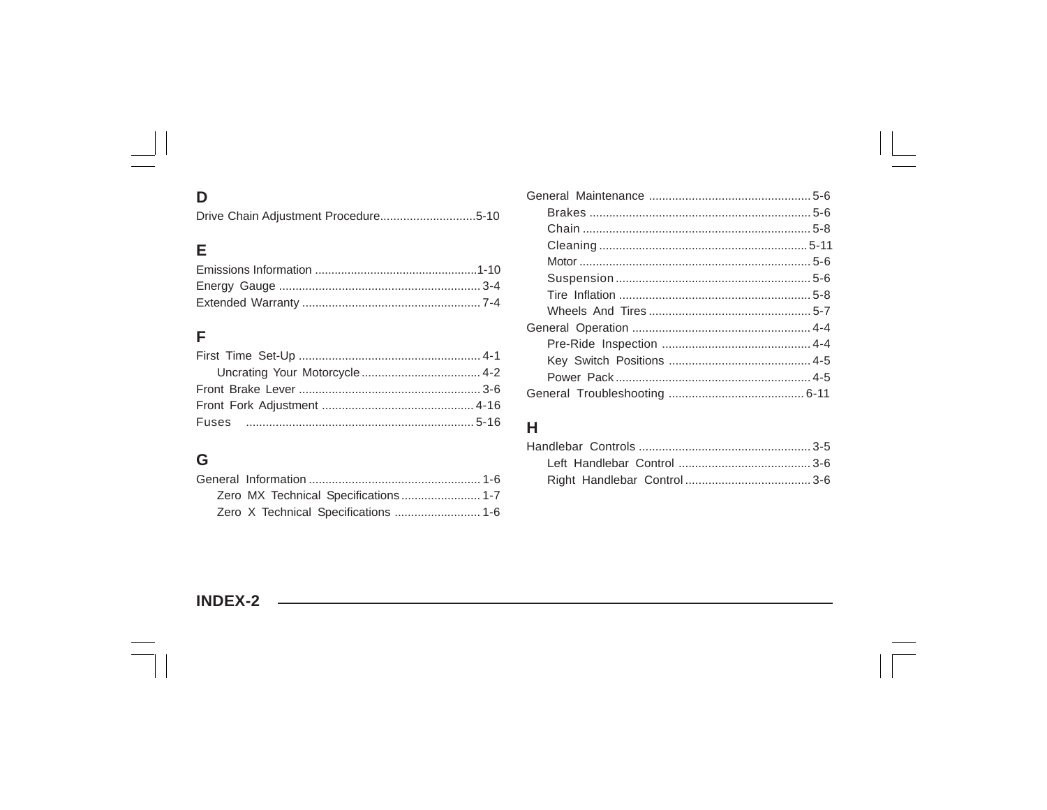## D

Drive Chain Adjustment Procedure............................5-10

## E

Emissions Information .................................................1-10
Energy Gauge ............................................................. 3-4
Extended Warranty ..................................................... 7-4

## F

First Time Set-Up ....................................................... 4-1
- Uncrating Your Motorcycle .................................... 4-2

Front Brake Lever ....................................................... 3-6
Front Fork Adjustment .............................................. 4-16
Fuses ..................................................................... 5-16

## G

General Information .................................................... 1-6
- Zero MX Technical Specifications ........................ 1-7
- Zero X Technical Specifications .......................... 1-6

General Maintenance ................................................. 5-6
- Brakes .................................................................. 5-6
- Chain .................................................................... 5-8
- Cleaning ............................................................. 5-11
- Motor ..................................................................... 5-6
- Suspension ........................................................... 5-6
- Tire Inflation .......................................................... 5-8
- Wheels And Tires ................................................. 5-7

General Operation ...................................................... 4-4
- Pre-Ride Inspection ............................................. 4-4
- Key Switch Positions ........................................... 4-5
- Power Pack ........................................................... 4-5

General Troubleshooting ......................................... 6-11

## H

Handlebar Controls .................................................... 3-5
- Left Handlebar Control ........................................ 3-6
- Right Handlebar Control ...................................... 3-6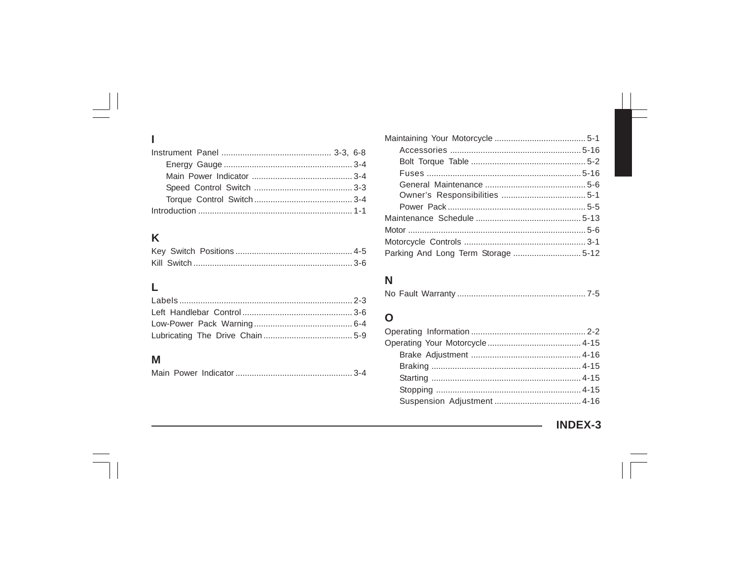## I

Instrument Panel ............................................. 3-3, 6-8
- Energy Gauge ...................................................... 3-4
- Main Power Indicator .......................................... 3-4
- Speed Control Switch ......................................... 3-3
- Torque Control Switch ......................................... 3-4

Introduction ................................................................. 1-1

## K

Key Switch Positions ................................................. 4-5
Kill Switch ................................................................... 3-6

## L

Labels ......................................................................... 2-3
Left Handlebar Control .............................................. 3-6
Low-Power Pack Warning .......................................... 6-4
Lubricating The Drive Chain ...................................... 5-9

## M

Main Power Indicator ................................................. 3-4
Maintaining Your Motorcycle ...................................... 5-1
- Accessories ....................................................... 5-16
- Bolt Torque Table ................................................ 5-2
- Fuses ................................................................ 5-16
- General Maintenance .......................................... 5-6
- Owner's Responsibilities ..................................... 5-1
- Power Pack .......................................................... 5-5

Maintenance Schedule ............................................. 5-13
Motor ........................................................................... 5-6
Motorcycle Controls ................................................... 3-1
Parking And Long Term Storage ............................. 5-12

## N

No Fault Warranty ...................................................... 7-5

## O

Operating Information ................................................ 2-2
Operating Your Motorcycle ....................................... 4-15
- Brake Adjustment .............................................. 4-16
- Braking ............................................................... 4-15
- Starting ............................................................... 4-15
- Stopping ............................................................. 4-15
- Suspension Adjustment .................................... 4-16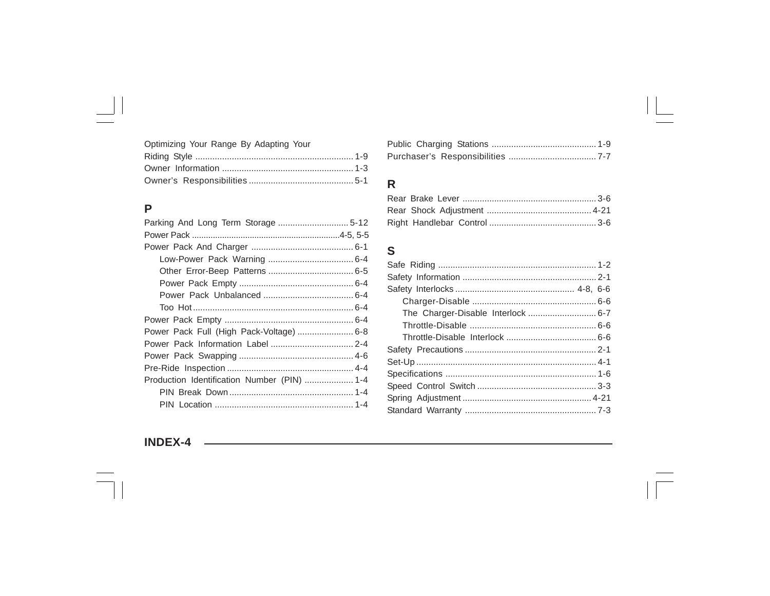Optimizing Your Range By Adapting Your Riding Style ................ 1-9
Owner Information ................ 1-3
Owner's Responsibilities ................ 5-1

## P

Parking And Long Term Storage ................ 5-12
Power Pack ................ 4-5, 5-5
Power Pack And Charger ................ 6-1
- Low-Power Pack Warning ................ 6-4
- Other Error-Beep Patterns ................ 6-5
- Power Pack Empty ................ 6-4
- Power Pack Unbalanced ................ 6-4
- Too Hot ................ 6-4

Power Pack Empty ................ 6-4
Power Pack Full (High Pack-Voltage) ................ 6-8
Power Pack Information Label ................ 2-4
Power Pack Swapping ................ 4-6
Pre-Ride Inspection ................ 4-4
Production Identification Number (PIN) ................ 1-4
- PIN Break Down ................ 1-4
- PIN Location ................ 1-4

Public Charging Stations ................ 1-9
Purchaser's Responsibilities ................ 7-7

## R

Rear Brake Lever ................ 3-6
Rear Shock Adjustment ................ 4-21
Right Handlebar Control ................ 3-6

## S

Safe Riding ................ 1-2
Safety Information ................ 2-1
Safety Interlocks ................ 4-8, 6-6
- Charger-Disable ................ 6-6
- The Charger-Disable Interlock ................ 6-7
- Throttle-Disable ................ 6-6
- Throttle-Disable Interlock ................ 6-6

Safety Precautions ................ 2-1
Set-Up ................ 4-1
Specifications ................ 1-6
Speed Control Switch ................ 3-3
Spring Adjustment ................ 4-21
Standard Warranty ................ 7-3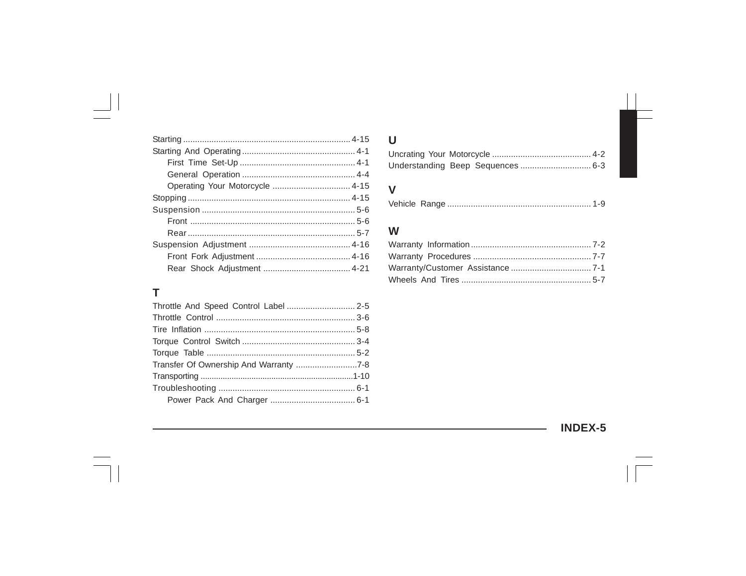Starting ...................................................................... 4-15
Starting And Operating ................................................ 4-1
  First Time Set-Up ................................................. 4-1
  General Operation ................................................ 4-4
  Operating Your Motorcycle ................................. 4-15
Stopping ..................................................................... 4-15
Suspension ................................................................. 5-6
  Front ...................................................................... 5-6
  Rear ........................................................................ 5-7
Suspension Adjustment ........................................... 4-16
  Front Fork Adjustment ......................................... 4-16
  Rear Shock Adjustment ...................................... 4-21

## T

Throttle And Speed Control Label ............................. 2-5
Throttle Control ........................................................... 3-6
Tire Inflation ................................................................ 5-8
Torque Control Switch ................................................ 3-4
Torque Table ............................................................... 5-2
Transfer Of Ownership And Warranty ..........................7-8
Transporting ...................................................................1-10
Troubleshooting .......................................................... 6-1
  Power Pack And Charger .................................... 6-1

## U

Uncrating Your Motorcycle .......................................... 4-2
Understanding Beep Sequences .............................. 6-3

## V

Vehicle Range ............................................................. 1-9

## W

Warranty Information .................................................. 7-2
Warranty Procedures .................................................. 7-7
Warranty/Customer Assistance .................................. 7-1
Wheels And Tires ....................................................... 5-7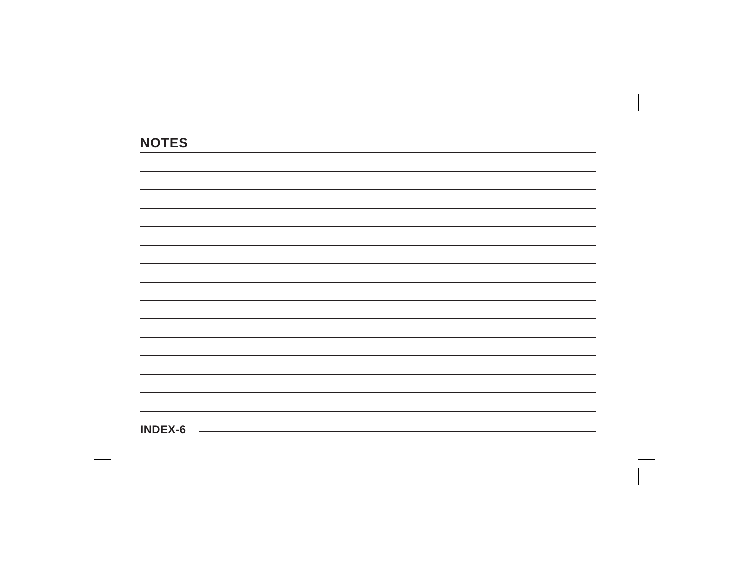## NOTES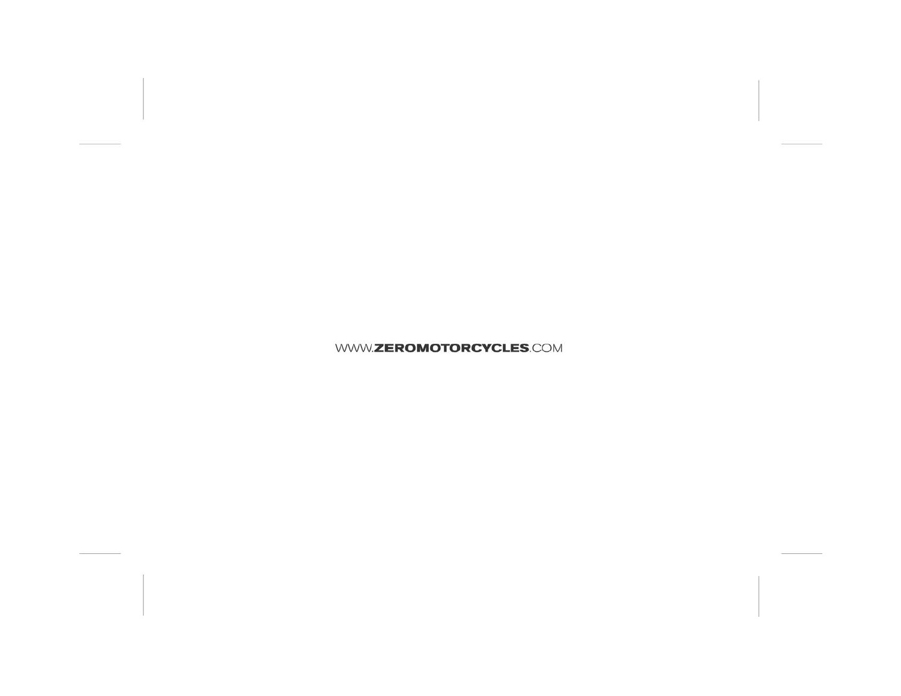WWW.**ZEROMOTORCYCLES**.COM